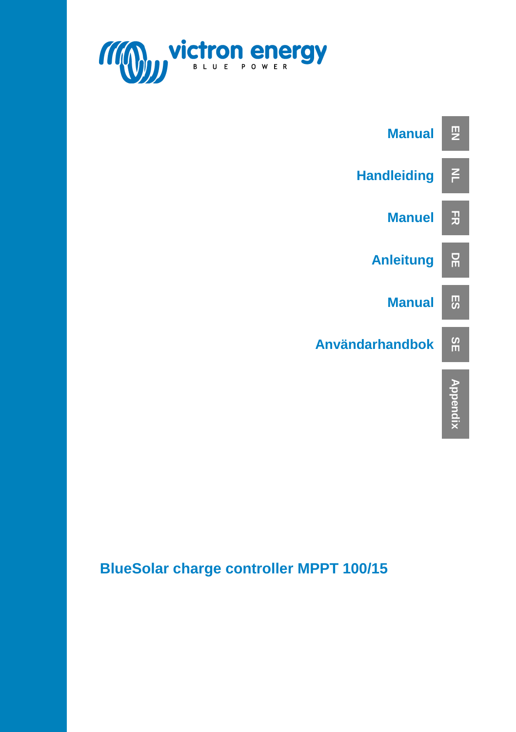victron energy

BLUE POWER

Manual **EN**

Handleiding **NL**

Manuel **FR**

Anleitung **DE**

Manual **ES**

Användarhandbok **SE**

**Appendix**

# BlueSolar charge controller MPPT 100/15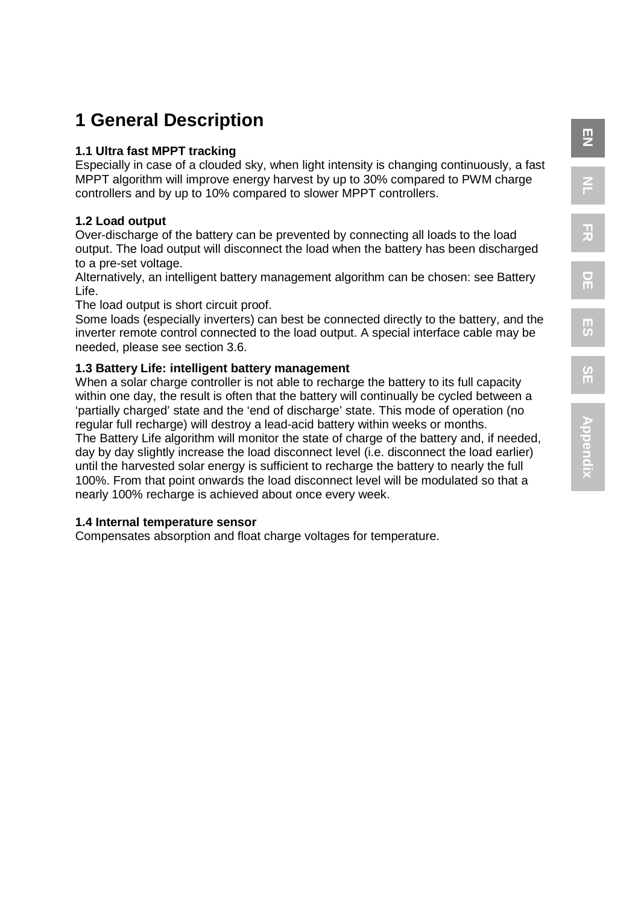# 1 General Description

### 1.1 Ultra fast MPPT tracking

Especially in case of a clouded sky, when light intensity is changing continuously, a fast MPPT algorithm will improve energy harvest by up to 30% compared to PWM charge controllers and by up to 10% compared to slower MPPT controllers.

### 1.2 Load output

Over-discharge of the battery can be prevented by connecting all loads to the load output. The load output will disconnect the load when the battery has been discharged to a pre-set voltage.
Alternatively, an intelligent battery management algorithm can be chosen: see Battery Life.
The load output is short circuit proof.
Some loads (especially inverters) can best be connected directly to the battery, and the inverter remote control connected to the load output. A special interface cable may be needed, please see section 3.6.

### 1.3 Battery Life: intelligent battery management

When a solar charge controller is not able to recharge the battery to its full capacity within one day, the result is often that the battery will continually be cycled between a 'partially charged' state and the 'end of discharge' state. This mode of operation (no regular full recharge) will destroy a lead-acid battery within weeks or months.
The Battery Life algorithm will monitor the state of charge of the battery and, if needed, day by day slightly increase the load disconnect level (i.e. disconnect the load earlier) until the harvested solar energy is sufficient to recharge the battery to nearly the full 100%. From that point onwards the load disconnect level will be modulated so that a nearly 100% recharge is achieved about once every week.

### 1.4 Internal temperature sensor

Compensates absorption and float charge voltages for temperature.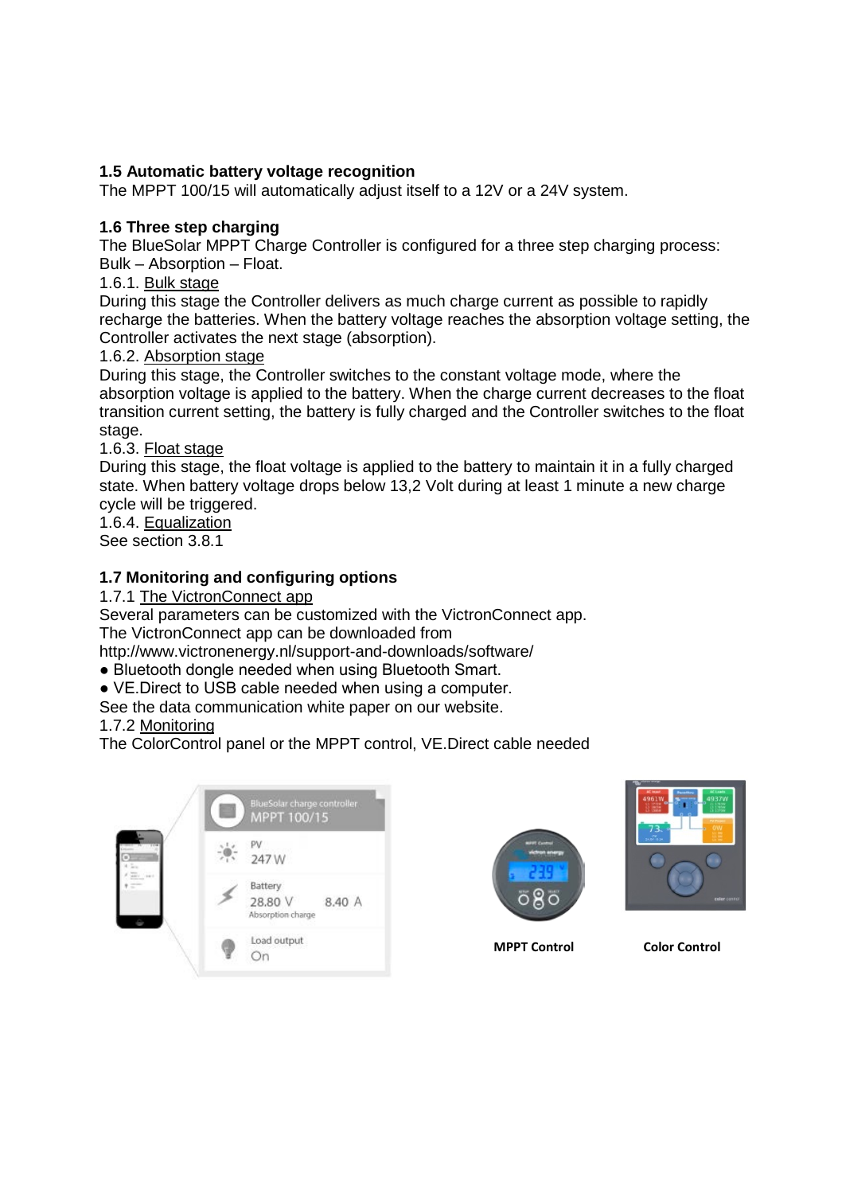### 1.5 Automatic battery voltage recognition

The MPPT 100/15 will automatically adjust itself to a 12V or a 24V system.

### 1.6 Three step charging

The BlueSolar MPPT Charge Controller is configured for a three step charging process: Bulk – Absorption – Float.

1.6.1. Bulk stage

During this stage the Controller delivers as much charge current as possible to rapidly recharge the batteries. When the battery voltage reaches the absorption voltage setting, the Controller activates the next stage (absorption).

1.6.2. Absorption stage

During this stage, the Controller switches to the constant voltage mode, where the absorption voltage is applied to the battery. When the charge current decreases to the float transition current setting, the battery is fully charged and the Controller switches to the float stage.

1.6.3. Float stage

During this stage, the float voltage is applied to the battery to maintain it in a fully charged state. When battery voltage drops below 13,2 Volt during at least 1 minute a new charge cycle will be triggered.

1.6.4. Equalization

See section 3.8.1

### 1.7 Monitoring and configuring options

1.7.1 The VictronConnect app

Several parameters can be customized with the VictronConnect app.
The VictronConnect app can be downloaded from
http://www.victronenergy.nl/support-and-downloads/software/

- Bluetooth dongle needed when using Bluetooth Smart.
- VE.Direct to USB cable needed when using a computer.

See the data communication white paper on our website.

1.7.2 Monitoring

The ColorControl panel or the MPPT control, VE.Direct cable needed

MPPT Control

Color Control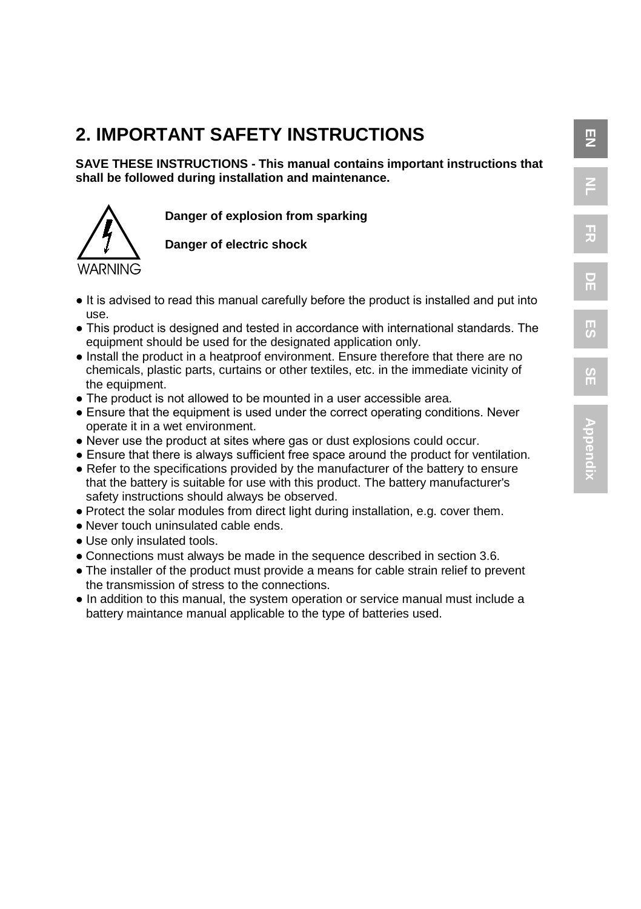## 2. IMPORTANT SAFETY INSTRUCTIONS

**SAVE THESE INSTRUCTIONS - This manual contains important instructions that shall be followed during installation and maintenance.**

WARNING

**Danger of explosion from sparking**

**Danger of electric shock**

- It is advised to read this manual carefully before the product is installed and put into use.
- This product is designed and tested in accordance with international standards. The equipment should be used for the designated application only.
- Install the product in a heatproof environment. Ensure therefore that there are no chemicals, plastic parts, curtains or other textiles, etc. in the immediate vicinity of the equipment.
- The product is not allowed to be mounted in a user accessible area.
- Ensure that the equipment is used under the correct operating conditions. Never operate it in a wet environment.
- Never use the product at sites where gas or dust explosions could occur.
- Ensure that there is always sufficient free space around the product for ventilation.
- Refer to the specifications provided by the manufacturer of the battery to ensure that the battery is suitable for use with this product. The battery manufacturer's safety instructions should always be observed.
- Protect the solar modules from direct light during installation, e.g. cover them.
- Never touch uninsulated cable ends.
- Use only insulated tools.
- Connections must always be made in the sequence described in section 3.6.
- The installer of the product must provide a means for cable strain relief to prevent the transmission of stress to the connections.
- In addition to this manual, the system operation or service manual must include a battery maintance manual applicable to the type of batteries used.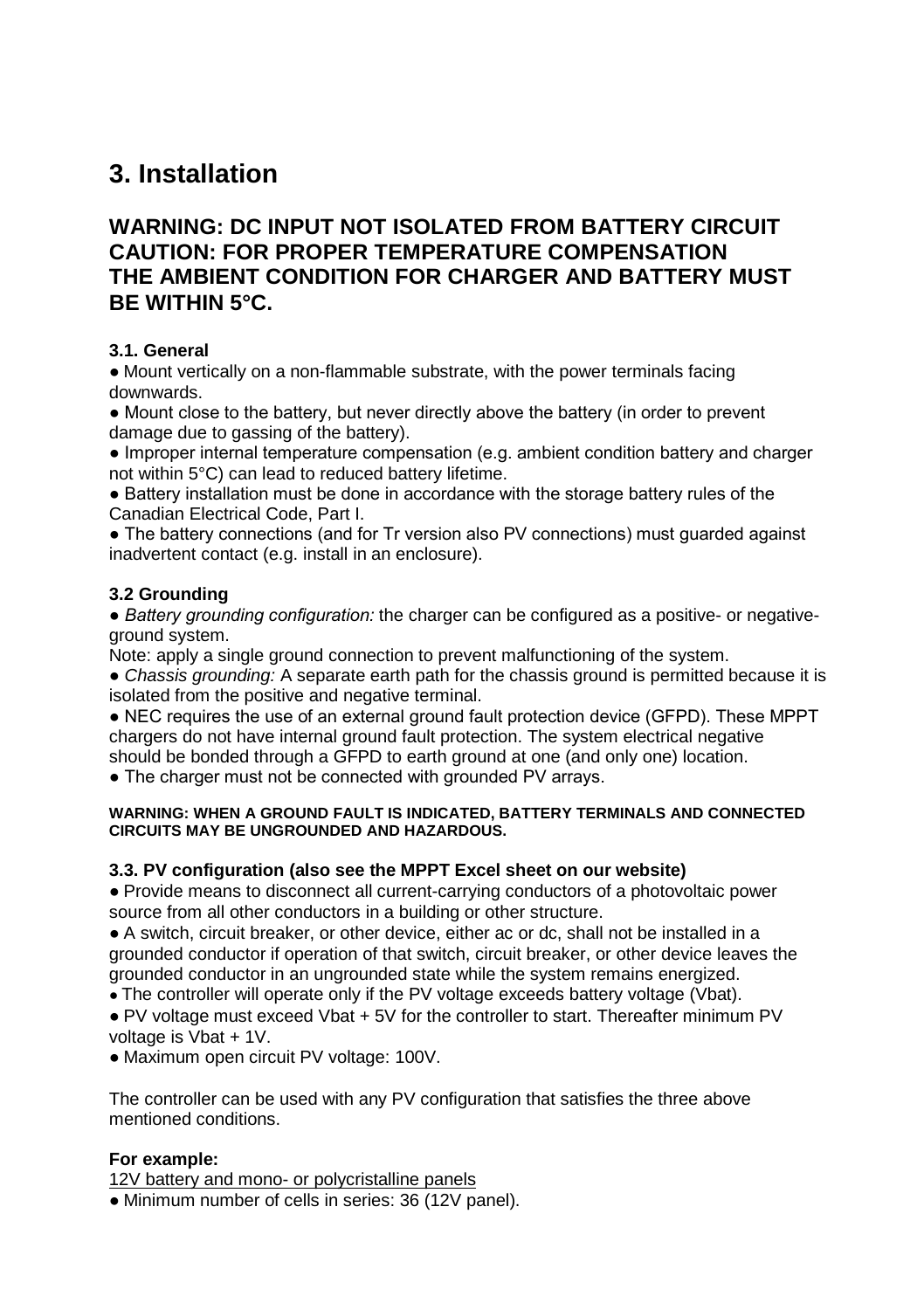# 3. Installation

## WARNING: DC INPUT NOT ISOLATED FROM BATTERY CIRCUIT
## CAUTION: FOR PROPER TEMPERATURE COMPENSATION THE AMBIENT CONDITION FOR CHARGER AND BATTERY MUST BE WITHIN 5°C.

### 3.1. General

- Mount vertically on a non-flammable substrate, with the power terminals facing downwards.
- Mount close to the battery, but never directly above the battery (in order to prevent damage due to gassing of the battery).
- Improper internal temperature compensation (e.g. ambient condition battery and charger not within 5°C) can lead to reduced battery lifetime.
- Battery installation must be done in accordance with the storage battery rules of the Canadian Electrical Code, Part I.
- The battery connections (and for Tr version also PV connections) must guarded against inadvertent contact (e.g. install in an enclosure).

### 3.2 Grounding

- *Battery grounding configuration:* the charger can be configured as a positive- or negative-ground system.

Note: apply a single ground connection to prevent malfunctioning of the system.

- *Chassis grounding:* A separate earth path for the chassis ground is permitted because it is isolated from the positive and negative terminal.
- NEC requires the use of an external ground fault protection device (GFPD). These MPPT chargers do not have internal ground fault protection. The system electrical negative should be bonded through a GFPD to earth ground at one (and only one) location.
- The charger must not be connected with grounded PV arrays.

**WARNING: WHEN A GROUND FAULT IS INDICATED, BATTERY TERMINALS AND CONNECTED CIRCUITS MAY BE UNGROUNDED AND HAZARDOUS.**

### 3.3. PV configuration (also see the MPPT Excel sheet on our website)

- Provide means to disconnect all current-carrying conductors of a photovoltaic power source from all other conductors in a building or other structure.
- A switch, circuit breaker, or other device, either ac or dc, shall not be installed in a grounded conductor if operation of that switch, circuit breaker, or other device leaves the grounded conductor in an ungrounded state while the system remains energized.
- The controller will operate only if the PV voltage exceeds battery voltage (Vbat).
- PV voltage must exceed Vbat + 5V for the controller to start. Thereafter minimum PV voltage is Vbat + 1V.
- Maximum open circuit PV voltage: 100V.

The controller can be used with any PV configuration that satisfies the three above mentioned conditions.

**For example:**

<u>12V battery and mono- or polycristalline panels</u>

- Minimum number of cells in series: 36 (12V panel).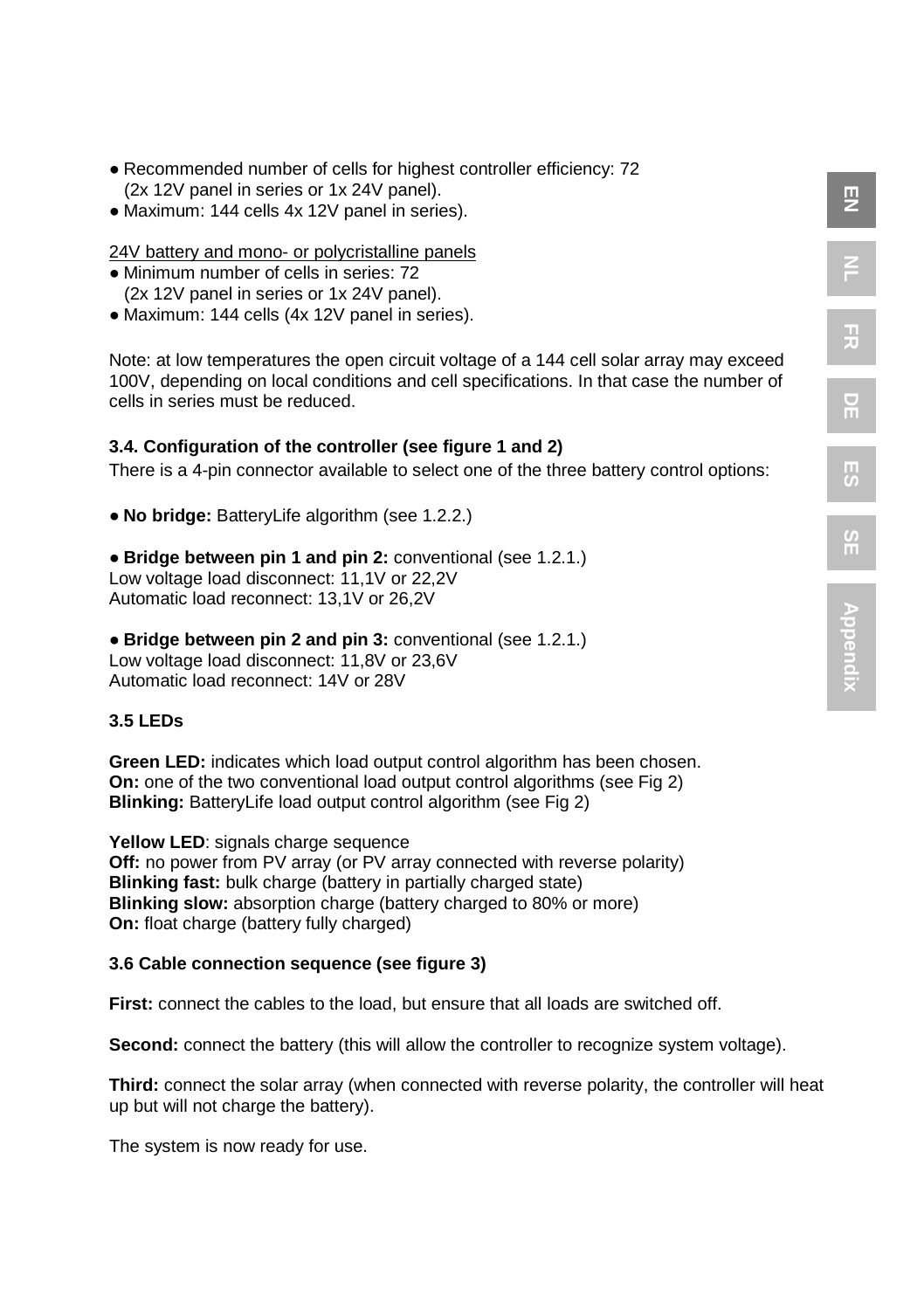- Recommended number of cells for highest controller efficiency: 72 (2x 12V panel in series or 1x 24V panel).
- Maximum: 144 cells 4x 12V panel in series).

24V battery and mono- or polycristalline panels

- Minimum number of cells in series: 72 (2x 12V panel in series or 1x 24V panel).
- Maximum: 144 cells (4x 12V panel in series).

Note: at low temperatures the open circuit voltage of a 144 cell solar array may exceed 100V, depending on local conditions and cell specifications. In that case the number of cells in series must be reduced.

### 3.4. Configuration of the controller (see figure 1 and 2)

There is a 4-pin connector available to select one of the three battery control options:

- **No bridge:** BatteryLife algorithm (see 1.2.2.)

- **Bridge between pin 1 and pin 2:** conventional (see 1.2.1.)
Low voltage load disconnect: 11,1V or 22,2V
Automatic load reconnect: 13,1V or 26,2V

- **Bridge between pin 2 and pin 3:** conventional (see 1.2.1.)
Low voltage load disconnect: 11,8V or 23,6V
Automatic load reconnect: 14V or 28V

### 3.5 LEDs

**Green LED:** indicates which load output control algorithm has been chosen.
**On:** one of the two conventional load output control algorithms (see Fig 2)
**Blinking:** BatteryLife load output control algorithm (see Fig 2)

**Yellow LED**: signals charge sequence
**Off:** no power from PV array (or PV array connected with reverse polarity)
**Blinking fast:** bulk charge (battery in partially charged state)
**Blinking slow:** absorption charge (battery charged to 80% or more)
**On:** float charge (battery fully charged)

### 3.6 Cable connection sequence (see figure 3)

**First:** connect the cables to the load, but ensure that all loads are switched off.

**Second:** connect the battery (this will allow the controller to recognize system voltage).

**Third:** connect the solar array (when connected with reverse polarity, the controller will heat up but will not charge the battery).

The system is now ready for use.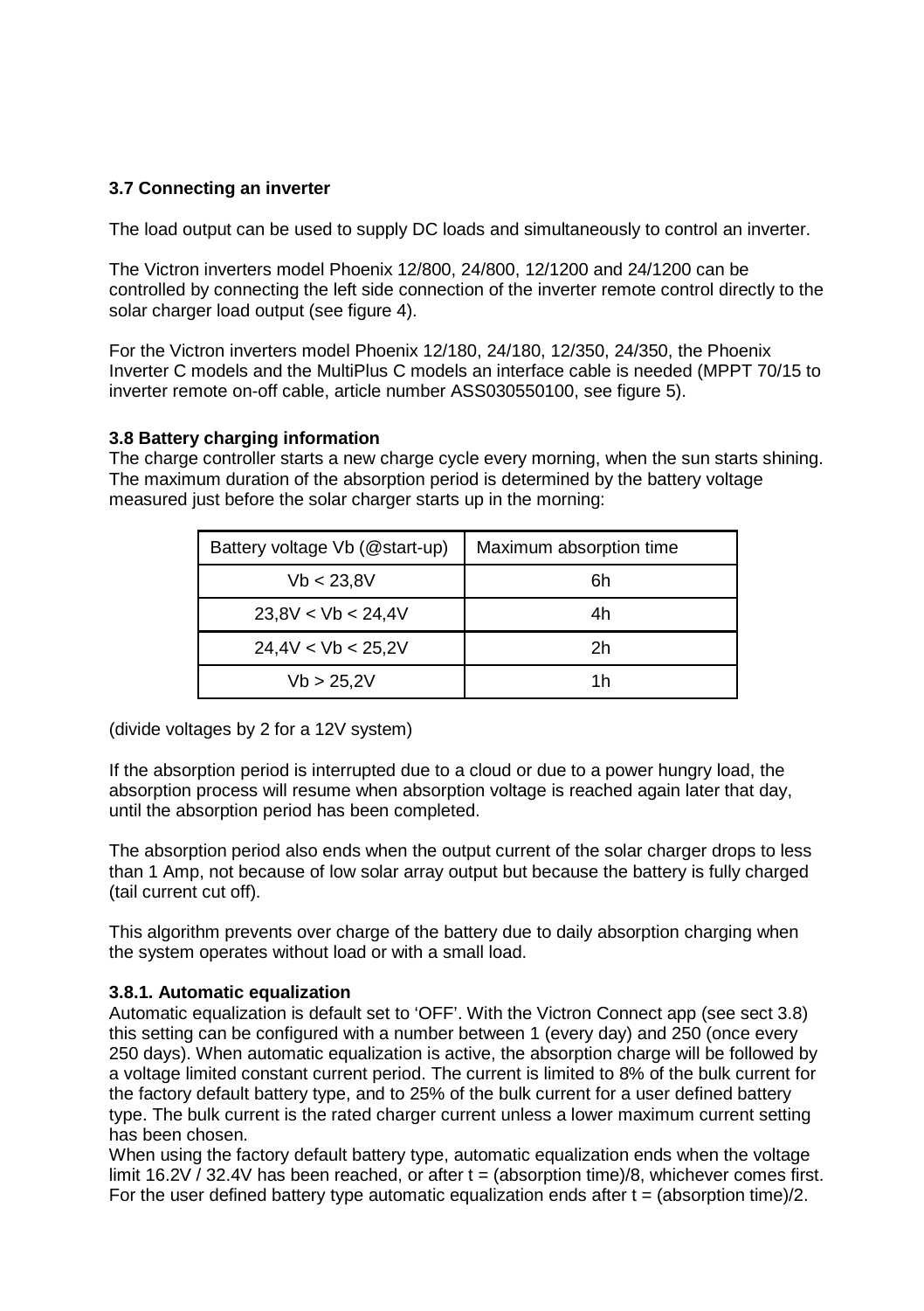### 3.7 Connecting an inverter

The load output can be used to supply DC loads and simultaneously to control an inverter.

The Victron inverters model Phoenix 12/800, 24/800, 12/1200 and 24/1200 can be controlled by connecting the left side connection of the inverter remote control directly to the solar charger load output (see figure 4).

For the Victron inverters model Phoenix 12/180, 24/180, 12/350, 24/350, the Phoenix Inverter C models and the MultiPlus C models an interface cable is needed (MPPT 70/15 to inverter remote on-off cable, article number ASS030550100, see figure 5).

### 3.8 Battery charging information

The charge controller starts a new charge cycle every morning, when the sun starts shining. The maximum duration of the absorption period is determined by the battery voltage measured just before the solar charger starts up in the morning:

| Battery voltage Vb (@start-up) | Maximum absorption time |
|---|---|
| Vb < 23,8V | 6h |
| 23,8V < Vb < 24,4V | 4h |
| 24,4V < Vb < 25,2V | 2h |
| Vb > 25,2V | 1h |

(divide voltages by 2 for a 12V system)

If the absorption period is interrupted due to a cloud or due to a power hungry load, the absorption process will resume when absorption voltage is reached again later that day, until the absorption period has been completed.

The absorption period also ends when the output current of the solar charger drops to less than 1 Amp, not because of low solar array output but because the battery is fully charged (tail current cut off).

This algorithm prevents over charge of the battery due to daily absorption charging when the system operates without load or with a small load.

#### 3.8.1. Automatic equalization

Automatic equalization is default set to 'OFF'. With the Victron Connect app (see sect 3.8) this setting can be configured with a number between 1 (every day) and 250 (once every 250 days). When automatic equalization is active, the absorption charge will be followed by a voltage limited constant current period. The current is limited to 8% of the bulk current for the factory default battery type, and to 25% of the bulk current for a user defined battery type. The bulk current is the rated charger current unless a lower maximum current setting has been chosen.

When using the factory default battery type, automatic equalization ends when the voltage limit 16.2V / 32.4V has been reached, or after t = (absorption time)/8, whichever comes first. For the user defined battery type automatic equalization ends after t = (absorption time)/2.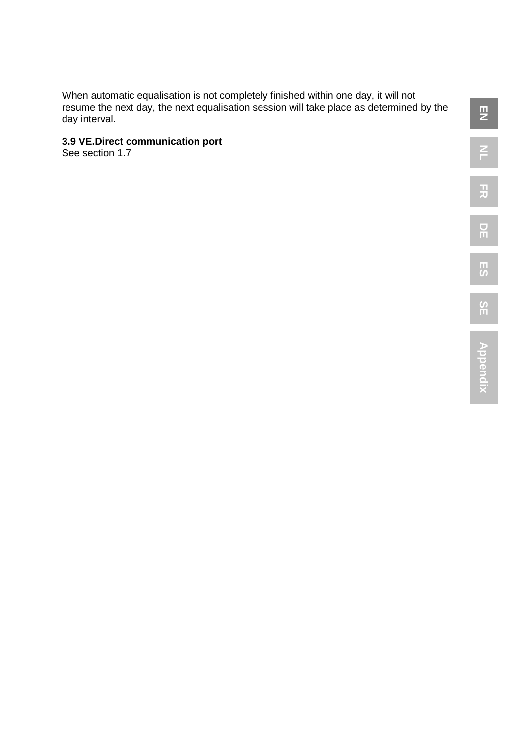When automatic equalisation is not completely finished within one day, it will not resume the next day, the next equalisation session will take place as determined by the day interval.

### 3.9 VE.Direct communication port

See section 1.7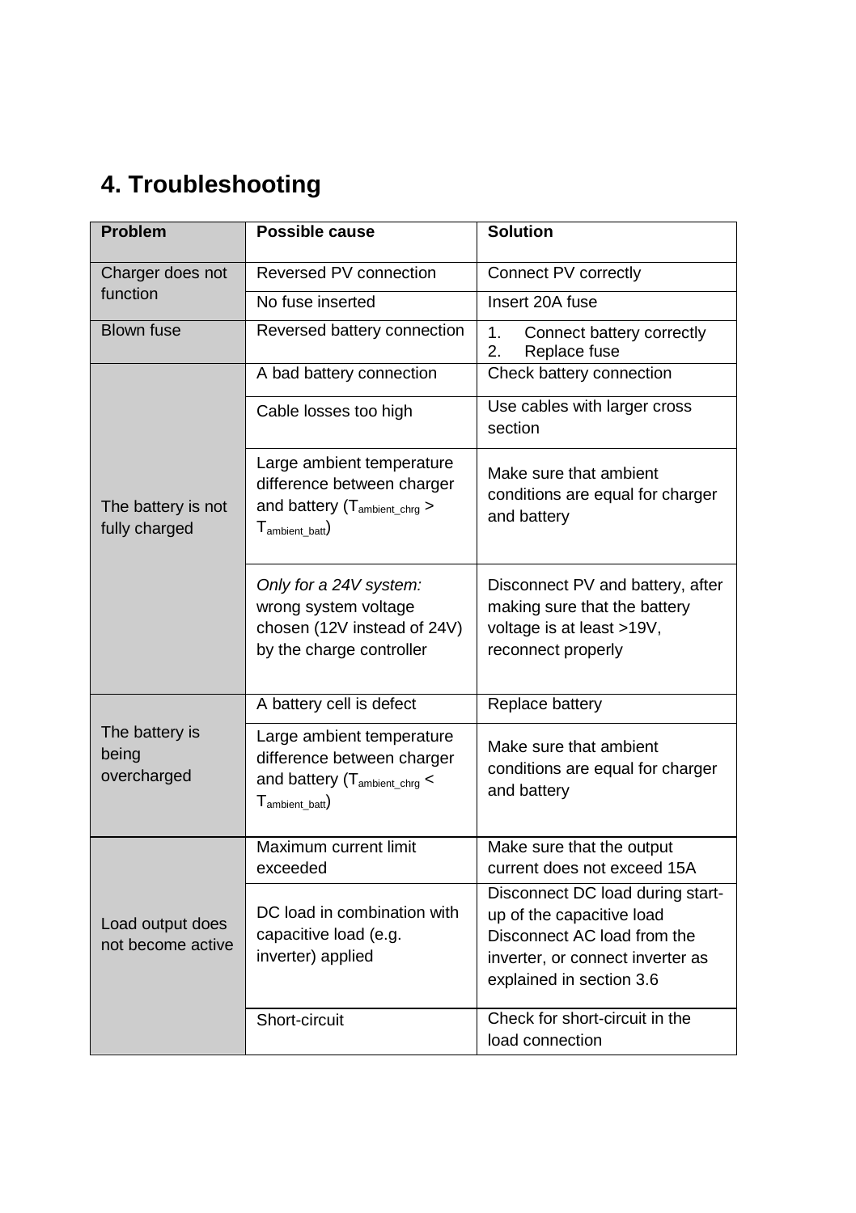# 4. Troubleshooting

| Problem | Possible cause | Solution |
|---|---|---|
| Charger does not function | Reversed PV connection | Connect PV correctly |
| | No fuse inserted | Insert 20A fuse |
| Blown fuse | Reversed battery connection | 1. Connect battery correctly<br>2. Replace fuse |
| The battery is not fully charged | A bad battery connection | Check battery connection |
| | Cable losses too high | Use cables with larger cross section |
| | Large ambient temperature difference between charger and battery ($T_{ambient\_chrg} > T_{ambient\_batt}$) | Make sure that ambient conditions are equal for charger and battery |
| | *Only for a 24V system:* wrong system voltage chosen (12V instead of 24V) by the charge controller | Disconnect PV and battery, after making sure that the battery voltage is at least >19V, reconnect properly |
| The battery is being overcharged | A battery cell is defect | Replace battery |
| | Large ambient temperature difference between charger and battery ($T_{ambient\_chrg} < T_{ambient\_batt}$) | Make sure that ambient conditions are equal for charger and battery |
| Load output does not become active | Maximum current limit exceeded | Make sure that the output current does not exceed 15A |
| | DC load in combination with capacitive load (e.g. inverter) applied | Disconnect DC load during start-up of the capacitive load<br>Disconnect AC load from the inverter, or connect inverter as explained in section 3.6 |
| | Short-circuit | Check for short-circuit in the load connection |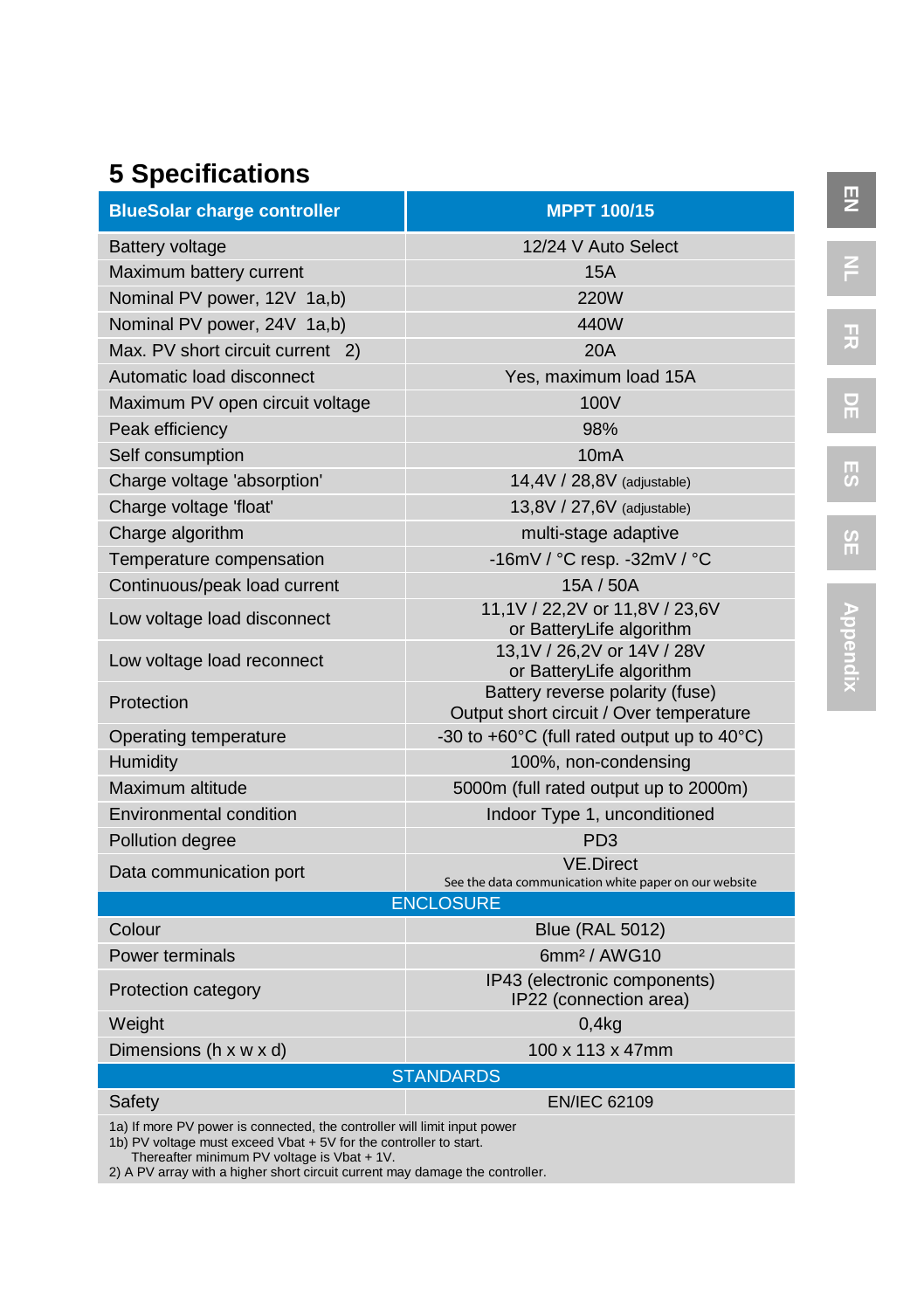# 5 Specifications

| BlueSolar charge controller | MPPT 100/15 |
|---|---|
| Battery voltage | 12/24 V Auto Select |
| Maximum battery current | 15A |
| Nominal PV power, 12V 1a,b) | 220W |
| Nominal PV power, 24V 1a,b) | 440W |
| Max. PV short circuit current 2) | 20A |
| Automatic load disconnect | Yes, maximum load 15A |
| Maximum PV open circuit voltage | 100V |
| Peak efficiency | 98% |
| Self consumption | 10mA |
| Charge voltage 'absorption' | 14,4V / 28,8V (adjustable) |
| Charge voltage 'float' | 13,8V / 27,6V (adjustable) |
| Charge algorithm | multi-stage adaptive |
| Temperature compensation | -16mV / °C resp. -32mV / °C |
| Continuous/peak load current | 15A / 50A |
| Low voltage load disconnect | 11,1V / 22,2V or 11,8V / 23,6V or BatteryLife algorithm |
| Low voltage load reconnect | 13,1V / 26,2V or 14V / 28V or BatteryLife algorithm |
| Protection | Battery reverse polarity (fuse) Output short circuit / Over temperature |
| Operating temperature | -30 to +60°C (full rated output up to 40°C) |
| Humidity | 100%, non-condensing |
| Maximum altitude | 5000m (full rated output up to 2000m) |
| Environmental condition | Indoor Type 1, unconditioned |
| Pollution degree | PD3 |
| Data communication port | VE.Direct See the data communication white paper on our website |
| **ENCLOSURE** | |
| Colour | Blue (RAL 5012) |
| Power terminals | 6mm² / AWG10 |
| Protection category | IP43 (electronic components) IP22 (connection area) |
| Weight | 0,4kg |
| Dimensions (h x w x d) | 100 x 113 x 47mm |
| **STANDARDS** | |
| Safety | EN/IEC 62109 |

1a) If more PV power is connected, the controller will limit input power
1b) PV voltage must exceed Vbat + 5V for the controller to start.
Thereafter minimum PV voltage is Vbat + 1V.
2) A PV array with a higher short circuit current may damage the controller.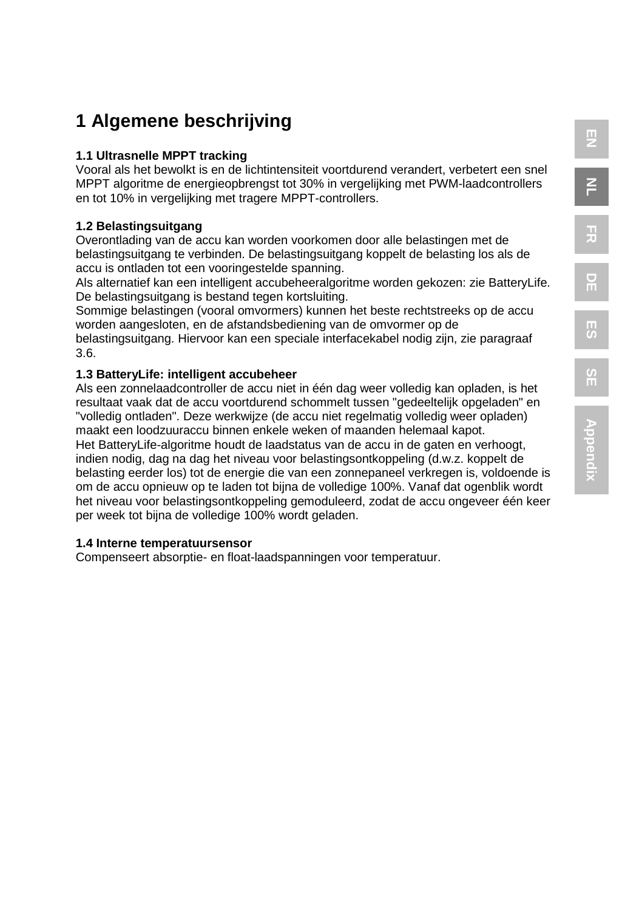# 1 Algemene beschrijving

### 1.1 Ultrasnelle MPPT tracking

Vooral als het bewolkt is en de lichtintensiteit voortdurend verandert, verbetert een snel MPPT algoritme de energieopbrengst tot 30% in vergelijking met PWM-laadcontrollers en tot 10% in vergelijking met tragere MPPT-controllers.

### 1.2 Belastingsuitgang

Overontlading van de accu kan worden voorkomen door alle belastingen met de belastingsuitgang te verbinden. De belastingsuitgang koppelt de belasting los als de accu is ontladen tot een vooringestelde spanning.
Als alternatief kan een intelligent accubeheeralgoritme worden gekozen: zie BatteryLife.
De belastingsuitgang is bestand tegen kortsluiting.
Sommige belastingen (vooral omvormers) kunnen het beste rechtstreeks op de accu worden aangesloten, en de afstandsbediening van de omvormer op de belastingsuitgang. Hiervoor kan een speciale interfacekabel nodig zijn, zie paragraaf 3.6.

### 1.3 BatteryLife: intelligent accubeheer

Als een zonnelaadcontroller de accu niet in één dag weer volledig kan opladen, is het resultaat vaak dat de accu voortdurend schommelt tussen "gedeeltelijk opgeladen" en "volledig ontladen". Deze werkwijze (de accu niet regelmatig volledig weer opladen) maakt een loodzuuraccu binnen enkele weken of maanden helemaal kapot.
Het BatteryLife-algoritme houdt de laadstatus van de accu in de gaten en verhoogt, indien nodig, dag na dag het niveau voor belastingsontkoppeling (d.w.z. koppelt de belasting eerder los) tot de energie die van een zonnepaneel verkregen is, voldoende is om de accu opnieuw op te laden tot bijna de volledige 100%. Vanaf dat ogenblik wordt het niveau voor belastingsontkoppeling gemoduleerd, zodat de accu ongeveer één keer per week tot bijna de volledige 100% wordt geladen.

### 1.4 Interne temperatuursensor

Compenseert absorptie- en float-laadspanningen voor temperatuur.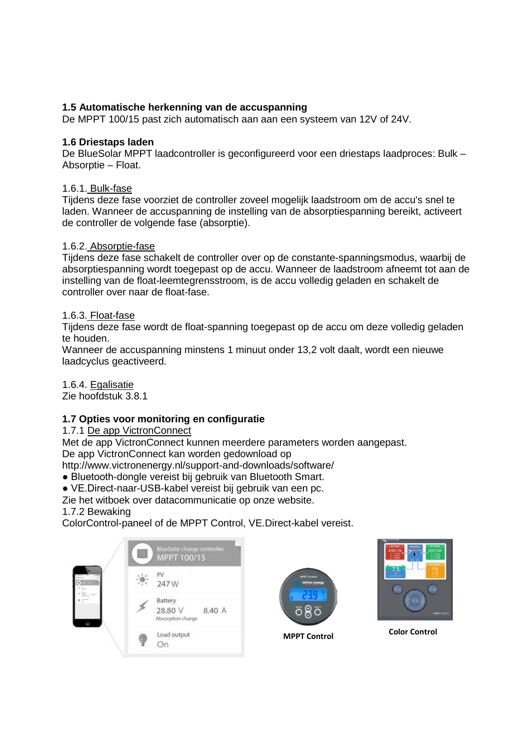**1.5 Automatische herkenning van de accuspanning**

De MPPT 100/15 past zich automatisch aan aan een systeem van 12V of 24V.

**1.6 Driestaps laden**

De BlueSolar MPPT laadcontroller is geconfigureerd voor een driestaps laadproces: Bulk – Absorptie – Float.

1.6.1. Bulk-fase

Tijdens deze fase voorziet de controller zoveel mogelijk laadstroom om de accu's snel te laden. Wanneer de accuspanning de instelling van de absorptiespanning bereikt, activeert de controller de volgende fase (absorptie).

1.6.2. Absorptie-fase

Tijdens deze fase schakelt de controller over op de constante-spanningsmodus, waarbij de absorptiespanning wordt toegepast op de accu. Wanneer de laadstroom afneemt tot aan de instelling van de float-leemtegrensstroom, is de accu volledig geladen en schakelt de controller over naar de float-fase.

1.6.3. Float-fase

Tijdens deze fase wordt de float-spanning toegepast op de accu om deze volledig geladen te houden.

Wanneer de accuspanning minstens 1 minuut onder 13,2 volt daalt, wordt een nieuwe laadcyclus geactiveerd.

1.6.4. Egalisatie

Zie hoofdstuk 3.8.1

**1.7 Opties voor monitoring en configuratie**

1.7.1 De app VictronConnect

Met de app VictronConnect kunnen meerdere parameters worden aangepast.

De app VictronConnect kan worden gedownload op

http://www.victronenergy.nl/support-and-downloads/software/

- Bluetooth-dongle vereist bij gebruik van Bluetooth Smart.
- VE.Direct-naar-USB-kabel vereist bij gebruik van een pc.

Zie het witboek over datacommunicatie op onze website.

1.7.2 Bewaking

ColorControl-paneel of de MPPT Control, VE.Direct-kabel vereist.

MPPT Control

Color Control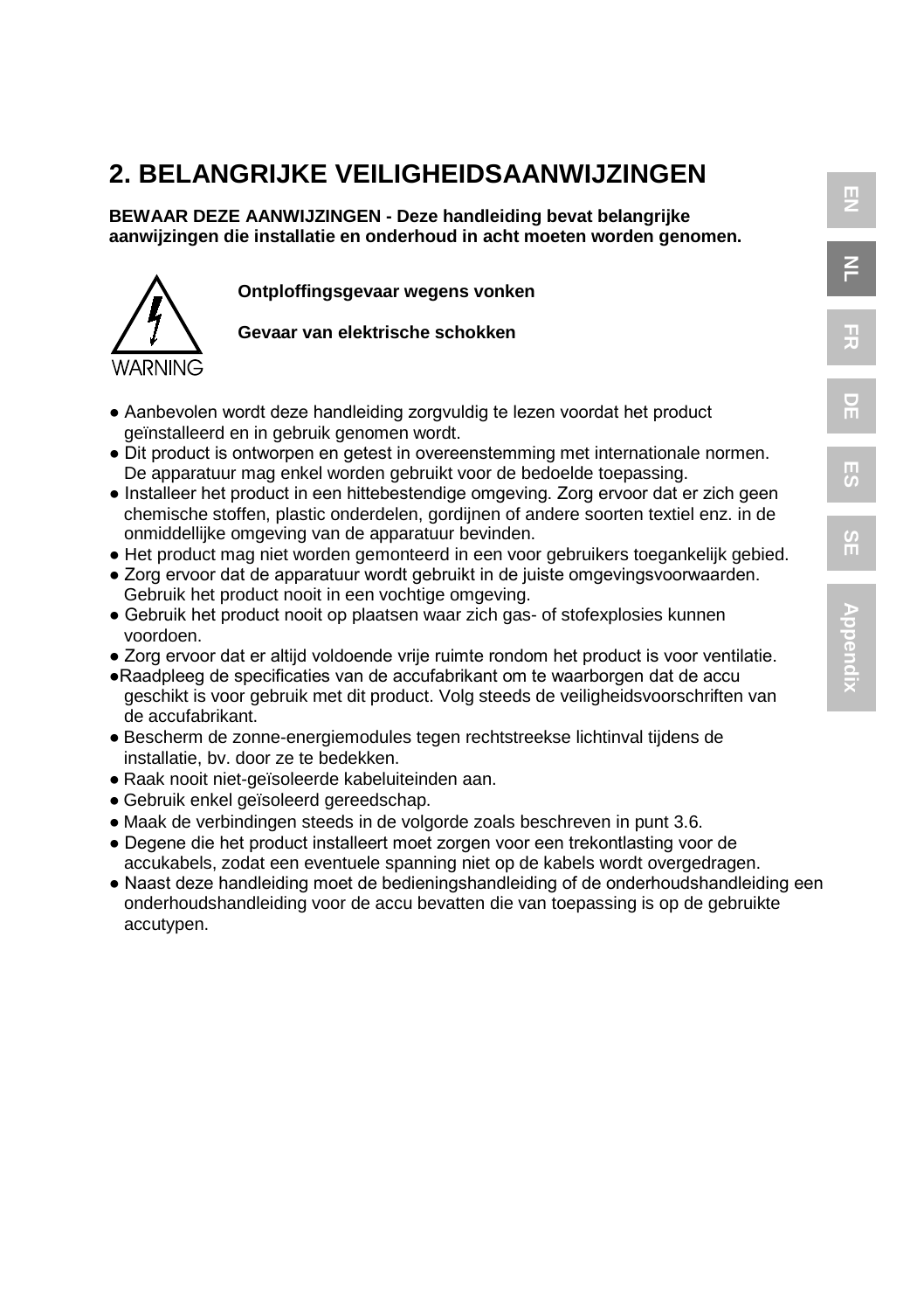## 2. BELANGRIJKE VEILIGHEIDSAANWIJZINGEN

**BEWAAR DEZE AANWIJZINGEN - Deze handleiding bevat belangrijke aanwijzingen die installatie en onderhoud in acht moeten worden genomen.**

WARNING

**Ontploffingsgevaar wegens vonken**

**Gevaar van elektrische schokken**

- Aanbevolen wordt deze handleiding zorgvuldig te lezen voordat het product geïnstalleerd en in gebruik genomen wordt.
- Dit product is ontworpen en getest in overeenstemming met internationale normen. De apparatuur mag enkel worden gebruikt voor de bedoelde toepassing.
- Installeer het product in een hittebestendige omgeving. Zorg ervoor dat er zich geen chemische stoffen, plastic onderdelen, gordijnen of andere soorten textiel enz. in de onmiddellijke omgeving van de apparatuur bevinden.
- Het product mag niet worden gemonteerd in een voor gebruikers toegankelijk gebied.
- Zorg ervoor dat de apparatuur wordt gebruikt in de juiste omgevingsvoorwaarden. Gebruik het product nooit in een vochtige omgeving.
- Gebruik het product nooit op plaatsen waar zich gas- of stofexplosies kunnen voordoen.
- Zorg ervoor dat er altijd voldoende vrije ruimte rondom het product is voor ventilatie.
- Raadpleeg de specificaties van de accufabrikant om te waarborgen dat de accu geschikt is voor gebruik met dit product. Volg steeds de veiligheidsvoorschriften van de accufabrikant.
- Bescherm de zonne-energiemodules tegen rechtstreekse lichtinval tijdens de installatie, bv. door ze te bedekken.
- Raak nooit niet-geïsoleerde kabeluiteinden aan.
- Gebruik enkel geïsoleerd gereedschap.
- Maak de verbindingen steeds in de volgorde zoals beschreven in punt 3.6.
- Degene die het product installeert moet zorgen voor een trekontlasting voor de accukabels, zodat een eventuele spanning niet op de kabels wordt overgedragen.
- Naast deze handleiding moet de bedieningshandleiding of de onderhoudshandleiding een onderhoudshandleiding voor de accu bevatten die van toepassing is op de gebruikte accutypen.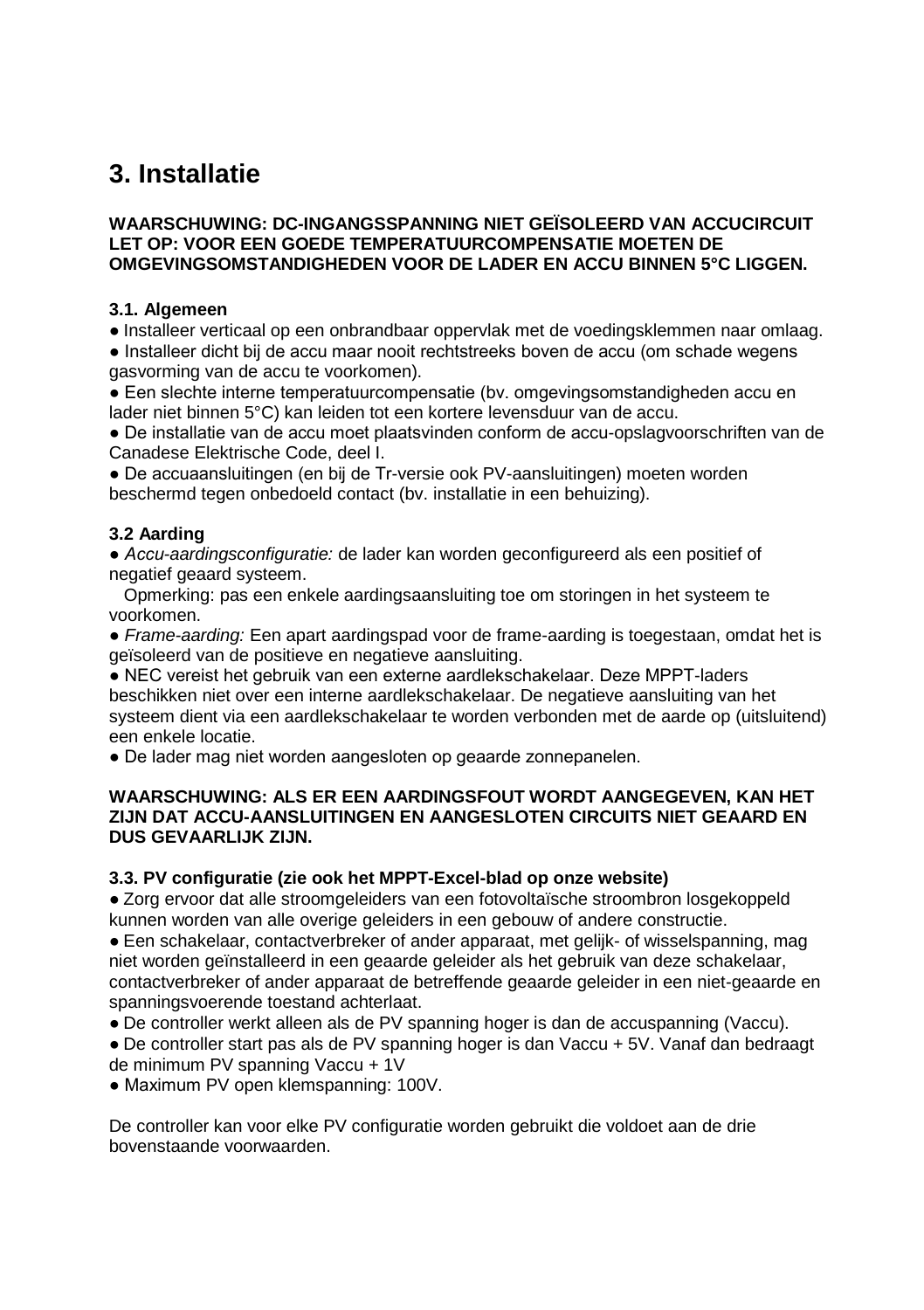# 3. Installatie

**WAARSCHUWING: DC-INGANGSSPANNING NIET GEÏSOLEERD VAN ACCUCIRCUIT**
**LET OP: VOOR EEN GOEDE TEMPERATUURCOMPENSATIE MOETEN DE OMGEVINGSOMSTANDIGHEDEN VOOR DE LADER EN ACCU BINNEN 5°C LIGGEN.**

### 3.1. Algemeen

- Installeer verticaal op een onbrandbaar oppervlak met de voedingsklemmen naar omlaag.
- Installeer dicht bij de accu maar nooit rechtstreeks boven de accu (om schade wegens gasvorming van de accu te voorkomen).
- Een slechte interne temperatuurcompensatie (bv. omgevingsomstandigheden accu en lader niet binnen 5°C) kan leiden tot een kortere levensduur van de accu.
- De installatie van de accu moet plaatsvinden conform de accu-opslagvoorschriften van de Canadese Elektrische Code, deel I.
- De accuaansluitingen (en bij de Tr-versie ook PV-aansluitingen) moeten worden beschermd tegen onbedoeld contact (bv. installatie in een behuizing).

### 3.2 Aarding

- *Accu-aardingsconfiguratie:* de lader kan worden geconfigureerd als een positief of negatief geaard systeem.
  Opmerking: pas een enkele aardingsaansluiting toe om storingen in het systeem te voorkomen.
- *Frame-aarding:* Een apart aardingspad voor de frame-aarding is toegestaan, omdat het is geïsoleerd van de positieve en negatieve aansluiting.
- NEC vereist het gebruik van een externe aardlekschakelaar. Deze MPPT-laders beschikken niet over een interne aardlekschakelaar. De negatieve aansluiting van het systeem dient via een aardlekschakelaar te worden verbonden met de aarde op (uitsluitend) een enkele locatie.
- De lader mag niet worden aangesloten op geaarde zonnepanelen.

**WAARSCHUWING: ALS ER EEN AARDINGSFOUT WORDT AANGEGEVEN, KAN HET ZIJN DAT ACCU-AANSLUITINGEN EN AANGESLOTEN CIRCUITS NIET GEAARD EN DUS GEVAARLIJK ZIJN.**

### 3.3. PV configuratie (zie ook het MPPT-Excel-blad op onze website)

- Zorg ervoor dat alle stroomgeleiders van een fotovoltaïsche stroombron losgekoppeld kunnen worden van alle overige geleiders in een gebouw of andere constructie.
- Een schakelaar, contactverbreker of ander apparaat, met gelijk- of wisselspanning, mag niet worden geïnstalleerd in een geaarde geleider als het gebruik van deze schakelaar, contactverbreker of ander apparaat de betreffende geaarde geleider in een niet-geaarde en spanningsvoerende toestand achterlaat.
- De controller werkt alleen als de PV spanning hoger is dan de accuspanning (Vaccu).
- De controller start pas als de PV spanning hoger is dan Vaccu + 5V. Vanaf dan bedraagt de minimum PV spanning Vaccu + 1V
- Maximum PV open klemspanning: 100V.

De controller kan voor elke PV configuratie worden gebruikt die voldoet aan de drie bovenstaande voorwaarden.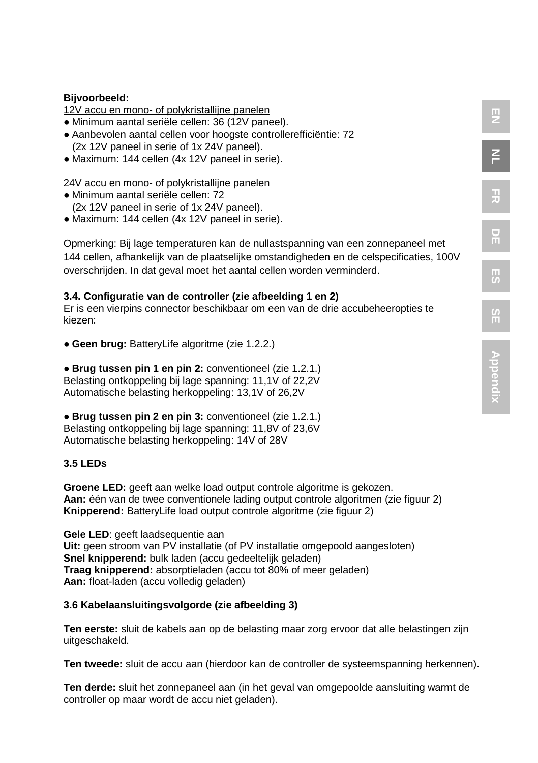**Bijvoorbeeld:**

12V accu en mono- of polykristallijne panelen

- Minimum aantal seriële cellen: 36 (12V paneel).
- Aanbevolen aantal cellen voor hoogste controllerefficiëntie: 72 (2x 12V paneel in serie of 1x 24V paneel).
- Maximum: 144 cellen (4x 12V paneel in serie).

24V accu en mono- of polykristallijne panelen

- Minimum aantal seriële cellen: 72 (2x 12V paneel in serie of 1x 24V paneel).
- Maximum: 144 cellen (4x 12V paneel in serie).

Opmerking: Bij lage temperaturen kan de nullastspanning van een zonnepaneel met 144 cellen, afhankelijk van de plaatselijke omstandigheden en de celspecificaties, 100V overschrijden. In dat geval moet het aantal cellen worden verminderd.

### 3.4. Configuratie van de controller (zie afbeelding 1 en 2)

Er is een vierpins connector beschikbaar om een van de drie accubeheeropties te kiezen:

- **Geen brug:** BatteryLife algoritme (zie 1.2.2.)

- **Brug tussen pin 1 en pin 2:** conventioneel (zie 1.2.1.)
Belasting ontkoppeling bij lage spanning: 11,1V of 22,2V
Automatische belasting herkoppeling: 13,1V of 26,2V

- **Brug tussen pin 2 en pin 3:** conventioneel (zie 1.2.1.)
Belasting ontkoppeling bij lage spanning: 11,8V of 23,6V
Automatische belasting herkoppeling: 14V of 28V

### 3.5 LEDs

**Groene LED:** geeft aan welke load output controle algoritme is gekozen.
**Aan:** één van de twee conventionele lading output controle algoritmen (zie figuur 2)
**Knipperend:** BatteryLife load output controle algoritme (zie figuur 2)

**Gele LED**: geeft laadsequentie aan
**Uit:** geen stroom van PV installatie (of PV installatie omgepoold aangesloten)
**Snel knipperend:** bulk laden (accu gedeeltelijk geladen)
**Traag knipperend:** absorptieladen (accu tot 80% of meer geladen)
**Aan:** float-laden (accu volledig geladen)

### 3.6 Kabelaansluitingsvolgorde (zie afbeelding 3)

**Ten eerste:** sluit de kabels aan op de belasting maar zorg ervoor dat alle belastingen zijn uitgeschakeld.

**Ten tweede:** sluit de accu aan (hierdoor kan de controller de systeemspanning herkennen).

**Ten derde:** sluit het zonnepaneel aan (in het geval van omgepoolde aansluiting warmt de controller op maar wordt de accu niet geladen).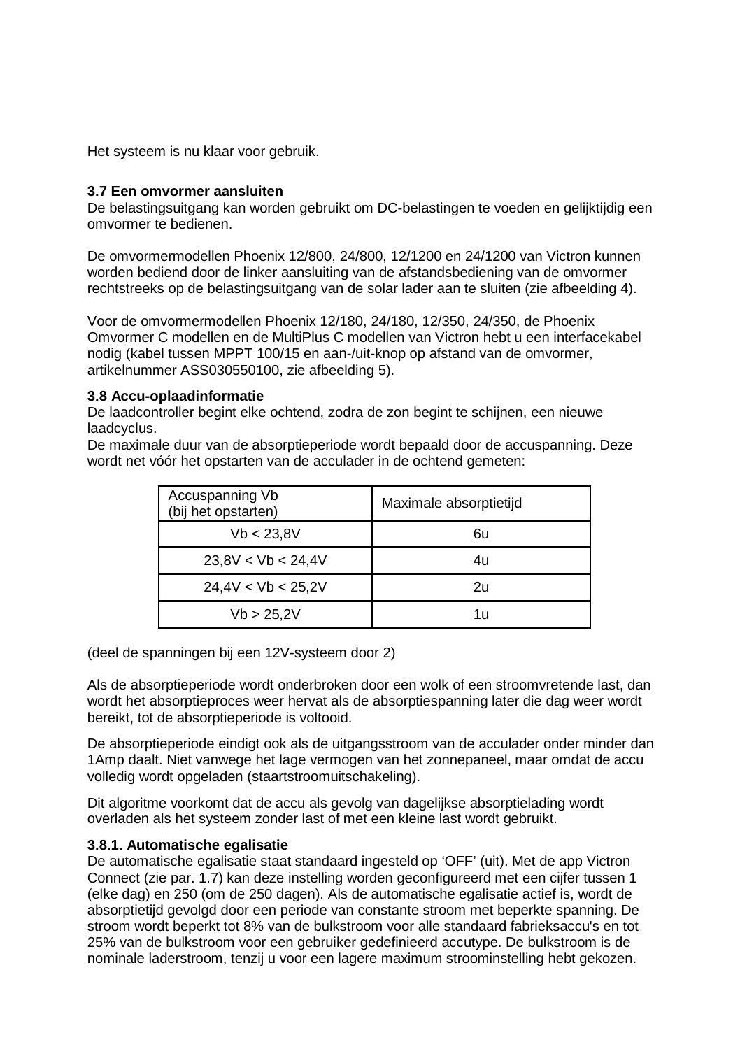Het systeem is nu klaar voor gebruik.

### 3.7 Een omvormer aansluiten

De belastingsuitgang kan worden gebruikt om DC-belastingen te voeden en gelijktijdig een omvormer te bedienen.

De omvormermodellen Phoenix 12/800, 24/800, 12/1200 en 24/1200 van Victron kunnen worden bediend door de linker aansluiting van de afstandsbediening van de omvormer rechtstreeks op de belastingsuitgang van de solar lader aan te sluiten (zie afbeelding 4).

Voor de omvormermodellen Phoenix 12/180, 24/180, 12/350, 24/350, de Phoenix Omvormer C modellen en de MultiPlus C modellen van Victron hebt u een interfacekabel nodig (kabel tussen MPPT 100/15 en aan-/uit-knop op afstand van de omvormer, artikelnummer ASS030550100, zie afbeelding 5).

### 3.8 Accu-oplaadinformatie

De laadcontroller begint elke ochtend, zodra de zon begint te schijnen, een nieuwe laadcyclus.
De maximale duur van de absorptieperiode wordt bepaald door de accuspanning. Deze wordt net vóór het opstarten van de acculader in de ochtend gemeten:

| Accuspanning Vb (bij het opstarten) | Maximale absorptietijd |
|---|---|
| Vb < 23,8V | 6u |
| 23,8V < Vb < 24,4V | 4u |
| 24,4V < Vb < 25,2V | 2u |
| Vb > 25,2V | 1u |

(deel de spanningen bij een 12V-systeem door 2)

Als de absorptieperiode wordt onderbroken door een wolk of een stroomvretende last, dan wordt het absorptieproces weer hervat als de absorptiespanning later die dag weer wordt bereikt, tot de absorptieperiode is voltooid.

De absorptieperiode eindigt ook als de uitgangsstroom van de acculader onder minder dan 1Amp daalt. Niet vanwege het lage vermogen van het zonnepaneel, maar omdat de accu volledig wordt opgeladen (staartstroomuitschakeling).

Dit algoritme voorkomt dat de accu als gevolg van dagelijkse absorptielading wordt overladen als het systeem zonder last of met een kleine last wordt gebruikt.

#### 3.8.1. Automatische egalisatie

De automatische egalisatie staat standaard ingesteld op 'OFF' (uit). Met de app Victron Connect (zie par. 1.7) kan deze instelling worden geconfigureerd met een cijfer tussen 1 (elke dag) en 250 (om de 250 dagen). Als de automatische egalisatie actief is, wordt de absorptietijd gevolgd door een periode van constante stroom met beperkte spanning. De stroom wordt beperkt tot 8% van de bulkstroom voor alle standaard fabrieksaccu's en tot 25% van de bulkstroom voor een gebruiker gedefinieerd accutype. De bulkstroom is de nominale laderstroom, tenzij u voor een lagere maximum stroominstelling hebt gekozen.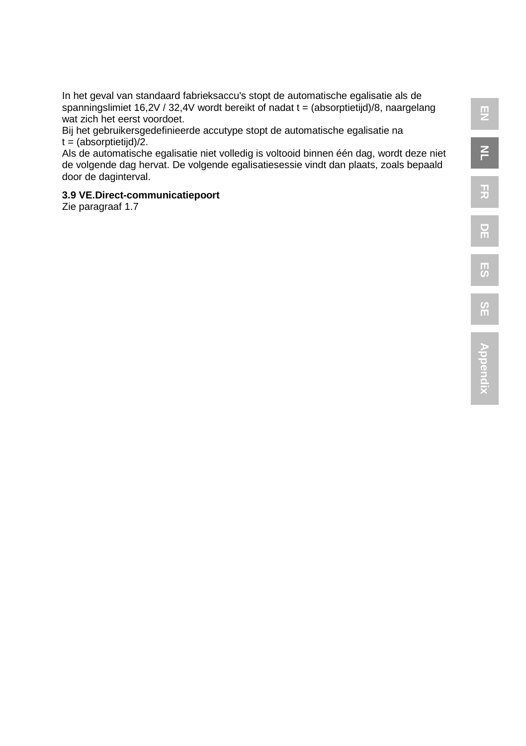In het geval van standaard fabrieksaccu's stopt de automatische egalisatie als de spanningslimiet 16,2V / 32,4V wordt bereikt of nadat t = (absorptietijd)/8, naargelang wat zich het eerst voordoet.
Bij het gebruikersgedefinieerde accutype stopt de automatische egalisatie na t = (absorptietijd)/2.
Als de automatische egalisatie niet volledig is voltooid binnen één dag, wordt deze niet de volgende dag hervat. De volgende egalisatiesessie vindt dan plaats, zoals bepaald door de daginterval.

**3.9 VE.Direct-communicatiepoort**
Zie paragraaf 1.7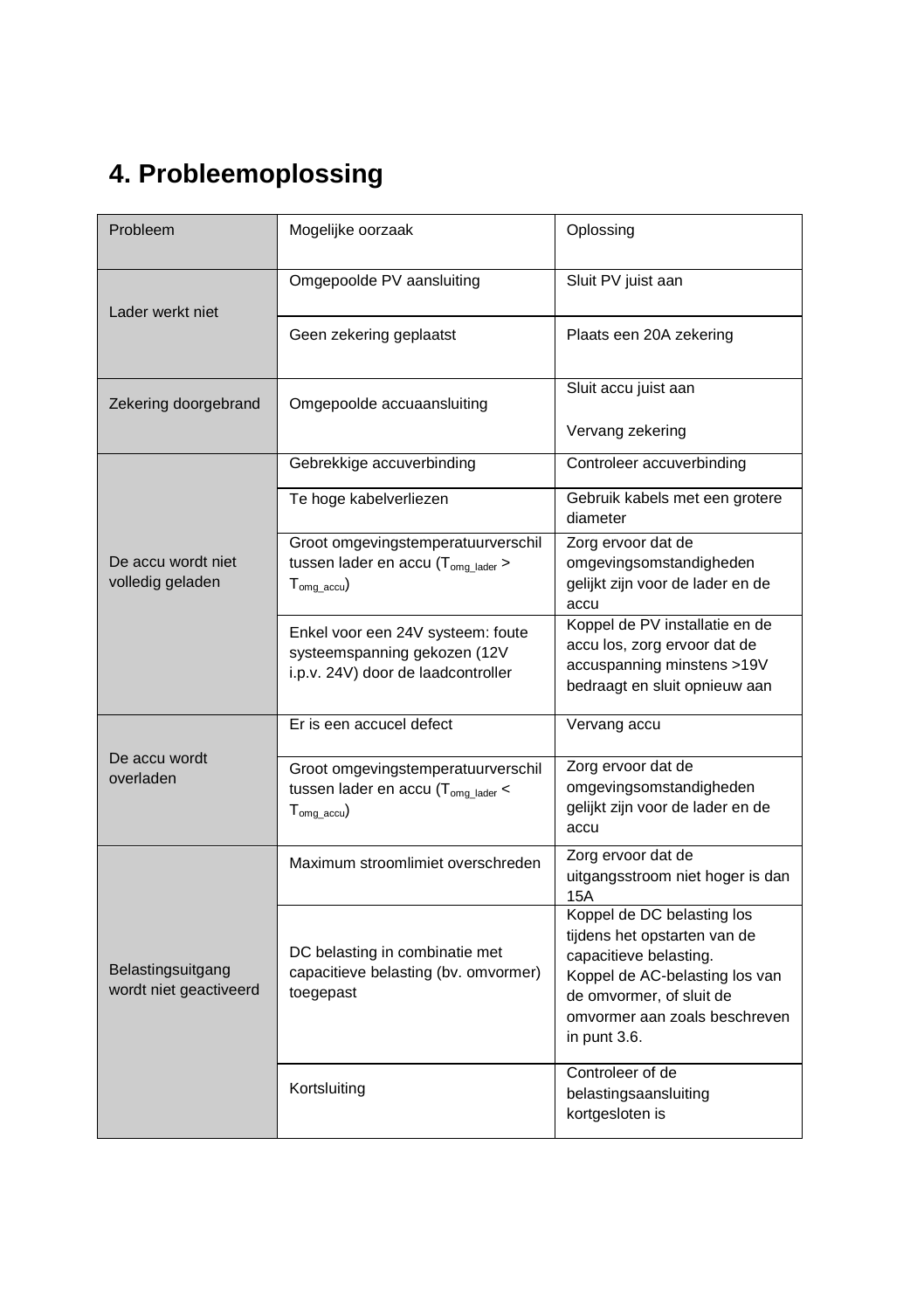# 4. Probleemoplossing

| Probleem | Mogelijke oorzaak | Oplossing |
|---|---|---|
| Lader werkt niet | Omgepoolde PV aansluiting | Sluit PV juist aan |
| | Geen zekering geplaatst | Plaats een 20A zekering |
| Zekering doorgebrand | Omgepoolde accuaansluiting | Sluit accu juist aan<br><br>Vervang zekering |
| De accu wordt niet volledig geladen | Gebrekkige accuverbinding | Controleer accuverbinding |
| | Te hoge kabelverliezen | Gebruik kabels met een grotere diameter |
| | Groot omgevingstemperatuurverschil tussen lader en accu ($T_{omg\_lader} > T_{omg\_accu}$) | Zorg ervoor dat de omgevingsomstandigheden gelijkt zijn voor de lader en de accu |
| | Enkel voor een 24V systeem: foute systeemspanning gekozen (12V i.p.v. 24V) door de laadcontroller | Koppel de PV installatie en de accu los, zorg ervoor dat de accuspanning minstens >19V bedraagt en sluit opnieuw aan |
| De accu wordt overladen | Er is een accucel defect | Vervang accu |
| | Groot omgevingstemperatuurverschil tussen lader en accu ($T_{omg\_lader} < T_{omg\_accu}$) | Zorg ervoor dat de omgevingsomstandigheden gelijkt zijn voor de lader en de accu |
| Belastingsuitgang wordt niet geactiveerd | Maximum stroomlimiet overschreden | Zorg ervoor dat de uitgangsstroom niet hoger is dan 15A |
| | DC belasting in combinatie met capacitieve belasting (bv. omvormer) toegepast | Koppel de DC belasting los tijdens het opstarten van de capacitieve belasting.<br>Koppel de AC-belasting los van de omvormer, of sluit de omvormer aan zoals beschreven in punt 3.6. |
| | Kortsluiting | Controleer of de belastingsaansluiting kortgesloten is |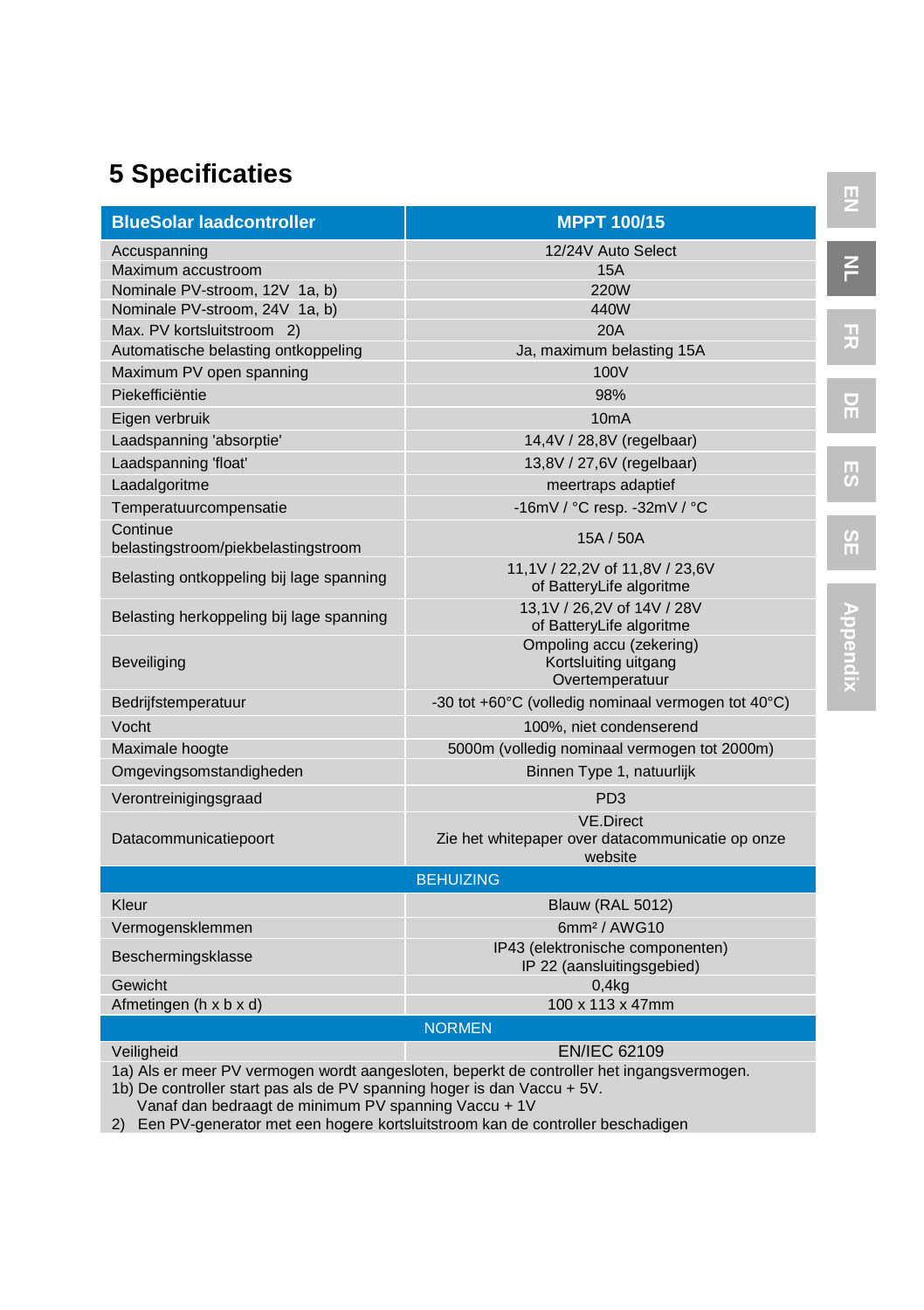# 5 Specificaties

| BlueSolar laadcontroller | MPPT 100/15 |
|---|---|
| Accuspanning | 12/24V Auto Select |
| Maximum accustroom | 15A |
| Nominale PV-stroom, 12V 1a, b) | 220W |
| Nominale PV-stroom, 24V 1a, b) | 440W |
| Max. PV kortsluitstroom 2) | 20A |
| Automatische belasting ontkoppeling | Ja, maximum belasting 15A |
| Maximum PV open spanning | 100V |
| Piekefficiëntie | 98% |
| Eigen verbruik | 10mA |
| Laadspanning 'absorptie' | 14,4V / 28,8V (regelbaar) |
| Laadspanning 'float' | 13,8V / 27,6V (regelbaar) |
| Laadalgoritme | meertraps adaptief |
| Temperatuurcompensatie | -16mV / °C resp. -32mV / °C |
| Continue belastingstroom/piekbelastingstroom | 15A / 50A |
| Belasting ontkoppeling bij lage spanning | 11,1V / 22,2V of 11,8V / 23,6V of BatteryLife algoritme |
| Belasting herkoppeling bij lage spanning | 13,1V / 26,2V of 14V / 28V of BatteryLife algoritme |
| Beveiliging | Ompoling accu (zekering) Kortsluiting uitgang Overtemperatuur |
| Bedrijfstemperatuur | -30 tot +60°C (volledig nominaal vermogen tot 40°C) |
| Vocht | 100%, niet condenserend |
| Maximale hoogte | 5000m (volledig nominaal vermogen tot 2000m) |
| Omgevingsomstandigheden | Binnen Type 1, natuurlijk |
| Verontreinigingsgraad | PD3 |
| Datacommunicatiepoort | VE.Direct Zie het whitepaper over datacommunicatie op onze website |
| **BEHUIZING** | |
| Kleur | Blauw (RAL 5012) |
| Vermogensklemmen | 6mm² / AWG10 |
| Beschermingsklasse | IP43 (elektronische componenten) IP 22 (aansluitingsgebied) |
| Gewicht | 0,4kg |
| Afmetingen (h x b x d) | 100 x 113 x 47mm |
| **NORMEN** | |
| Veiligheid | EN/IEC 62109 |

1a) Als er meer PV vermogen wordt aangesloten, beperkt de controller het ingangsvermogen.
1b) De controller start pas als de PV spanning hoger is dan Vaccu + 5V.
Vanaf dan bedraagt de minimum PV spanning Vaccu + 1V
2) Een PV-generator met een hogere kortsluitstroom kan de controller beschadigen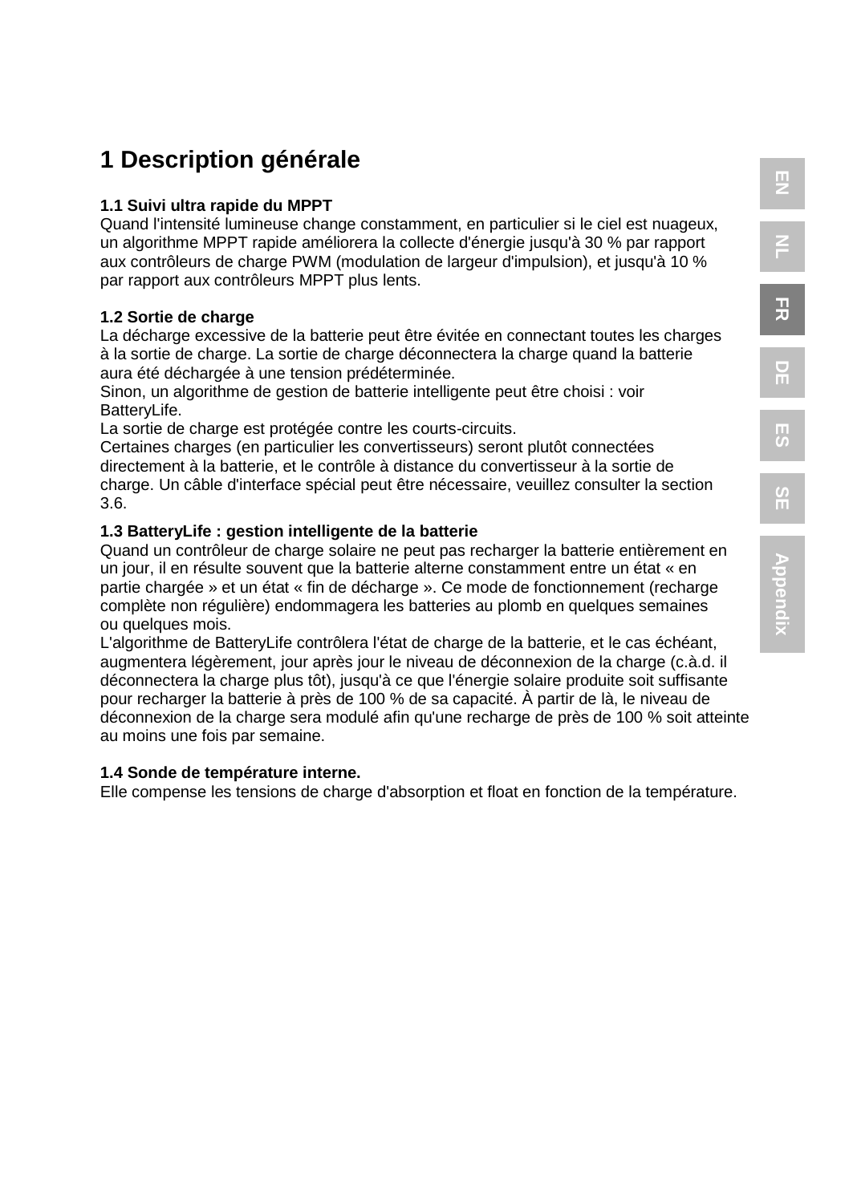# 1 Description générale

### 1.1 Suivi ultra rapide du MPPT

Quand l'intensité lumineuse change constamment, en particulier si le ciel est nuageux, un algorithme MPPT rapide améliorera la collecte d'énergie jusqu'à 30 % par rapport aux contrôleurs de charge PWM (modulation de largeur d'impulsion), et jusqu'à 10 % par rapport aux contrôleurs MPPT plus lents.

### 1.2 Sortie de charge

La décharge excessive de la batterie peut être évitée en connectant toutes les charges à la sortie de charge. La sortie de charge déconnectera la charge quand la batterie aura été déchargée à une tension prédéterminée.
Sinon, un algorithme de gestion de batterie intelligente peut être choisi : voir BatteryLife.
La sortie de charge est protégée contre les courts-circuits.
Certaines charges (en particulier les convertisseurs) seront plutôt connectées directement à la batterie, et le contrôle à distance du convertisseur à la sortie de charge. Un câble d'interface spécial peut être nécessaire, veuillez consulter la section 3.6.

### 1.3 BatteryLife : gestion intelligente de la batterie

Quand un contrôleur de charge solaire ne peut pas recharger la batterie entièrement en un jour, il en résulte souvent que la batterie alterne constamment entre un état « en partie chargée » et un état « fin de décharge ». Ce mode de fonctionnement (recharge complète non régulière) endommagera les batteries au plomb en quelques semaines ou quelques mois.
L'algorithme de BatteryLife contrôlera l'état de charge de la batterie, et le cas échéant, augmentera légèrement, jour après jour le niveau de déconnexion de la charge (c.à.d. il déconnectera la charge plus tôt), jusqu'à ce que l'énergie solaire produite soit suffisante pour recharger la batterie à près de 100 % de sa capacité. À partir de là, le niveau de déconnexion de la charge sera modulé afin qu'une recharge de près de 100 % soit atteinte au moins une fois par semaine.

### 1.4 Sonde de température interne.

Elle compense les tensions de charge d'absorption et float en fonction de la température.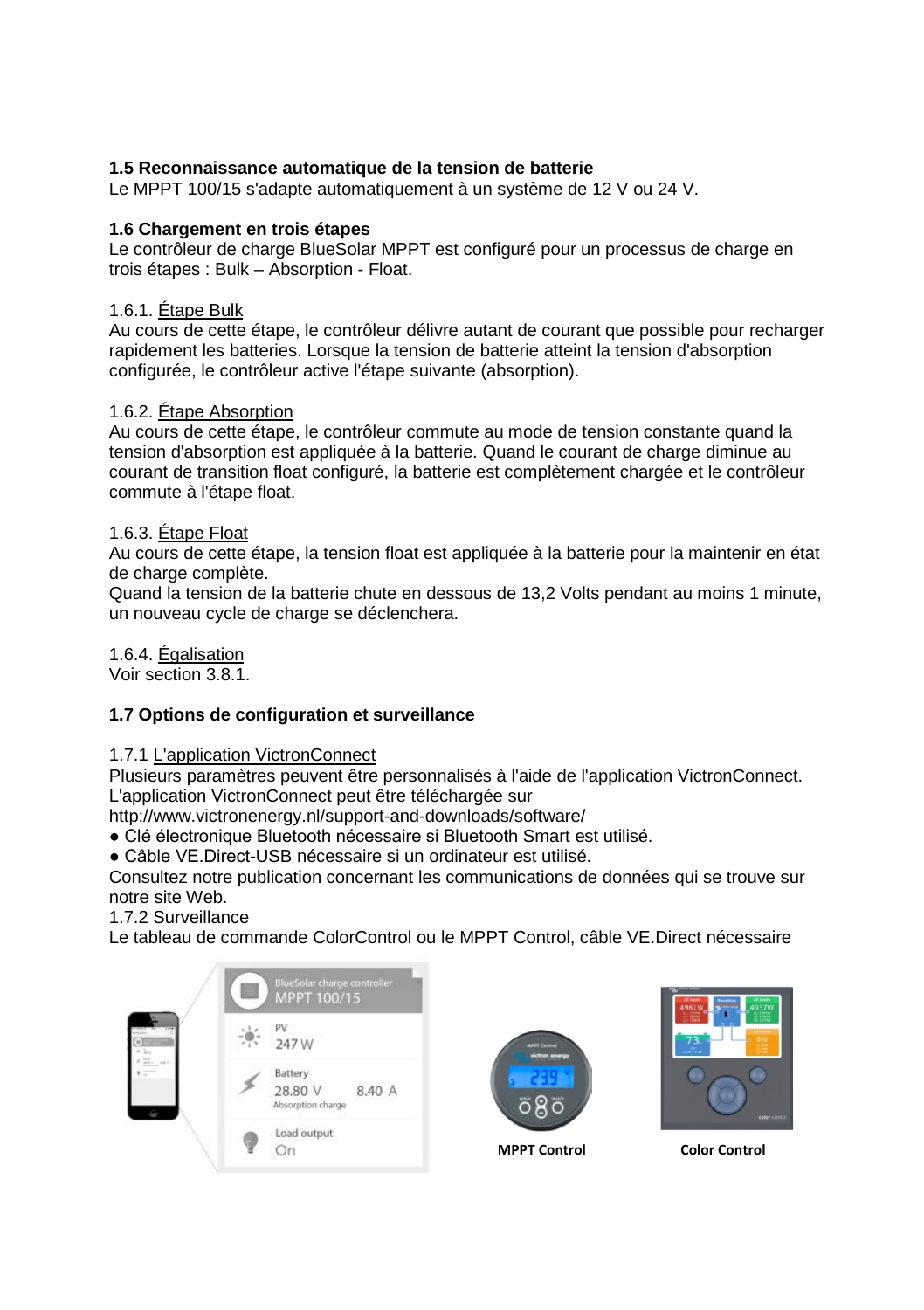**1.5 Reconnaissance automatique de la tension de batterie**

Le MPPT 100/15 s'adapte automatiquement à un système de 12 V ou 24 V.

**1.6 Chargement en trois étapes**

Le contrôleur de charge BlueSolar MPPT est configuré pour un processus de charge en trois étapes : Bulk – Absorption - Float.

1.6.1. Étape Bulk

Au cours de cette étape, le contrôleur délivre autant de courant que possible pour recharger rapidement les batteries. Lorsque la tension de batterie atteint la tension d'absorption configurée, le contrôleur active l'étape suivante (absorption).

1.6.2. Étape Absorption

Au cours de cette étape, le contrôleur commute au mode de tension constante quand la tension d'absorption est appliquée à la batterie. Quand le courant de charge diminue au courant de transition float configuré, la batterie est complètement chargée et le contrôleur commute à l'étape float.

1.6.3. Étape Float

Au cours de cette étape, la tension float est appliquée à la batterie pour la maintenir en état de charge complète.

Quand la tension de la batterie chute en dessous de 13,2 Volts pendant au moins 1 minute, un nouveau cycle de charge se déclenchera.

1.6.4. Égalisation

Voir section 3.8.1.

**1.7 Options de configuration et surveillance**

1.7.1 L'application VictronConnect

Plusieurs paramètres peuvent être personnalisés à l'aide de l'application VictronConnect. L'application VictronConnect peut être téléchargée sur http://www.victronenergy.nl/support-and-downloads/software/

- Clé électronique Bluetooth nécessaire si Bluetooth Smart est utilisé.
- Câble VE.Direct-USB nécessaire si un ordinateur est utilisé.

Consultez notre publication concernant les communications de données qui se trouve sur notre site Web.

1.7.2 Surveillance

Le tableau de commande ColorControl ou le MPPT Control, câble VE.Direct nécessaire

MPPT Control

Color Control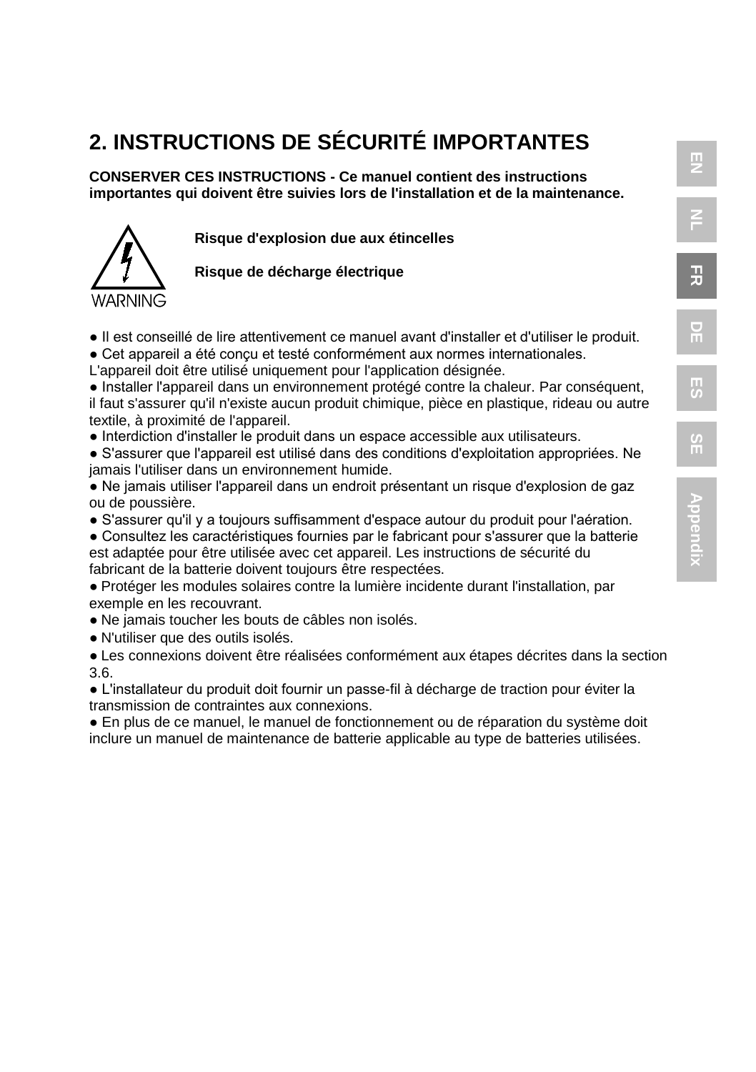## 2. INSTRUCTIONS DE SÉCURITÉ IMPORTANTES

**CONSERVER CES INSTRUCTIONS - Ce manuel contient des instructions importantes qui doivent être suivies lors de l'installation et de la maintenance.**

WARNING

**Risque d'explosion due aux étincelles**

**Risque de décharge électrique**

- Il est conseillé de lire attentivement ce manuel avant d'installer et d'utiliser le produit.
- Cet appareil a été conçu et testé conformément aux normes internationales. L'appareil doit être utilisé uniquement pour l'application désignée.
- Installer l'appareil dans un environnement protégé contre la chaleur. Par conséquent, il faut s'assurer qu'il n'existe aucun produit chimique, pièce en plastique, rideau ou autre textile, à proximité de l'appareil.
- Interdiction d'installer le produit dans un espace accessible aux utilisateurs.
- S'assurer que l'appareil est utilisé dans des conditions d'exploitation appropriées. Ne jamais l'utiliser dans un environnement humide.
- Ne jamais utiliser l'appareil dans un endroit présentant un risque d'explosion de gaz ou de poussière.
- S'assurer qu'il y a toujours suffisamment d'espace autour du produit pour l'aération.
- Consultez les caractéristiques fournies par le fabricant pour s'assurer que la batterie est adaptée pour être utilisée avec cet appareil. Les instructions de sécurité du fabricant de la batterie doivent toujours être respectées.
- Protéger les modules solaires contre la lumière incidente durant l'installation, par exemple en les recouvrant.
- Ne jamais toucher les bouts de câbles non isolés.
- N'utiliser que des outils isolés.
- Les connexions doivent être réalisées conformément aux étapes décrites dans la section 3.6.
- L'installateur du produit doit fournir un passe-fil à décharge de traction pour éviter la transmission de contraintes aux connexions.
- En plus de ce manuel, le manuel de fonctionnement ou de réparation du système doit inclure un manuel de maintenance de batterie applicable au type de batteries utilisées.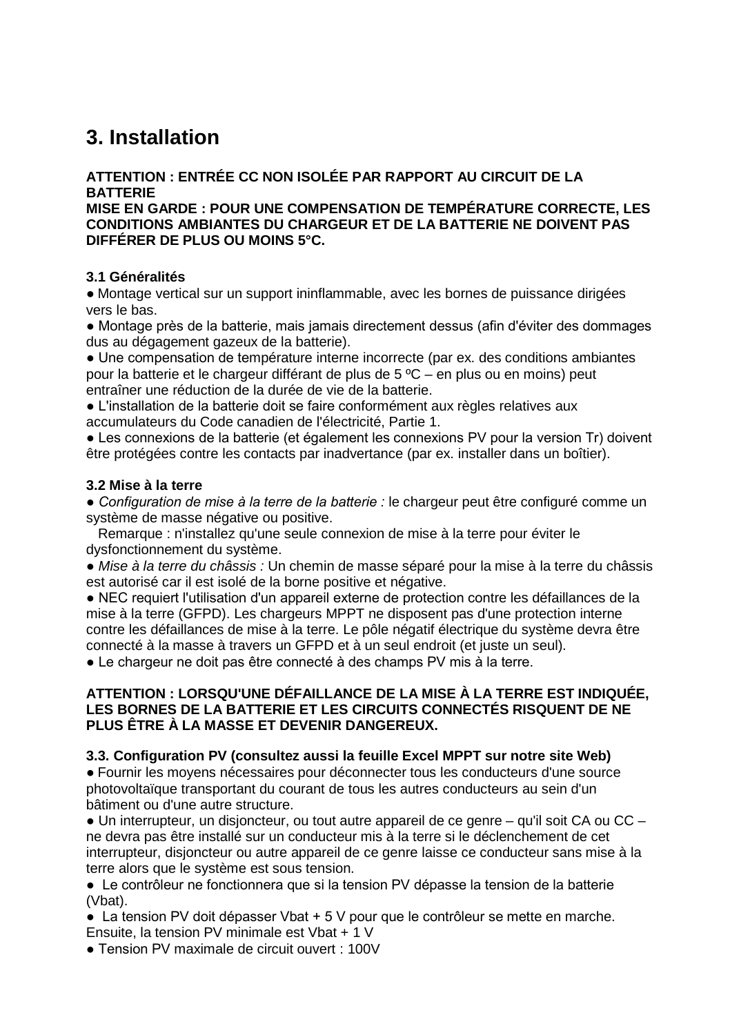# 3. Installation

**ATTENTION : ENTRÉE CC NON ISOLÉE PAR RAPPORT AU CIRCUIT DE LA BATTERIE**
**MISE EN GARDE : POUR UNE COMPENSATION DE TEMPÉRATURE CORRECTE, LES CONDITIONS AMBIANTES DU CHARGEUR ET DE LA BATTERIE NE DOIVENT PAS DIFFÉRER DE PLUS OU MOINS 5°C.**

### 3.1 Généralités

● Montage vertical sur un support ininflammable, avec les bornes de puissance dirigées vers le bas.
● Montage près de la batterie, mais jamais directement dessus (afin d'éviter des dommages dus au dégagement gazeux de la batterie).
● Une compensation de température interne incorrecte (par ex. des conditions ambiantes pour la batterie et le chargeur différant de plus de 5 ºC – en plus ou en moins) peut entraîner une réduction de la durée de vie de la batterie.
● L'installation de la batterie doit se faire conformément aux règles relatives aux accumulateurs du Code canadien de l'électricité, Partie 1.
● Les connexions de la batterie (et également les connexions PV pour la version Tr) doivent être protégées contre les contacts par inadvertance (par ex. installer dans un boîtier).

### 3.2 Mise à la terre

● *Configuration de mise à la terre de la batterie :* le chargeur peut être configuré comme un système de masse négative ou positive.
Remarque : n'installez qu'une seule connexion de mise à la terre pour éviter le dysfonctionnement du système.
● *Mise à la terre du châssis :* Un chemin de masse séparé pour la mise à la terre du châssis est autorisé car il est isolé de la borne positive et négative.
● NEC requiert l'utilisation d'un appareil externe de protection contre les défaillances de la mise à la terre (GFPD). Les chargeurs MPPT ne disposent pas d'une protection interne contre les défaillances de mise à la terre. Le pôle négatif électrique du système devra être connecté à la masse à travers un GFPD et à un seul endroit (et juste un seul).
● Le chargeur ne doit pas être connecté à des champs PV mis à la terre.

**ATTENTION : LORSQU'UNE DÉFAILLANCE DE LA MISE À LA TERRE EST INDIQUÉE, LES BORNES DE LA BATTERIE ET LES CIRCUITS CONNECTÉS RISQUENT DE NE PLUS ÊTRE À LA MASSE ET DEVENIR DANGEREUX.**

### 3.3. Configuration PV (consultez aussi la feuille Excel MPPT sur notre site Web)

● Fournir les moyens nécessaires pour déconnecter tous les conducteurs d'une source photovoltaïque transportant du courant de tous les autres conducteurs au sein d'un bâtiment ou d'une autre structure.
● Un interrupteur, un disjoncteur, ou tout autre appareil de ce genre – qu'il soit CA ou CC – ne devra pas être installé sur un conducteur mis à la terre si le déclenchement de cet interrupteur, disjoncteur ou autre appareil de ce genre laisse ce conducteur sans mise à la terre alors que le système est sous tension.
● Le contrôleur ne fonctionnera que si la tension PV dépasse la tension de la batterie (Vbat).
● La tension PV doit dépasser Vbat + 5 V pour que le contrôleur se mette en marche. Ensuite, la tension PV minimale est Vbat + 1 V
● Tension PV maximale de circuit ouvert : 100V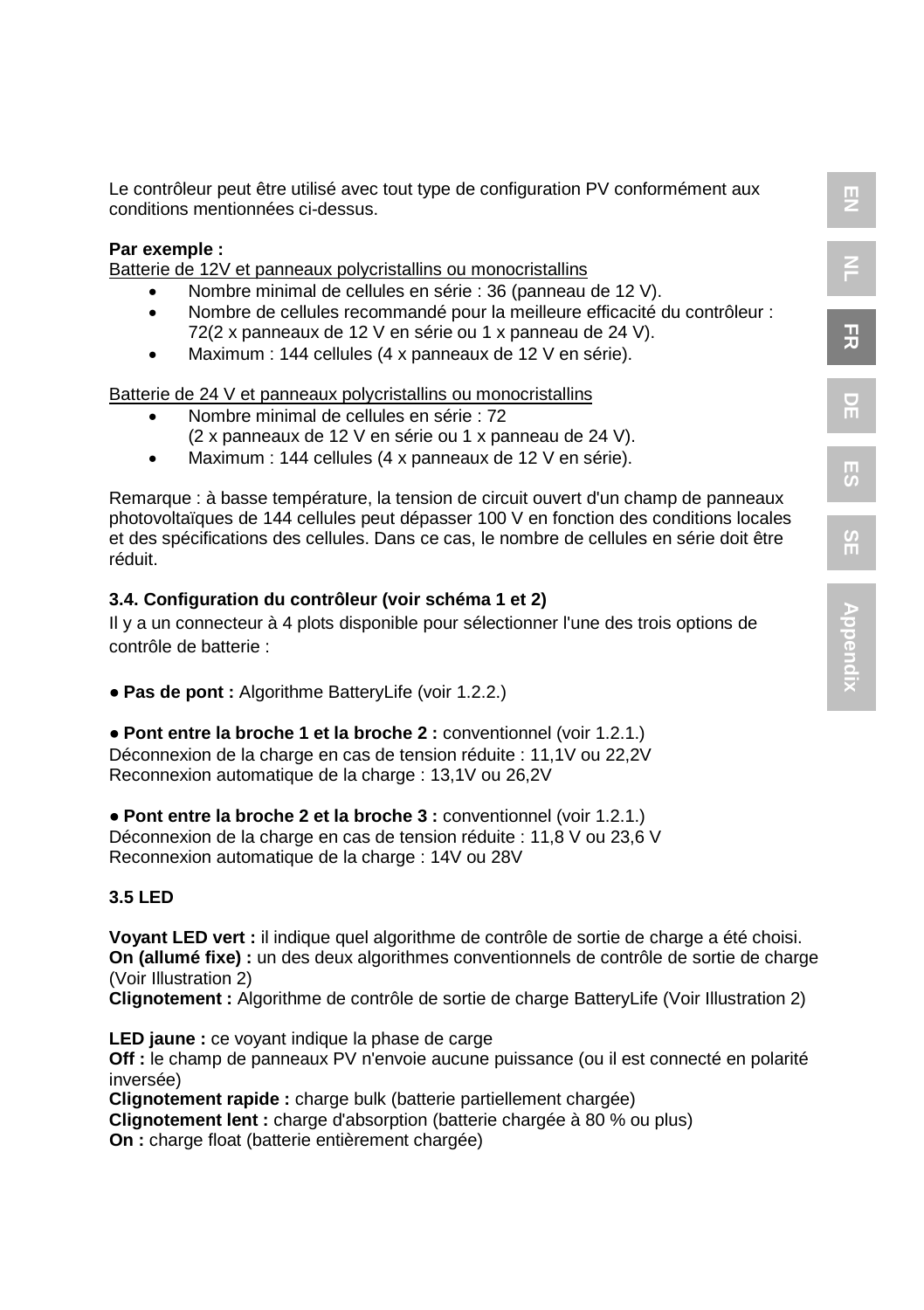Le contrôleur peut être utilisé avec tout type de configuration PV conformément aux conditions mentionnées ci-dessus.

**Par exemple :**

Batterie de 12V et panneaux polycristallins ou monocristallins

- Nombre minimal de cellules en série : 36 (panneau de 12 V).
- Nombre de cellules recommandé pour la meilleure efficacité du contrôleur : 72(2 x panneaux de 12 V en série ou 1 x panneau de 24 V).
- Maximum : 144 cellules (4 x panneaux de 12 V en série).

Batterie de 24 V et panneaux polycristallins ou monocristallins

- Nombre minimal de cellules en série : 72
  (2 x panneaux de 12 V en série ou 1 x panneau de 24 V).
- Maximum : 144 cellules (4 x panneaux de 12 V en série).

Remarque : à basse température, la tension de circuit ouvert d'un champ de panneaux photovoltaïques de 144 cellules peut dépasser 100 V en fonction des conditions locales et des spécifications des cellules. Dans ce cas, le nombre de cellules en série doit être réduit.

### 3.4. Configuration du contrôleur (voir schéma 1 et 2)

Il y a un connecteur à 4 plots disponible pour sélectionner l'une des trois options de contrôle de batterie :

● **Pas de pont :** Algorithme BatteryLife (voir 1.2.2.)

● **Pont entre la broche 1 et la broche 2 :** conventionnel (voir 1.2.1.)
Déconnexion de la charge en cas de tension réduite : 11,1V ou 22,2V
Reconnexion automatique de la charge : 13,1V ou 26,2V

● **Pont entre la broche 2 et la broche 3 :** conventionnel (voir 1.2.1.)
Déconnexion de la charge en cas de tension réduite : 11,8 V ou 23,6 V
Reconnexion automatique de la charge : 14V ou 28V

### 3.5 LED

**Voyant LED vert :** il indique quel algorithme de contrôle de sortie de charge a été choisi.
**On (allumé fixe) :** un des deux algorithmes conventionnels de contrôle de sortie de charge (Voir Illustration 2)
**Clignotement :** Algorithme de contrôle de sortie de charge BatteryLife (Voir Illustration 2)

**LED jaune :** ce voyant indique la phase de carge
**Off :** le champ de panneaux PV n'envoie aucune puissance (ou il est connecté en polarité inversée)
**Clignotement rapide :** charge bulk (batterie partiellement chargée)
**Clignotement lent :** charge d'absorption (batterie chargée à 80 % ou plus)
**On :** charge float (batterie entièrement chargée)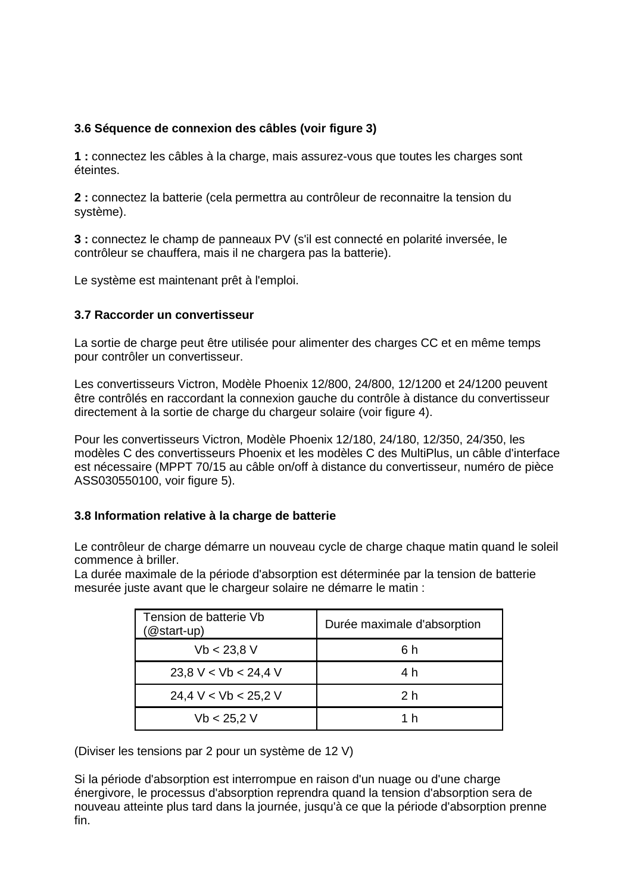### 3.6 Séquence de connexion des câbles (voir figure 3)

**1 :** connectez les câbles à la charge, mais assurez-vous que toutes les charges sont éteintes.

**2 :** connectez la batterie (cela permettra au contrôleur de reconnaitre la tension du système).

**3 :** connectez le champ de panneaux PV (s'il est connecté en polarité inversée, le contrôleur se chauffera, mais il ne chargera pas la batterie).

Le système est maintenant prêt à l'emploi.

### 3.7 Raccorder un convertisseur

La sortie de charge peut être utilisée pour alimenter des charges CC et en même temps pour contrôler un convertisseur.

Les convertisseurs Victron, Modèle Phoenix 12/800, 24/800, 12/1200 et 24/1200 peuvent être contrôlés en raccordant la connexion gauche du contrôle à distance du convertisseur directement à la sortie de charge du chargeur solaire (voir figure 4).

Pour les convertisseurs Victron, Modèle Phoenix 12/180, 24/180, 12/350, 24/350, les modèles C des convertisseurs Phoenix et les modèles C des MultiPlus, un câble d'interface est nécessaire (MPPT 70/15 au câble on/off à distance du convertisseur, numéro de pièce ASS030550100, voir figure 5).

### 3.8 Information relative à la charge de batterie

Le contrôleur de charge démarre un nouveau cycle de charge chaque matin quand le soleil commence à briller.
La durée maximale de la période d'absorption est déterminée par la tension de batterie mesurée juste avant que le chargeur solaire ne démarre le matin :

| Tension de batterie Vb (@start-up) | Durée maximale d'absorption |
|---|---|
| Vb < 23,8 V | 6 h |
| 23,8 V < Vb < 24,4 V | 4 h |
| 24,4 V < Vb < 25,2 V | 2 h |
| Vb < 25,2 V | 1 h |

(Diviser les tensions par 2 pour un système de 12 V)

Si la période d'absorption est interrompue en raison d'un nuage ou d'une charge énergivore, le processus d'absorption reprendra quand la tension d'absorption sera de nouveau atteinte plus tard dans la journée, jusqu'à ce que la période d'absorption prenne fin.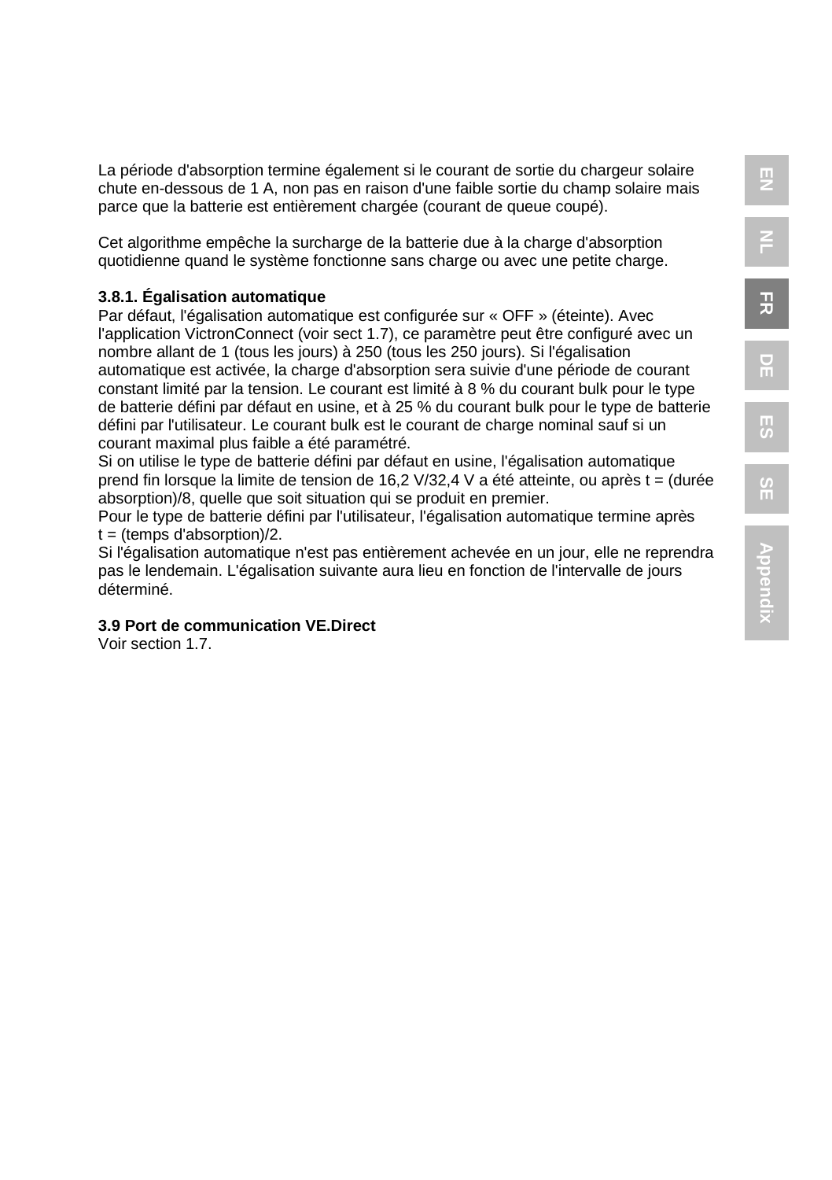La période d'absorption termine également si le courant de sortie du chargeur solaire chute en-dessous de 1 A, non pas en raison d'une faible sortie du champ solaire mais parce que la batterie est entièrement chargée (courant de queue coupé).

Cet algorithme empêche la surcharge de la batterie due à la charge d'absorption quotidienne quand le système fonctionne sans charge ou avec une petite charge.

**3.8.1. Égalisation automatique**

Par défaut, l'égalisation automatique est configurée sur « OFF » (éteinte). Avec l'application VictronConnect (voir sect 1.7), ce paramètre peut être configuré avec un nombre allant de 1 (tous les jours) à 250 (tous les 250 jours). Si l'égalisation automatique est activée, la charge d'absorption sera suivie d'une période de courant constant limité par la tension. Le courant est limité à 8 % du courant bulk pour le type de batterie défini par défaut en usine, et à 25 % du courant bulk pour le type de batterie défini par l'utilisateur. Le courant bulk est le courant de charge nominal sauf si un courant maximal plus faible a été paramétré.

Si on utilise le type de batterie défini par défaut en usine, l'égalisation automatique prend fin lorsque la limite de tension de 16,2 V/32,4 V a été atteinte, ou après t = (durée absorption)/8, quelle que soit situation qui se produit en premier.

Pour le type de batterie défini par l'utilisateur, l'égalisation automatique termine après t = (temps d'absorption)/2.

Si l'égalisation automatique n'est pas entièrement achevée en un jour, elle ne reprendra pas le lendemain. L'égalisation suivante aura lieu en fonction de l'intervalle de jours déterminé.

**3.9 Port de communication VE.Direct**

Voir section 1.7.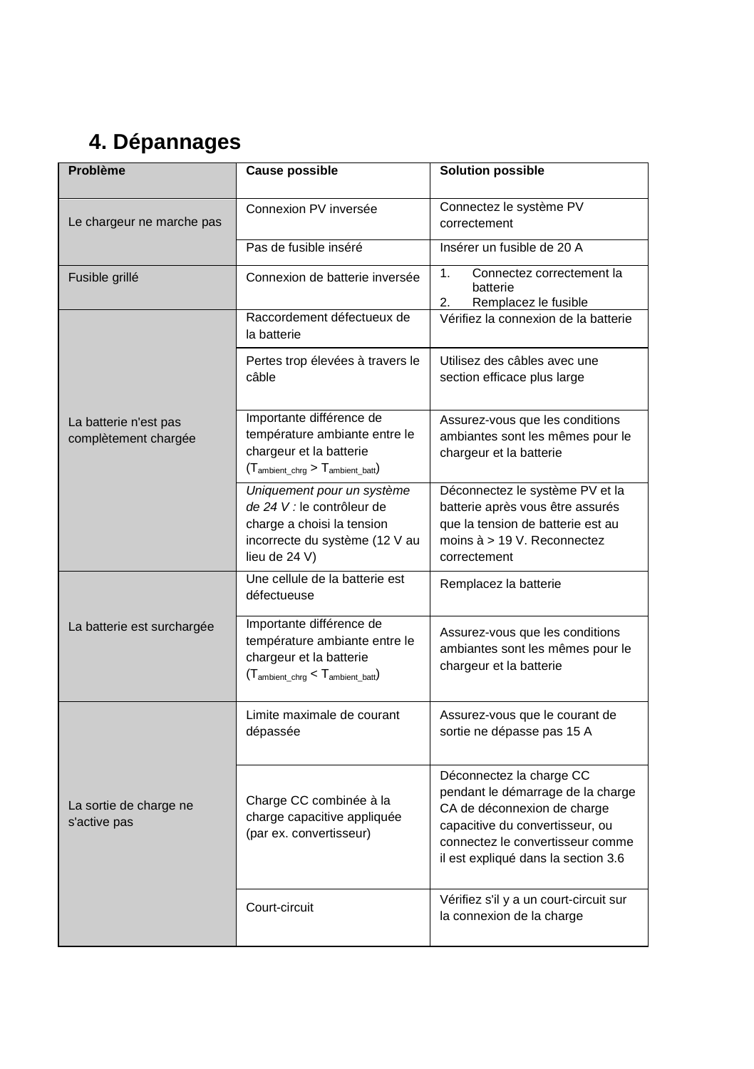# 4. Dépannages

| Problème | Cause possible | Solution possible |
|---|---|---|
| Le chargeur ne marche pas | Connexion PV inversée | Connectez le système PV correctement |
| | Pas de fusible inséré | Insérer un fusible de 20 A |
| Fusible grillé | Connexion de batterie inversée | 1. Connectez correctement la batterie<br>2. Remplacez le fusible |
| La batterie n'est pas complètement chargée | Raccordement défectueux de la batterie | Vérifiez la connexion de la batterie |
| | Pertes trop élevées à travers le câble | Utilisez des câbles avec une section efficace plus large |
| | Importante différence de température ambiante entre le chargeur et la batterie ($T_{ambient\_chrg} > T_{ambient\_batt}$) | Assurez-vous que les conditions ambiantes sont les mêmes pour le chargeur et la batterie |
| | *Uniquement pour un système de 24 V :* le contrôleur de charge a choisi la tension incorrecte du système (12 V au lieu de 24 V) | Déconnectez le système PV et la batterie après vous être assurés que la tension de batterie est au moins à > 19 V. Reconnectez correctement |
| La batterie est surchargée | Une cellule de la batterie est défectueuse | Remplacez la batterie |
| | Importante différence de température ambiante entre le chargeur et la batterie ($T_{ambient\_chrg} < T_{ambient\_batt}$) | Assurez-vous que les conditions ambiantes sont les mêmes pour le chargeur et la batterie |
| La sortie de charge ne s'active pas | Limite maximale de courant dépassée | Assurez-vous que le courant de sortie ne dépasse pas 15 A |
| | Charge CC combinée à la charge capacitive appliquée (par ex. convertisseur) | Déconnectez la charge CC pendant le démarrage de la charge CA de déconnexion de charge capacitive du convertisseur, ou connectez le convertisseur comme il est expliqué dans la section 3.6 |
| | Court-circuit | Vérifiez s'il y a un court-circuit sur la connexion de la charge |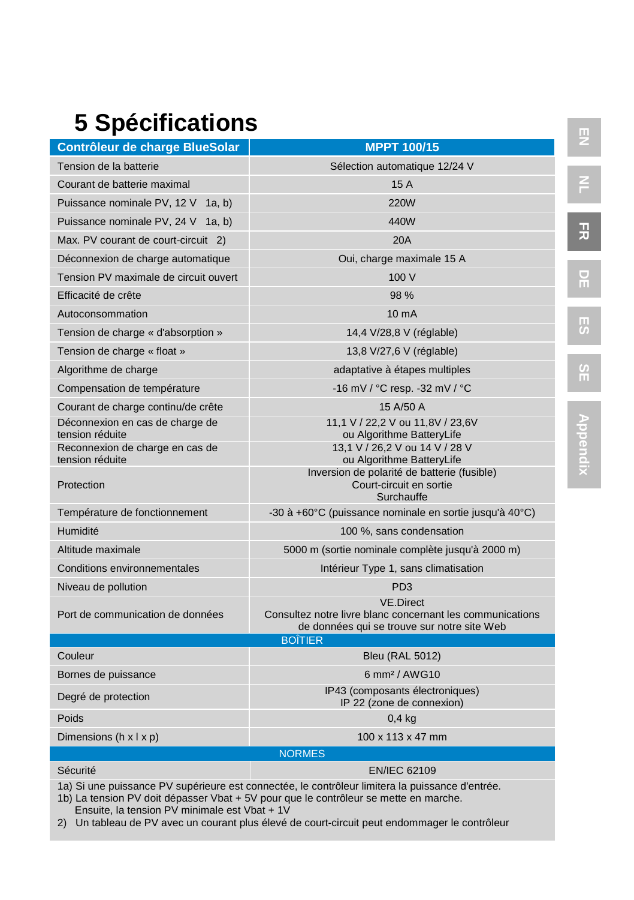# 5 Spécifications

| Contrôleur de charge BlueSolar | MPPT 100/15 |
|---|---|
| Tension de la batterie | Sélection automatique 12/24 V |
| Courant de batterie maximal | 15 A |
| Puissance nominale PV, 12 V 1a, b) | 220W |
| Puissance nominale PV, 24 V 1a, b) | 440W |
| Max. PV courant de court-circuit 2) | 20A |
| Déconnexion de charge automatique | Oui, charge maximale 15 A |
| Tension PV maximale de circuit ouvert | 100 V |
| Efficacité de crête | 98 % |
| Autoconsommation | 10 mA |
| Tension de charge « d'absorption » | 14,4 V/28,8 V (réglable) |
| Tension de charge « float » | 13,8 V/27,6 V (réglable) |
| Algorithme de charge | adaptative à étapes multiples |
| Compensation de température | -16 mV / °C resp. -32 mV / °C |
| Courant de charge continu/de crête | 15 A/50 A |
| Déconnexion en cas de charge de tension réduite | 11,1 V / 22,2 V ou 11,8V / 23,6V<br>ou Algorithme BatteryLife |
| Reconnexion de charge en cas de tension réduite | 13,1 V / 26,2 V ou 14 V / 28 V<br>ou Algorithme BatteryLife |
| Protection | Inversion de polarité de batterie (fusible)<br>Court-circuit en sortie<br>Surchauffe |
| Température de fonctionnement | -30 à +60°C (puissance nominale en sortie jusqu'à 40°C) |
| Humidité | 100 %, sans condensation |
| Altitude maximale | 5000 m (sortie nominale complète jusqu'à 2000 m) |
| Conditions environnementales | Intérieur Type 1, sans climatisation |
| Niveau de pollution | PD3 |
| Port de communication de données | VE.Direct<br>Consultez notre livre blanc concernant les communications de données qui se trouve sur notre site Web |
| **BOÎTIER** | |
| Couleur | Bleu (RAL 5012) |
| Bornes de puissance | 6 mm² / AWG10 |
| Degré de protection | IP43 (composants électroniques)<br>IP 22 (zone de connexion) |
| Poids | 0,4 kg |
| Dimensions (h x l x p) | 100 x 113 x 47 mm |
| **NORMES** | |
| Sécurité | EN/IEC 62109 |

1a) Si une puissance PV supérieure est connectée, le contrôleur limitera la puissance d'entrée.
1b) La tension PV doit dépasser Vbat + 5V pour que le contrôleur se mette en marche.
Ensuite, la tension PV minimale est Vbat + 1V
2) Un tableau de PV avec un courant plus élevé de court-circuit peut endommager le contrôleur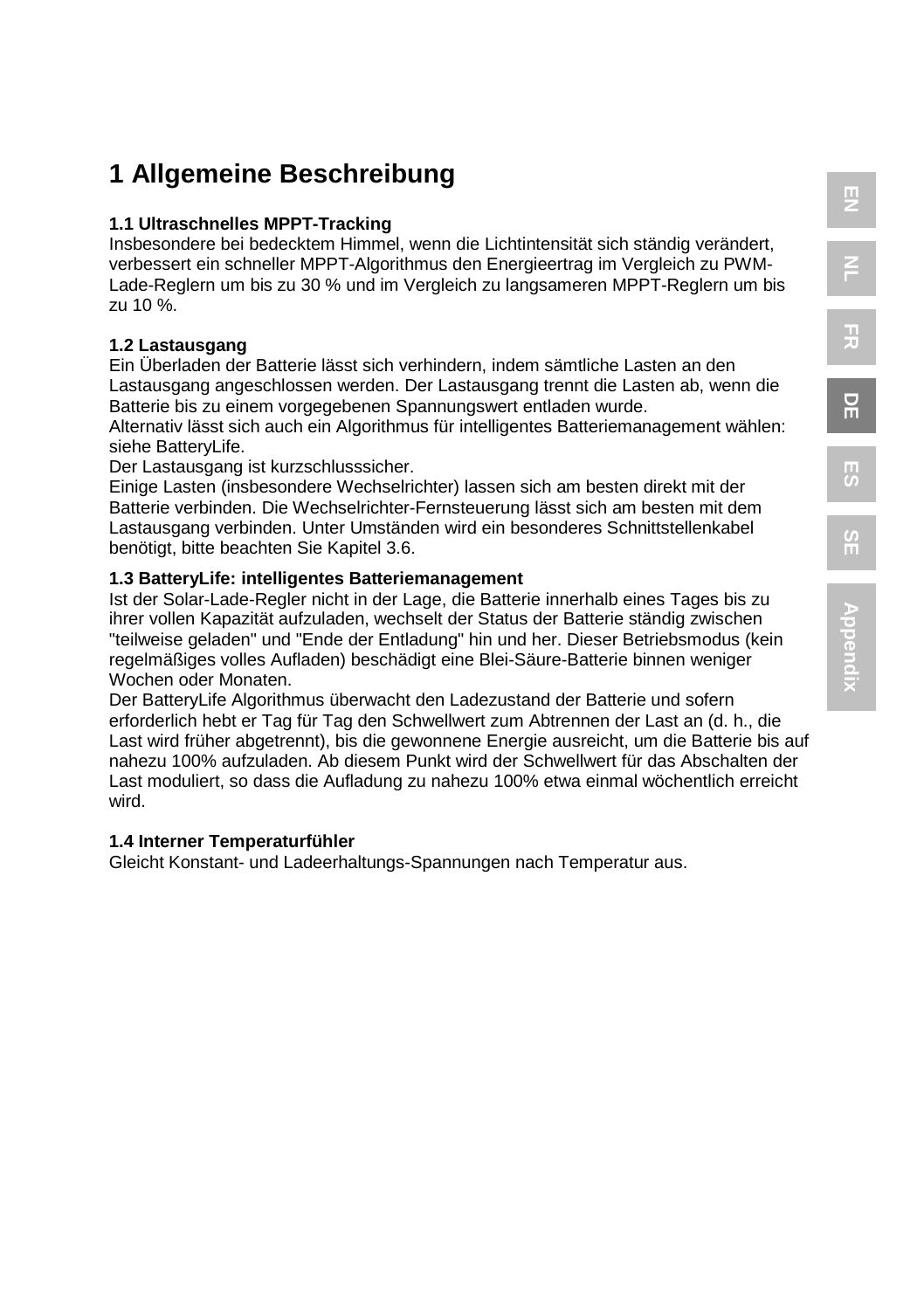# 1 Allgemeine Beschreibung

### 1.1 Ultraschnelles MPPT-Tracking

Insbesondere bei bedecktem Himmel, wenn die Lichtintensität sich ständig verändert, verbessert ein schneller MPPT-Algorithmus den Energieertrag im Vergleich zu PWM-Lade-Reglern um bis zu 30 % und im Vergleich zu langsameren MPPT-Reglern um bis zu 10 %.

### 1.2 Lastausgang

Ein Überladen der Batterie lässt sich verhindern, indem sämtliche Lasten an den Lastausgang angeschlossen werden. Der Lastausgang trennt die Lasten ab, wenn die Batterie bis zu einem vorgegebenen Spannungswert entladen wurde.
Alternativ lässt sich auch ein Algorithmus für intelligentes Batteriemanagement wählen: siehe BatteryLife.
Der Lastausgang ist kurzschlusssicher.
Einige Lasten (insbesondere Wechselrichter) lassen sich am besten direkt mit der Batterie verbinden. Die Wechselrichter-Fernsteuerung lässt sich am besten mit dem Lastausgang verbinden. Unter Umständen wird ein besonderes Schnittstellenkabel benötigt, bitte beachten Sie Kapitel 3.6.

### 1.3 BatteryLife: intelligentes Batteriemanagement

Ist der Solar-Lade-Regler nicht in der Lage, die Batterie innerhalb eines Tages bis zu ihrer vollen Kapazität aufzuladen, wechselt der Status der Batterie ständig zwischen "teilweise geladen" und "Ende der Entladung" hin und her. Dieser Betriebsmodus (kein regelmäßiges volles Aufladen) beschädigt eine Blei-Säure-Batterie binnen weniger Wochen oder Monaten.
Der BatteryLife Algorithmus überwacht den Ladezustand der Batterie und sofern erforderlich hebt er Tag für Tag den Schwellwert zum Abtrennen der Last an (d. h., die Last wird früher abgetrennt), bis die gewonnene Energie ausreicht, um die Batterie bis auf nahezu 100% aufzuladen. Ab diesem Punkt wird der Schwellwert für das Abschalten der Last moduliert, so dass die Aufladung zu nahezu 100% etwa einmal wöchentlich erreicht wird.

### 1.4 Interner Temperaturfühler

Gleicht Konstant- und Ladeerhaltungs-Spannungen nach Temperatur aus.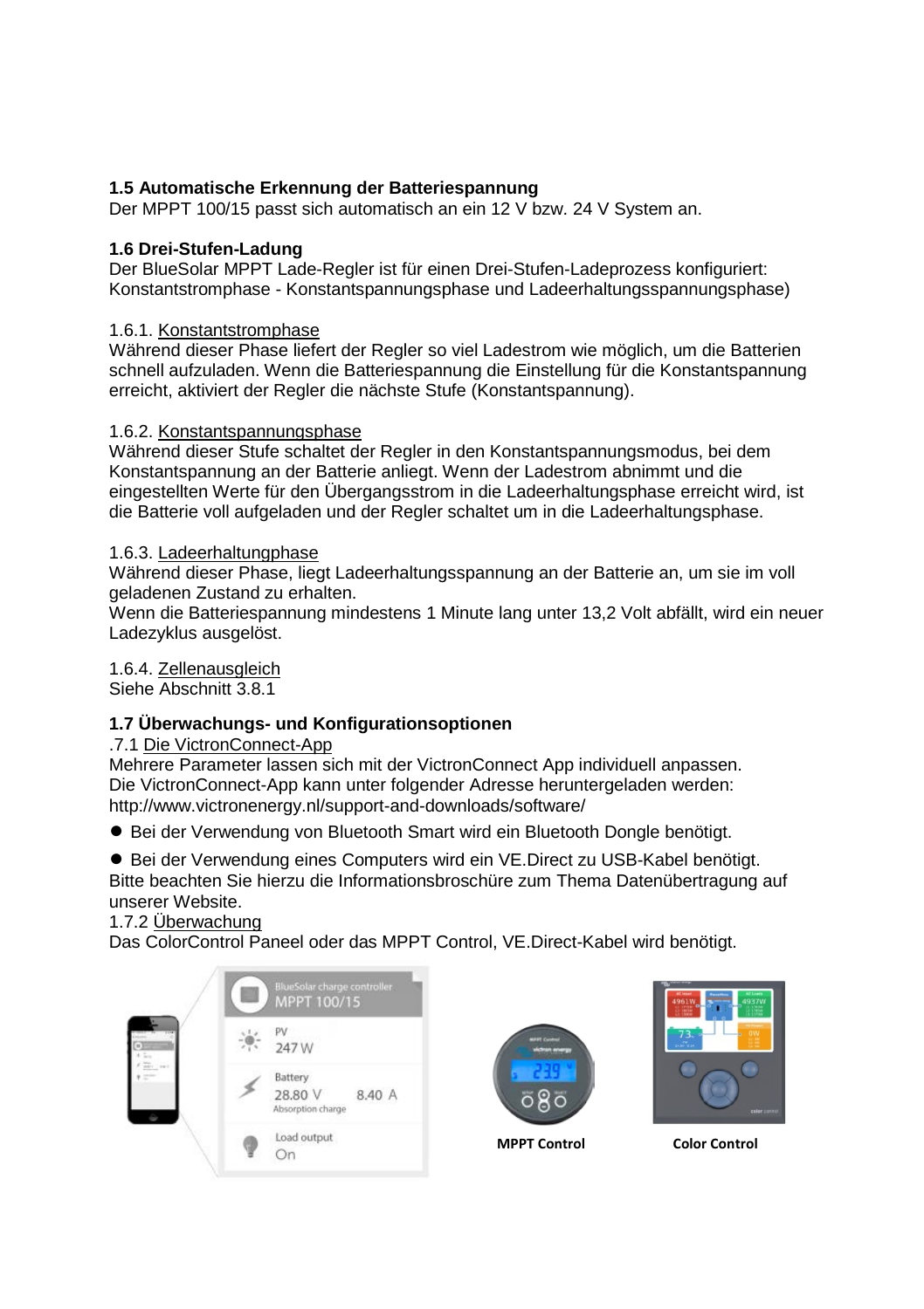**1.5 Automatische Erkennung der Batteriespannung**

Der MPPT 100/15 passt sich automatisch an ein 12 V bzw. 24 V System an.

**1.6 Drei-Stufen-Ladung**

Der BlueSolar MPPT Lade-Regler ist für einen Drei-Stufen-Ladeprozess konfiguriert: Konstantstromphase - Konstantspannungsphase und Ladeerhaltungsspannungsphase)

1.6.1. Konstantstromphase

Während dieser Phase liefert der Regler so viel Ladestrom wie möglich, um die Batterien schnell aufzuladen. Wenn die Batteriespannung die Einstellung für die Konstantspannung erreicht, aktiviert der Regler die nächste Stufe (Konstantspannung).

1.6.2. Konstantspannungsphase

Während dieser Stufe schaltet der Regler in den Konstantspannungsmodus, bei dem Konstantspannung an der Batterie anliegt. Wenn der Ladestrom abnimmt und die eingestellten Werte für den Übergangsstrom in die Ladeerhaltungsphase erreicht wird, ist die Batterie voll aufgeladen und der Regler schaltet um in die Ladeerhaltungsphase.

1.6.3. Ladeerhaltungphase

Während dieser Phase, liegt Ladeerhaltungsspannung an der Batterie an, um sie im voll geladenen Zustand zu erhalten.
Wenn die Batteriespannung mindestens 1 Minute lang unter 13,2 Volt abfällt, wird ein neuer Ladezyklus ausgelöst.

1.6.4. Zellenausgleich

Siehe Abschnitt 3.8.1

**1.7 Überwachungs- und Konfigurationsoptionen**

.7.1 Die VictronConnect-App

Mehrere Parameter lassen sich mit der VictronConnect App individuell anpassen.
Die VictronConnect-App kann unter folgender Adresse heruntergeladen werden:
http://www.victronenergy.nl/support-and-downloads/software/

- Bei der Verwendung von Bluetooth Smart wird ein Bluetooth Dongle benötigt.
- Bei der Verwendung eines Computers wird ein VE.Direct zu USB-Kabel benötigt.

Bitte beachten Sie hierzu die Informationsbroschüre zum Thema Datenübertragung auf unserer Website.

1.7.2 Überwachung

Das ColorControl Paneel oder das MPPT Control, VE.Direct-Kabel wird benötigt.

MPPT Control

Color Control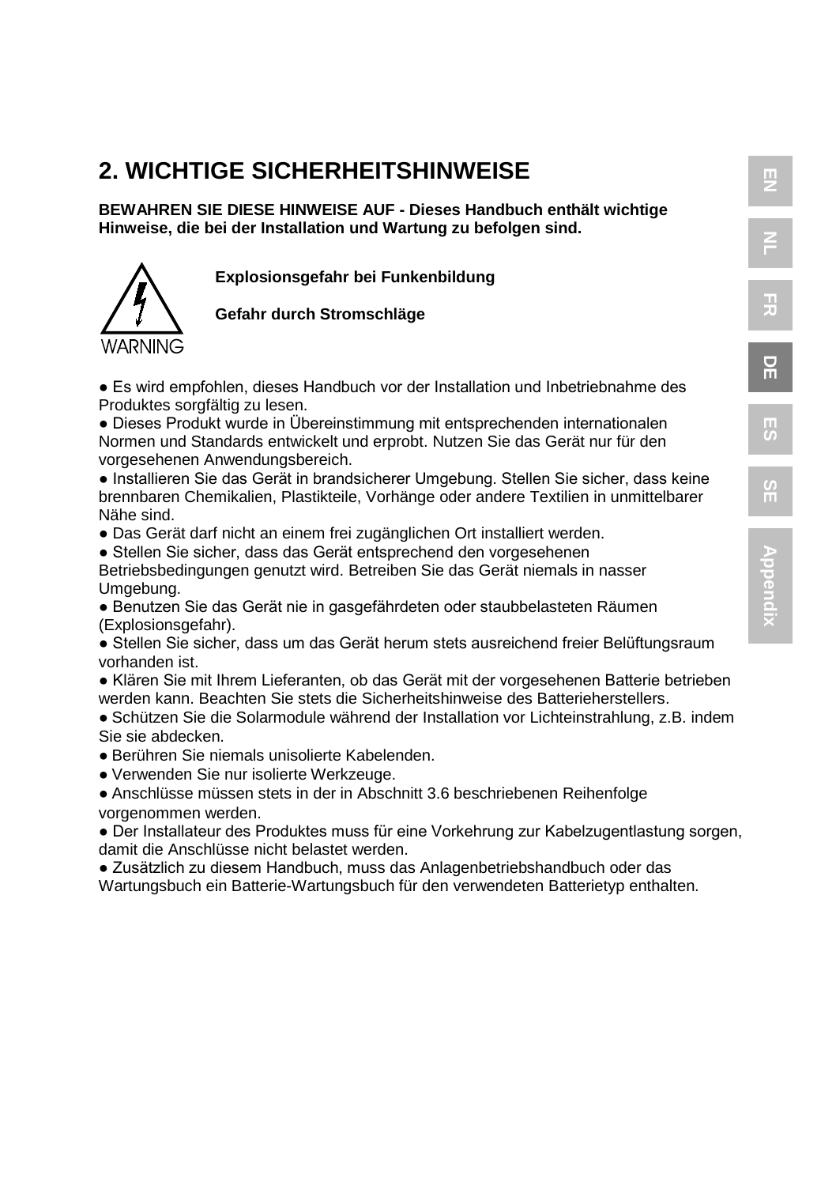## 2. WICHTIGE SICHERHEITSHINWEISE

**BEWAHREN SIE DIESE HINWEISE AUF - Dieses Handbuch enthält wichtige Hinweise, die bei der Installation und Wartung zu befolgen sind.**

WARNING

**Explosionsgefahr bei Funkenbildung**

**Gefahr durch Stromschläge**

- Es wird empfohlen, dieses Handbuch vor der Installation und Inbetriebnahme des Produktes sorgfältig zu lesen.
- Dieses Produkt wurde in Übereinstimmung mit entsprechenden internationalen Normen und Standards entwickelt und erprobt. Nutzen Sie das Gerät nur für den vorgesehenen Anwendungsbereich.
- Installieren Sie das Gerät in brandsicherer Umgebung. Stellen Sie sicher, dass keine brennbaren Chemikalien, Plastikteile, Vorhänge oder andere Textilien in unmittelbarer Nähe sind.
- Das Gerät darf nicht an einem frei zugänglichen Ort installiert werden.
- Stellen Sie sicher, dass das Gerät entsprechend den vorgesehenen Betriebsbedingungen genutzt wird. Betreiben Sie das Gerät niemals in nasser Umgebung.
- Benutzen Sie das Gerät nie in gasgefährdeten oder staubbelasteten Räumen (Explosionsgefahr).
- Stellen Sie sicher, dass um das Gerät herum stets ausreichend freier Belüftungsraum vorhanden ist.
- Klären Sie mit Ihrem Lieferanten, ob das Gerät mit der vorgesehenen Batterie betrieben werden kann. Beachten Sie stets die Sicherheitshinweise des Batterieherstellers.
- Schützen Sie die Solarmodule während der Installation vor Lichteinstrahlung, z.B. indem Sie sie abdecken.
- Berühren Sie niemals unisolierte Kabelenden.
- Verwenden Sie nur isolierte Werkzeuge.
- Anschlüsse müssen stets in der in Abschnitt 3.6 beschriebenen Reihenfolge vorgenommen werden.
- Der Installateur des Produktes muss für eine Vorkehrung zur Kabelzugentlastung sorgen, damit die Anschlüsse nicht belastet werden.
- Zusätzlich zu diesem Handbuch, muss das Anlagenbetriebshandbuch oder das Wartungsbuch ein Batterie-Wartungsbuch für den verwendeten Batterietyp enthalten.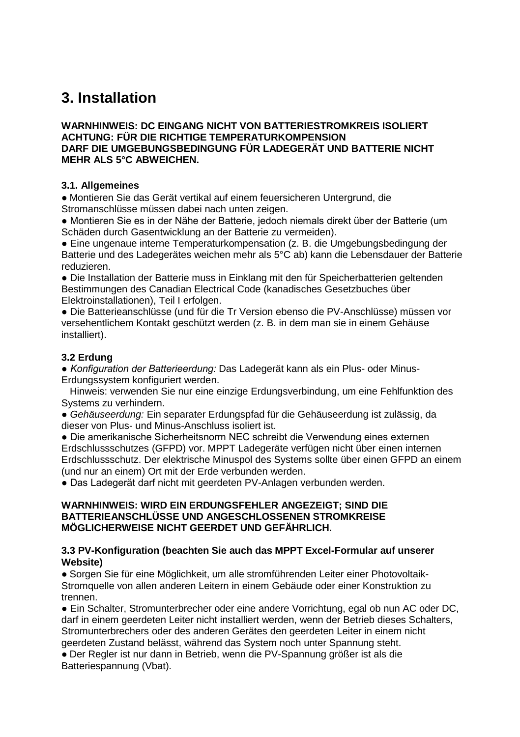# 3. Installation

**WARNHINWEIS: DC EINGANG NICHT VON BATTERIESTROMKREIS ISOLIERT**
**ACHTUNG: FÜR DIE RICHTIGE TEMPERATURKOMPENSION**
**DARF DIE UMGEBUNGSBEDINGUNG FÜR LADEGERÄT UND BATTERIE NICHT MEHR ALS 5°C ABWEICHEN.**

### 3.1. Allgemeines

● Montieren Sie das Gerät vertikal auf einem feuersicheren Untergrund, die Stromanschlüsse müssen dabei nach unten zeigen.
● Montieren Sie es in der Nähe der Batterie, jedoch niemals direkt über der Batterie (um Schäden durch Gasentwicklung an der Batterie zu vermeiden).
● Eine ungenaue interne Temperaturkompensation (z. B. die Umgebungsbedingung der Batterie und des Ladegerätes weichen mehr als 5°C ab) kann die Lebensdauer der Batterie reduzieren.
● Die Installation der Batterie muss in Einklang mit den für Speicherbatterien geltenden Bestimmungen des Canadian Electrical Code (kanadisches Gesetzbuches über Elektroinstallationen), Teil I erfolgen.
● Die Batterieanschlüsse (und für die Tr Version ebenso die PV-Anschlüsse) müssen vor versehentlichem Kontakt geschützt werden (z. B. in dem man sie in einem Gehäuse installiert).

### 3.2 Erdung

● *Konfiguration der Batterieerdung:* Das Ladegerät kann als ein Plus- oder Minus-Erdungssystem konfiguriert werden.
Hinweis: verwenden Sie nur eine einzige Erdungsverbindung, um eine Fehlfunktion des Systems zu verhindern.
● *Gehäuseerdung:* Ein separater Erdungspfad für die Gehäuseerdung ist zulässig, da dieser von Plus- und Minus-Anschluss isoliert ist.
● Die amerikanische Sicherheitsnorm NEC schreibt die Verwendung eines externen Erdschlussschutzes (GFPD) vor. MPPT Ladegeräte verfügen nicht über einen internen Erdschlussschutz. Der elektrische Minuspol des Systems sollte über einen GFPD an einem (und nur an einem) Ort mit der Erde verbunden werden.
● Das Ladegerät darf nicht mit geerdeten PV-Anlagen verbunden werden.

**WARNHINWEIS: WIRD EIN ERDUNGSFEHLER ANGEZEIGT; SIND DIE BATTERIEANSCHLÜSSE UND ANGESCHLOSSENEN STROMKREISE MÖGLICHERWEISE NICHT GEERDET UND GEFÄHRLICH.**

### 3.3 PV-Konfiguration (beachten Sie auch das MPPT Excel-Formular auf unserer Website)

● Sorgen Sie für eine Möglichkeit, um alle stromführenden Leiter einer Photovoltaik-Stromquelle von allen anderen Leitern in einem Gebäude oder einer Konstruktion zu trennen.
● Ein Schalter, Stromunterbrecher oder eine andere Vorrichtung, egal ob nun AC oder DC, darf in einem geerdeten Leiter nicht installiert werden, wenn der Betrieb dieses Schalters, Stromunterbrechers oder des anderen Gerätes den geerdeten Leiter in einem nicht geerdeten Zustand belässt, während das System noch unter Spannung steht.
● Der Regler ist nur dann in Betrieb, wenn die PV-Spannung größer ist als die Batteriespannung (Vbat).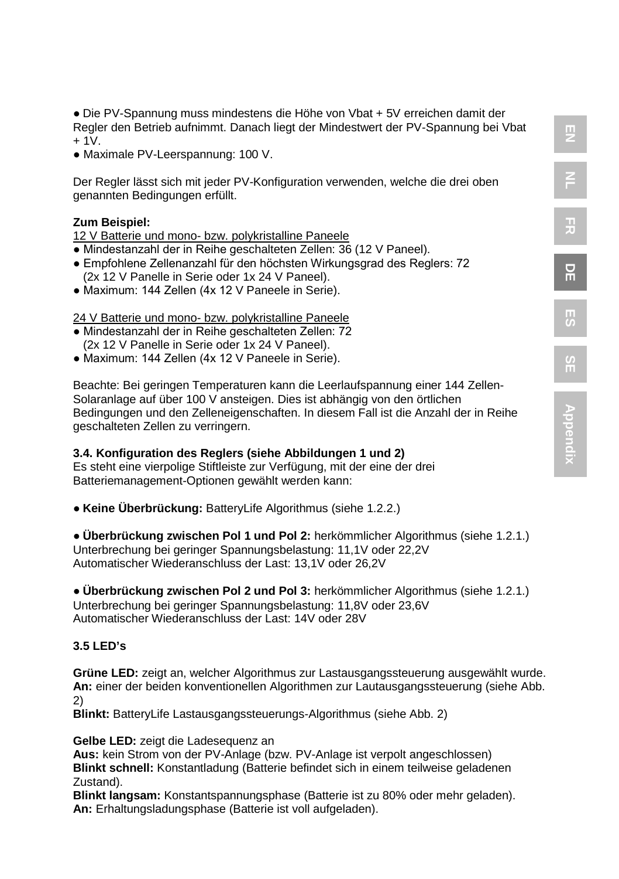● Die PV-Spannung muss mindestens die Höhe von Vbat + 5V erreichen damit der Regler den Betrieb aufnimmt. Danach liegt der Mindestwert der PV-Spannung bei Vbat + 1V.
● Maximale PV-Leerspannung: 100 V.

Der Regler lässt sich mit jeder PV-Konfiguration verwenden, welche die drei oben genannten Bedingungen erfüllt.

**Zum Beispiel:**
12 V Batterie und mono- bzw. polykristalline Paneele
● Mindestanzahl der in Reihe geschalteten Zellen: 36 (12 V Paneel).
● Empfohlene Zellenanzahl für den höchsten Wirkungsgrad des Reglers: 72 (2x 12 V Panelle in Serie oder 1x 24 V Paneel).
● Maximum: 144 Zellen (4x 12 V Paneele in Serie).

24 V Batterie und mono- bzw. polykristalline Paneele
● Mindestanzahl der in Reihe geschalteten Zellen: 72 (2x 12 V Panelle in Serie oder 1x 24 V Paneel).
● Maximum: 144 Zellen (4x 12 V Paneele in Serie).

Beachte: Bei geringen Temperaturen kann die Leerlaufspannung einer 144 Zellen-Solaranlage auf über 100 V ansteigen. Dies ist abhängig von den örtlichen Bedingungen und den Zelleneigenschaften. In diesem Fall ist die Anzahl der in Reihe geschalteten Zellen zu verringern.

**3.4. Konfiguration des Reglers (siehe Abbildungen 1 und 2)**
Es steht eine vierpolige Stiftleiste zur Verfügung, mit der eine der drei Batteriemanagement-Optionen gewählt werden kann:

● **Keine Überbrückung:** BatteryLife Algorithmus (siehe 1.2.2.)

● **Überbrückung zwischen Pol 1 und Pol 2:** herkömmlicher Algorithmus (siehe 1.2.1.)
Unterbrechung bei geringer Spannungsbelastung: 11,1V oder 22,2V
Automatischer Wiederanschluss der Last: 13,1V oder 26,2V

● **Überbrückung zwischen Pol 2 und Pol 3:** herkömmlicher Algorithmus (siehe 1.2.1.)
Unterbrechung bei geringer Spannungsbelastung: 11,8V oder 23,6V
Automatischer Wiederanschluss der Last: 14V oder 28V

**3.5 LED's**

**Grüne LED:** zeigt an, welcher Algorithmus zur Lastausgangssteuerung ausgewählt wurde.
**An:** einer der beiden konventionellen Algorithmen zur Lautausgangssteuerung (siehe Abb. 2)
**Blinkt:** BatteryLife Lastausgangssteuerungs-Algorithmus (siehe Abb. 2)

**Gelbe LED:** zeigt die Ladesequenz an
**Aus:** kein Strom von der PV-Anlage (bzw. PV-Anlage ist verpolt angeschlossen)
**Blinkt schnell:** Konstantladung (Batterie befindet sich in einem teilweise geladenen Zustand).
**Blinkt langsam:** Konstantspannungsphase (Batterie ist zu 80% oder mehr geladen).
**An:** Erhaltungsladungsphase (Batterie ist voll aufgeladen).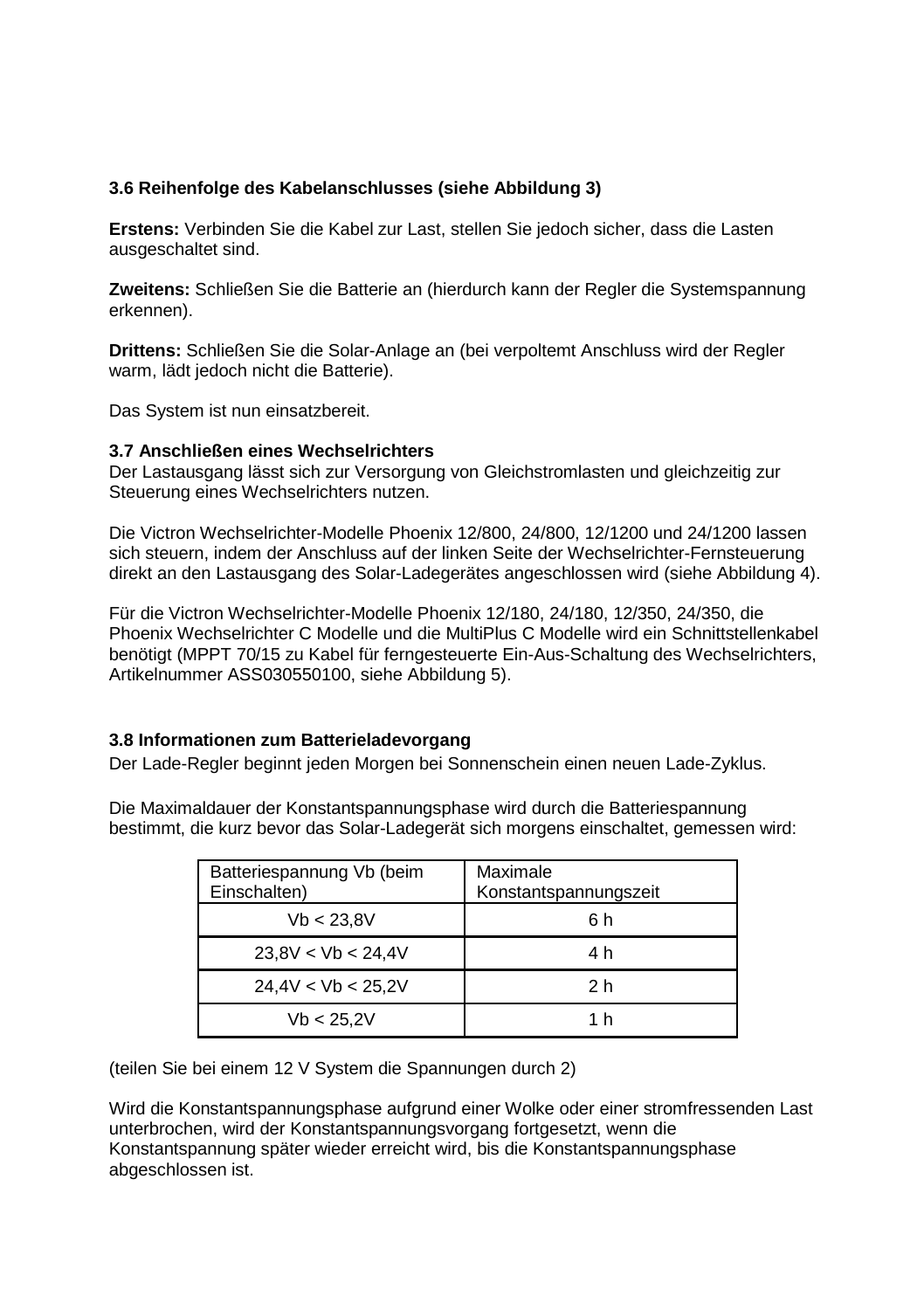### 3.6 Reihenfolge des Kabelanschlusses (siehe Abbildung 3)

**Erstens:** Verbinden Sie die Kabel zur Last, stellen Sie jedoch sicher, dass die Lasten ausgeschaltet sind.

**Zweitens:** Schließen Sie die Batterie an (hierdurch kann der Regler die Systemspannung erkennen).

**Drittens:** Schließen Sie die Solar-Anlage an (bei verpoltemt Anschluss wird der Regler warm, lädt jedoch nicht die Batterie).

Das System ist nun einsatzbereit.

### 3.7 Anschließen eines Wechselrichters

Der Lastausgang lässt sich zur Versorgung von Gleichstromlasten und gleichzeitig zur Steuerung eines Wechselrichters nutzen.

Die Victron Wechselrichter-Modelle Phoenix 12/800, 24/800, 12/1200 und 24/1200 lassen sich steuern, indem der Anschluss auf der linken Seite der Wechselrichter-Fernsteuerung direkt an den Lastausgang des Solar-Ladegerätes angeschlossen wird (siehe Abbildung 4).

Für die Victron Wechselrichter-Modelle Phoenix 12/180, 24/180, 12/350, 24/350, die Phoenix Wechselrichter C Modelle und die MultiPlus C Modelle wird ein Schnittstellenkabel benötigt (MPPT 70/15 zu Kabel für ferngesteuerte Ein-Aus-Schaltung des Wechselrichters, Artikelnummer ASS030550100, siehe Abbildung 5).

### 3.8 Informationen zum Batterieladevorgang

Der Lade-Regler beginnt jeden Morgen bei Sonnenschein einen neuen Lade-Zyklus.

Die Maximaldauer der Konstantspannungsphase wird durch die Batteriespannung bestimmt, die kurz bevor das Solar-Ladegerät sich morgens einschaltet, gemessen wird:

| Batteriespannung Vb (beim Einschalten) | Maximale Konstantspannungszeit |
|---|---|
| Vb < 23,8V | 6 h |
| 23,8V < Vb < 24,4V | 4 h |
| 24,4V < Vb < 25,2V | 2 h |
| Vb < 25,2V | 1 h |

(teilen Sie bei einem 12 V System die Spannungen durch 2)

Wird die Konstantspannungsphase aufgrund einer Wolke oder einer stromfressenden Last unterbrochen, wird der Konstantspannungsvorgang fortgesetzt, wenn die Konstantspannung später wieder erreicht wird, bis die Konstantspannungsphase abgeschlossen ist.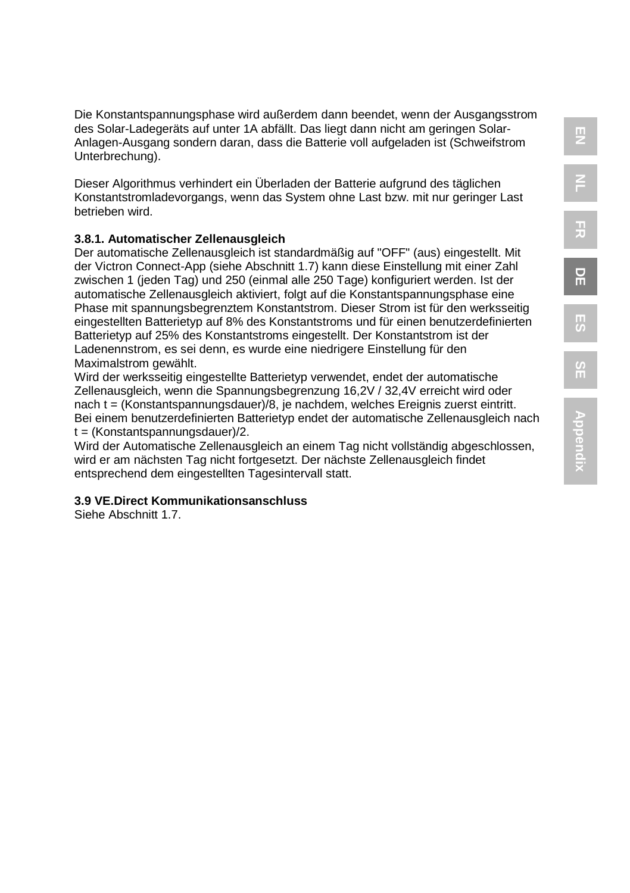Die Konstantspannungsphase wird außerdem dann beendet, wenn der Ausgangsstrom des Solar-Ladegeräts auf unter 1A abfällt. Das liegt dann nicht am geringen Solar-Anlagen-Ausgang sondern daran, dass die Batterie voll aufgeladen ist (Schweifstrom Unterbrechung).

Dieser Algorithmus verhindert ein Überladen der Batterie aufgrund des täglichen Konstantstromladevorgangs, wenn das System ohne Last bzw. mit nur geringer Last betrieben wird.

### 3.8.1. Automatischer Zellenausgleich

Der automatische Zellenausgleich ist standardmäßig auf "OFF" (aus) eingestellt. Mit der Victron Connect-App (siehe Abschnitt 1.7) kann diese Einstellung mit einer Zahl zwischen 1 (jeden Tag) und 250 (einmal alle 250 Tage) konfiguriert werden. Ist der automatische Zellenausgleich aktiviert, folgt auf die Konstantspannungsphase eine Phase mit spannungsbegrenztem Konstantstrom. Dieser Strom ist für den werksseitig eingestellten Batterietyp auf 8% des Konstantstroms und für einen benutzerdefinierten Batterietyp auf 25% des Konstantstroms eingestellt. Der Konstantstrom ist der Ladenennstrom, es sei denn, es wurde eine niedrigere Einstellung für den Maximalstrom gewählt.

Wird der werksseitig eingestellte Batterietyp verwendet, endet der automatische Zellenausgleich, wenn die Spannungsbegrenzung 16,2V / 32,4V erreicht wird oder nach t = (Konstantspannungsdauer)/8, je nachdem, welches Ereignis zuerst eintritt.

Bei einem benutzerdefinierten Batterietyp endet der automatische Zellenausgleich nach t = (Konstantspannungsdauer)/2.

Wird der Automatische Zellenausgleich an einem Tag nicht vollständig abgeschlossen, wird er am nächsten Tag nicht fortgesetzt. Der nächste Zellenausgleich findet entsprechend dem eingestellten Tagesintervall statt.

### 3.9 VE.Direct Kommunikationsanschluss

Siehe Abschnitt 1.7.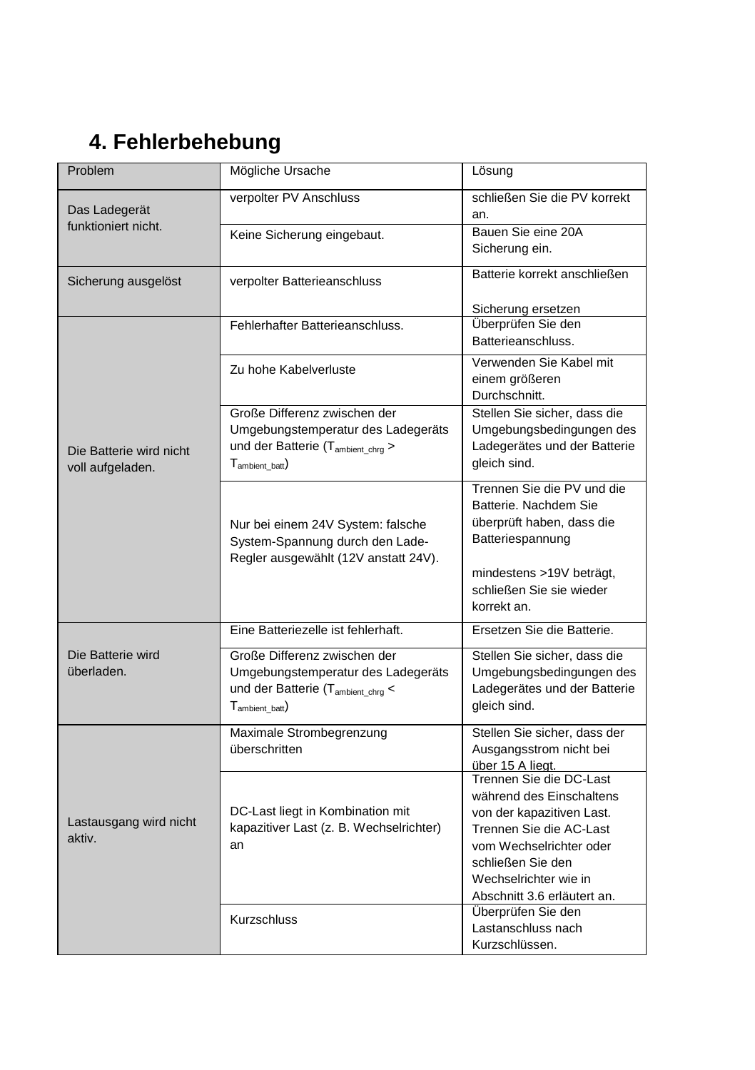## 4. Fehlerbehebung

| Problem | Mögliche Ursache | Lösung |
|---|---|---|
| Das Ladegerät funktioniert nicht. | verpolter PV Anschluss | schließen Sie die PV korrekt an. |
| | Keine Sicherung eingebaut. | Bauen Sie eine 20A Sicherung ein. |
| Sicherung ausgelöst | verpolter Batterieanschluss | Batterie korrekt anschließen<br><br>Sicherung ersetzen |
| Die Batterie wird nicht voll aufgeladen. | Fehlerhafter Batterieanschluss. | Überprüfen Sie den Batterieanschluss. |
| | Zu hohe Kabelverluste | Verwenden Sie Kabel mit einem größeren Durchschnitt. |
| | Große Differenz zwischen der Umgebungstemperatur des Ladegeräts und der Batterie ($T_{ambient\_chrg} > T_{ambient\_batt}$) | Stellen Sie sicher, dass die Umgebungsbedingungen des Ladegerätes und der Batterie gleich sind. |
| | Nur bei einem 24V System: falsche System-Spannung durch den Lade-Regler ausgewählt (12V anstatt 24V). | Trennen Sie die PV und die Batterie. Nachdem Sie überprüft haben, dass die Batteriespannung<br><br>mindestens >19V beträgt, schließen Sie sie wieder korrekt an. |
| Die Batterie wird überladen. | Eine Batteriezelle ist fehlerhaft. | Ersetzen Sie die Batterie. |
| | Große Differenz zwischen der Umgebungstemperatur des Ladegeräts und der Batterie ($T_{ambient\_chrg} < T_{ambient\_batt}$) | Stellen Sie sicher, dass die Umgebungsbedingungen des Ladegerätes und der Batterie gleich sind. |
| Lastausgang wird nicht aktiv. | Maximale Strombegrenzung überschritten | Stellen Sie sicher, dass der Ausgangsstrom nicht bei über 15 A liegt. |
| | DC-Last liegt in Kombination mit kapazitiver Last (z. B. Wechselrichter) an | Trennen Sie die DC-Last während des Einschaltens von der kapazitiven Last. Trennen Sie die AC-Last vom Wechselrichter oder schließen Sie den Wechselrichter wie in Abschnitt 3.6 erläutert an. |
| | Kurzschluss | Überprüfen Sie den Lastanschluss nach Kurzschlüssen. |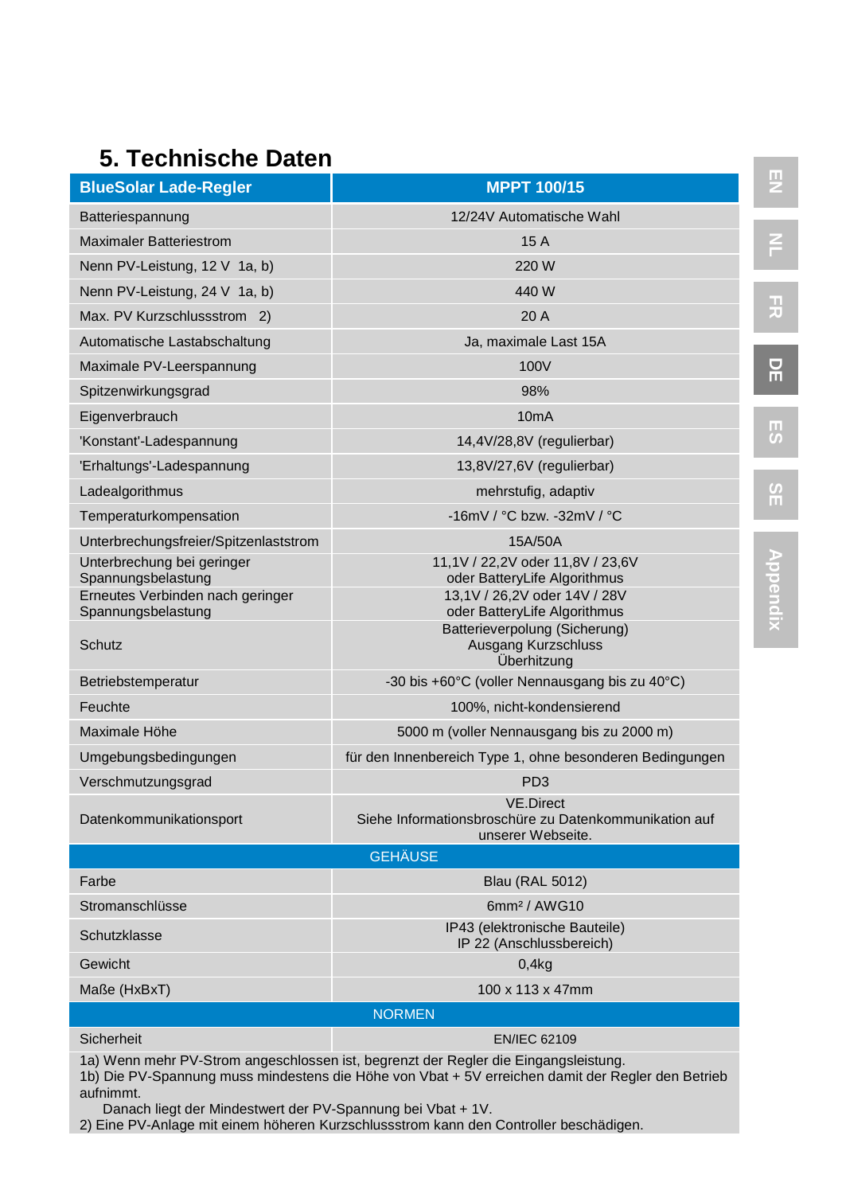# 5. Technische Daten

| BlueSolar Lade-Regler | MPPT 100/15 |
| --- | --- |
| Batteriespannung | 12/24V Automatische Wahl |
| Maximaler Batteriestrom | 15 A |
| Nenn PV-Leistung, 12 V 1a, b) | 220 W |
| Nenn PV-Leistung, 24 V 1a, b) | 440 W |
| Max. PV Kurzschlussstrom 2) | 20 A |
| Automatische Lastabschaltung | Ja, maximale Last 15A |
| Maximale PV-Leerspannung | 100V |
| Spitzenwirkungsgrad | 98% |
| Eigenverbrauch | 10mA |
| 'Konstant'-Ladespannung | 14,4V/28,8V (regulierbar) |
| 'Erhaltungs'-Ladespannung | 13,8V/27,6V (regulierbar) |
| Ladealgorithmus | mehrstufig, adaptiv |
| Temperaturkompensation | -16mV / °C bzw. -32mV / °C |
| Unterbrechungsfreier/Spitzenlaststrom | 15A/50A |
| Unterbrechung bei geringer Spannungsbelastung | 11,1V / 22,2V oder 11,8V / 23,6V oder BatteryLife Algorithmus |
| Erneutes Verbinden nach geringer Spannungsbelastung | 13,1V / 26,2V oder 14V / 28V oder BatteryLife Algorithmus |
| Schutz | Batterieverpolung (Sicherung) Ausgang Kurzschluss Überhitzung |
| Betriebstemperatur | -30 bis +60°C (voller Nennausgang bis zu 40°C) |
| Feuchte | 100%, nicht-kondensierend |
| Maximale Höhe | 5000 m (voller Nennausgang bis zu 2000 m) |
| Umgebungsbedingungen | für den Innenbereich Type 1, ohne besonderen Bedingungen |
| Verschmutzungsgrad | PD3 |
| Datenkommunikationsport | VE.Direct Siehe Informationsbroschüre zu Datenkommunikation auf unserer Webseite. |
| **GEHÄUSE** | |
| Farbe | Blau (RAL 5012) |
| Stromanschlüsse | 6mm² / AWG10 |
| Schutzklasse | IP43 (elektronische Bauteile) IP 22 (Anschlussbereich) |
| Gewicht | 0,4kg |
| Maße (HxBxT) | 100 x 113 x 47mm |
| **NORMEN** | |
| Sicherheit | EN/IEC 62109 |

1a) Wenn mehr PV-Strom angeschlossen ist, begrenzt der Regler die Eingangsleistung.
1b) Die PV-Spannung muss mindestens die Höhe von Vbat + 5V erreichen damit der Regler den Betrieb aufnimmt.
Danach liegt der Mindestwert der PV-Spannung bei Vbat + 1V.
2) Eine PV-Anlage mit einem höheren Kurzschlussstrom kann den Controller beschädigen.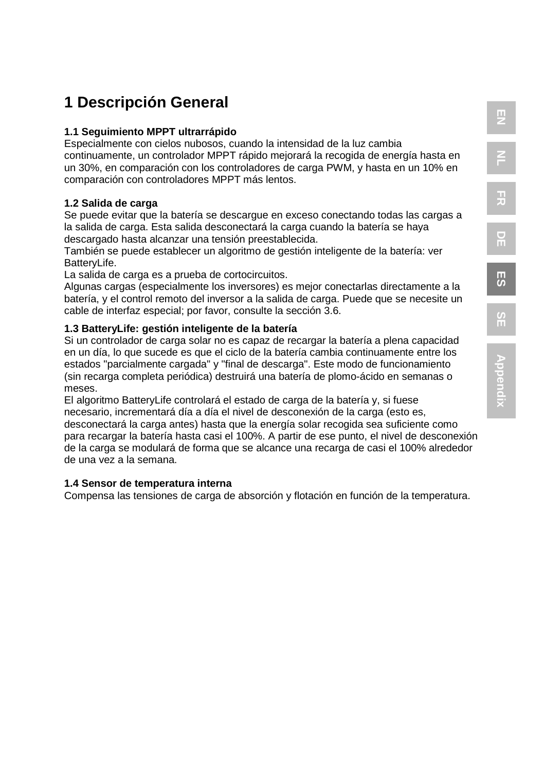# 1 Descripción General

### 1.1 Seguimiento MPPT ultrarrápido

Especialmente con cielos nubosos, cuando la intensidad de la luz cambia continuamente, un controlador MPPT rápido mejorará la recogida de energía hasta en un 30%, en comparación con los controladores de carga PWM, y hasta en un 10% en comparación con controladores MPPT más lentos.

### 1.2 Salida de carga

Se puede evitar que la batería se descargue en exceso conectando todas las cargas a la salida de carga. Esta salida desconectará la carga cuando la batería se haya descargado hasta alcanzar una tensión preestablecida.
También se puede establecer un algoritmo de gestión inteligente de la batería: ver BatteryLife.
La salida de carga es a prueba de cortocircuitos.
Algunas cargas (especialmente los inversores) es mejor conectarlas directamente a la batería, y el control remoto del inversor a la salida de carga. Puede que se necesite un cable de interfaz especial; por favor, consulte la sección 3.6.

### 1.3 BatteryLife: gestión inteligente de la batería

Si un controlador de carga solar no es capaz de recargar la batería a plena capacidad en un día, lo que sucede es que el ciclo de la batería cambia continuamente entre los estados "parcialmente cargada" y "final de descarga". Este modo de funcionamiento (sin recarga completa periódica) destruirá una batería de plomo-ácido en semanas o meses.
El algoritmo BatteryLife controlará el estado de carga de la batería y, si fuese necesario, incrementará día a día el nivel de desconexión de la carga (esto es, desconectará la carga antes) hasta que la energía solar recogida sea suficiente como para recargar la batería hasta casi el 100%. A partir de ese punto, el nivel de desconexión de la carga se modulará de forma que se alcance una recarga de casi el 100% alrededor de una vez a la semana.

### 1.4 Sensor de temperatura interna

Compensa las tensiones de carga de absorción y flotación en función de la temperatura.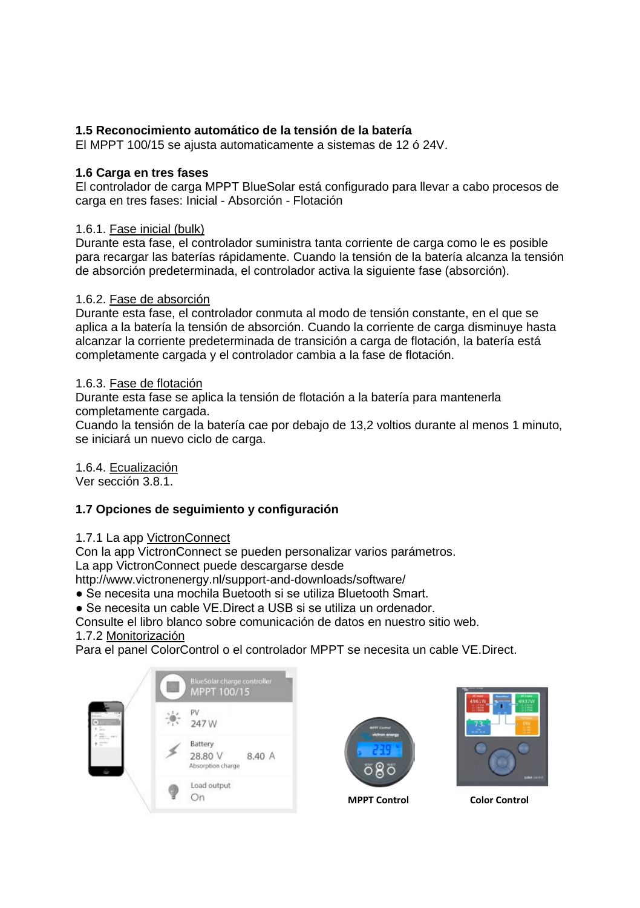### 1.5 Reconocimiento automático de la tensión de la batería

El MPPT 100/15 se ajusta automaticamente a sistemas de 12 ó 24V.

### 1.6 Carga en tres fases

El controlador de carga MPPT BlueSolar está configurado para llevar a cabo procesos de carga en tres fases: Inicial - Absorción - Flotación

1.6.1. Fase inicial (bulk)
Durante esta fase, el controlador suministra tanta corriente de carga como le es posible para recargar las baterías rápidamente. Cuando la tensión de la batería alcanza la tensión de absorción predeterminada, el controlador activa la siguiente fase (absorción).

1.6.2. Fase de absorción
Durante esta fase, el controlador conmuta al modo de tensión constante, en el que se aplica a la batería la tensión de absorción. Cuando la corriente de carga disminuye hasta alcanzar la corriente predeterminada de transición a carga de flotación, la batería está completamente cargada y el controlador cambia a la fase de flotación.

1.6.3. Fase de flotación
Durante esta fase se aplica la tensión de flotación a la batería para mantenerla completamente cargada.
Cuando la tensión de la batería cae por debajo de 13,2 voltios durante al menos 1 minuto, se iniciará un nuevo ciclo de carga.

1.6.4. Ecualización
Ver sección 3.8.1.

### 1.7 Opciones de seguimiento y configuración

1.7.1 La app VictronConnect
Con la app VictronConnect se pueden personalizar varios parámetros.
La app VictronConnect puede descargarse desde
http://www.victronenergy.nl/support-and-downloads/software/
- Se necesita una mochila Buetooth si se utiliza Bluetooth Smart.
- Se necesita un cable VE.Direct a USB si se utiliza un ordenador.

Consulte el libro blanco sobre comunicación de datos en nuestro sitio web.
1.7.2 Monitorización
Para el panel ColorControl o el controlador MPPT se necesita un cable VE.Direct.

MPPT Control

Color Control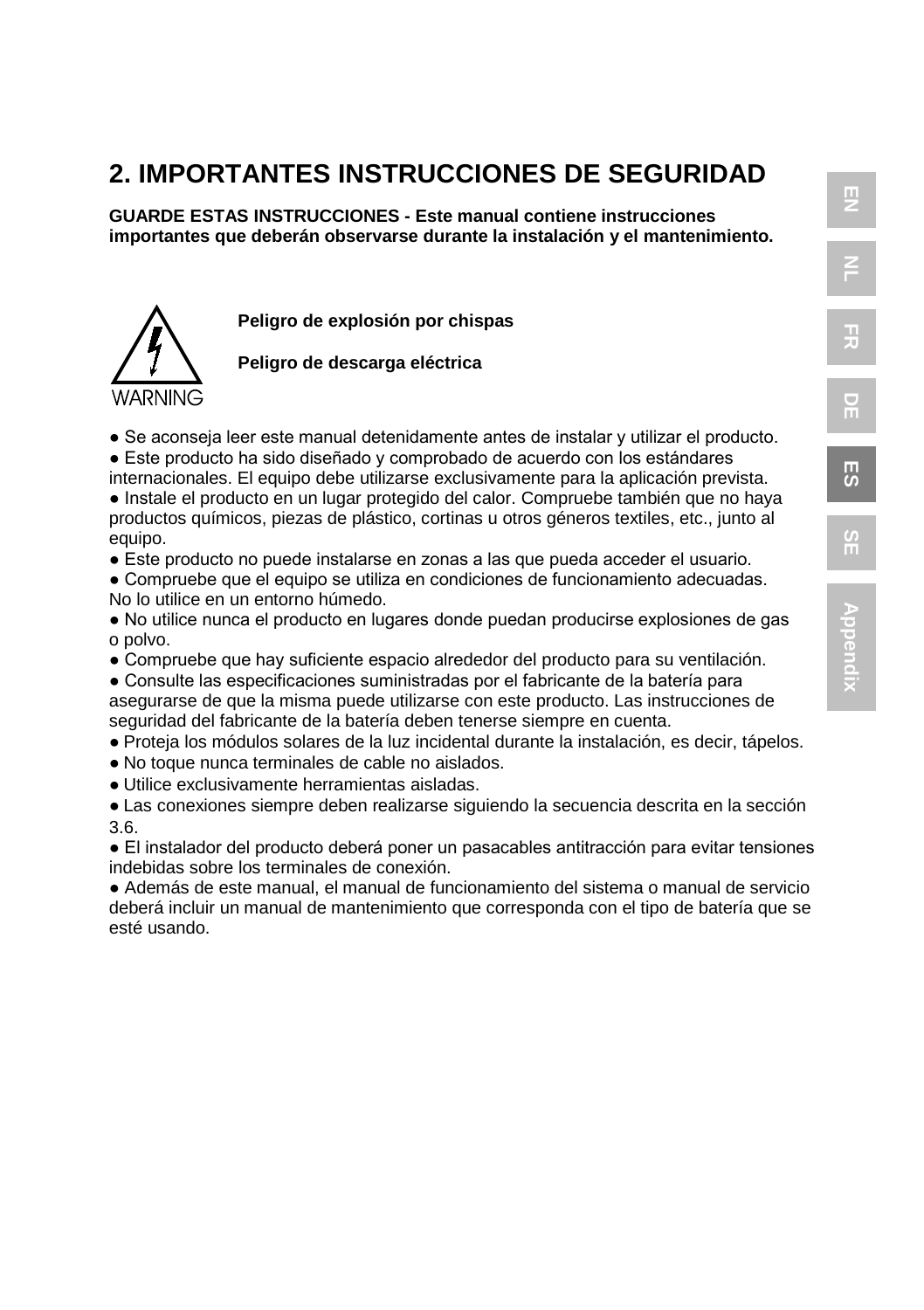## 2. IMPORTANTES INSTRUCCIONES DE SEGURIDAD

**GUARDE ESTAS INSTRUCCIONES - Este manual contiene instrucciones importantes que deberán observarse durante la instalación y el mantenimiento.**

WARNING

**Peligro de explosión por chispas**

**Peligro de descarga eléctrica**

- Se aconseja leer este manual detenidamente antes de instalar y utilizar el producto.
- Este producto ha sido diseñado y comprobado de acuerdo con los estándares internacionales. El equipo debe utilizarse exclusivamente para la aplicación prevista.
- Instale el producto en un lugar protegido del calor. Compruebe también que no haya productos químicos, piezas de plástico, cortinas u otros géneros textiles, etc., junto al equipo.
- Este producto no puede instalarse en zonas a las que pueda acceder el usuario.
- Compruebe que el equipo se utiliza en condiciones de funcionamiento adecuadas. No lo utilice en un entorno húmedo.
- No utilice nunca el producto en lugares donde puedan producirse explosiones de gas o polvo.
- Compruebe que hay suficiente espacio alrededor del producto para su ventilación.
- Consulte las especificaciones suministradas por el fabricante de la batería para asegurarse de que la misma puede utilizarse con este producto. Las instrucciones de seguridad del fabricante de la batería deben tenerse siempre en cuenta.
- Proteja los módulos solares de la luz incidental durante la instalación, es decir, tápelos.
- No toque nunca terminales de cable no aislados.
- Utilice exclusivamente herramientas aisladas.
- Las conexiones siempre deben realizarse siguiendo la secuencia descrita en la sección 3.6.
- El instalador del producto deberá poner un pasacables antitracción para evitar tensiones indebidas sobre los terminales de conexión.
- Además de este manual, el manual de funcionamiento del sistema o manual de servicio deberá incluir un manual de mantenimiento que corresponda con el tipo de batería que se esté usando.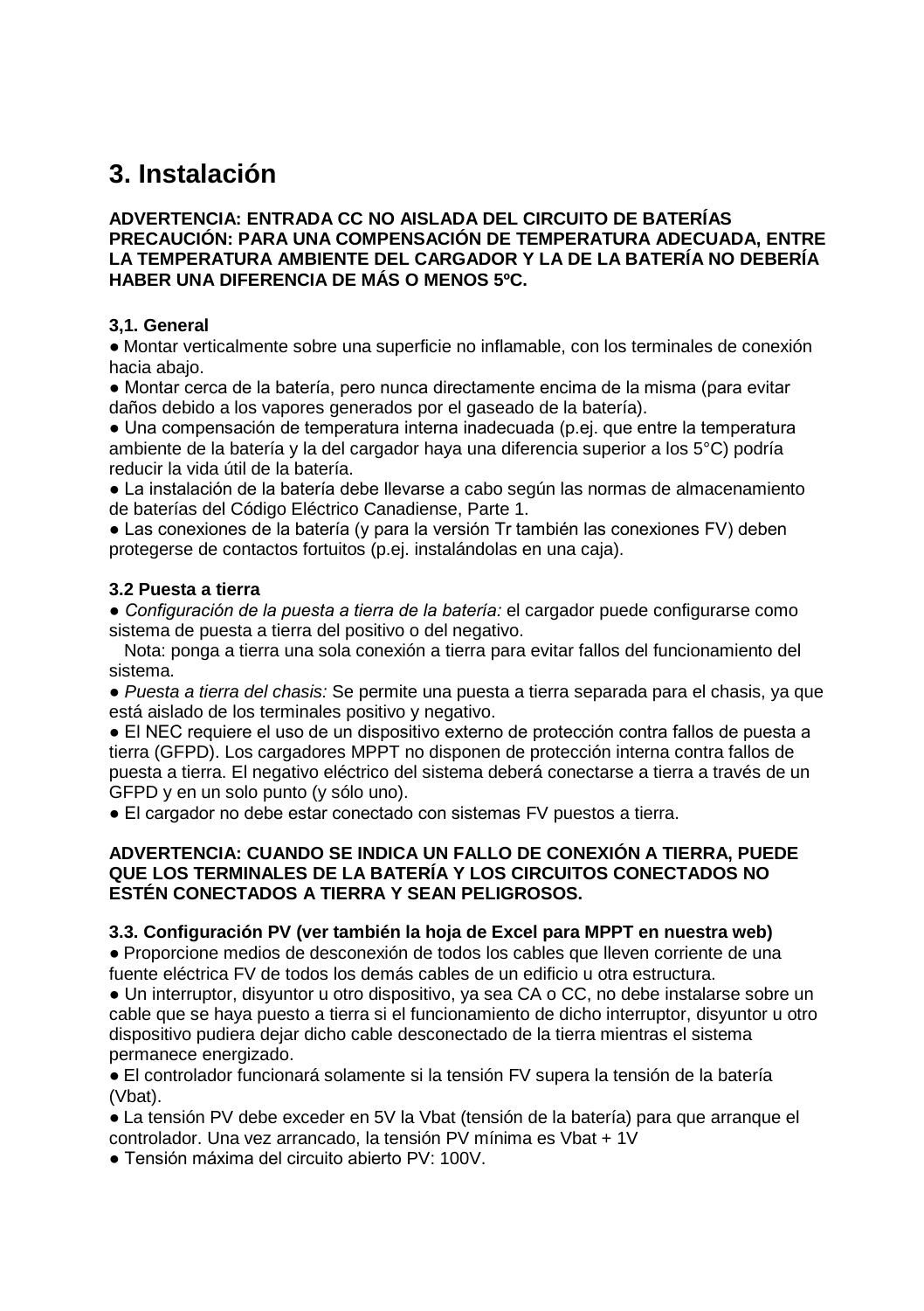# 3. Instalación

**ADVERTENCIA: ENTRADA CC NO AISLADA DEL CIRCUITO DE BATERÍAS**
**PRECAUCIÓN: PARA UNA COMPENSACIÓN DE TEMPERATURA ADECUADA, ENTRE LA TEMPERATURA AMBIENTE DEL CARGADOR Y LA DE LA BATERÍA NO DEBERÍA HABER UNA DIFERENCIA DE MÁS O MENOS 5ºC.**

### 3,1. General

● Montar verticalmente sobre una superficie no inflamable, con los terminales de conexión hacia abajo.
● Montar cerca de la batería, pero nunca directamente encima de la misma (para evitar daños debido a los vapores generados por el gaseado de la batería).
● Una compensación de temperatura interna inadecuada (p.ej. que entre la temperatura ambiente de la batería y la del cargador haya una diferencia superior a los 5°C) podría reducir la vida útil de la batería.
● La instalación de la batería debe llevarse a cabo según las normas de almacenamiento de baterías del Código Eléctrico Canadiense, Parte 1.
● Las conexiones de la batería (y para la versión Tr también las conexiones FV) deben protegerse de contactos fortuitos (p.ej. instalándolas en una caja).

### 3.2 Puesta a tierra

● *Configuración de la puesta a tierra de la batería:* el cargador puede configurarse como sistema de puesta a tierra del positivo o del negativo.
Nota: ponga a tierra una sola conexión a tierra para evitar fallos del funcionamiento del sistema.
● *Puesta a tierra del chasis:* Se permite una puesta a tierra separada para el chasis, ya que está aislado de los terminales positivo y negativo.
● El NEC requiere el uso de un dispositivo externo de protección contra fallos de puesta a tierra (GFPD). Los cargadores MPPT no disponen de protección interna contra fallos de puesta a tierra. El negativo eléctrico del sistema deberá conectarse a tierra a través de un GFPD y en un solo punto (y sólo uno).
● El cargador no debe estar conectado con sistemas FV puestos a tierra.

**ADVERTENCIA: CUANDO SE INDICA UN FALLO DE CONEXIÓN A TIERRA, PUEDE QUE LOS TERMINALES DE LA BATERÍA Y LOS CIRCUITOS CONECTADOS NO ESTÉN CONECTADOS A TIERRA Y SEAN PELIGROSOS.**

### 3.3. Configuración PV (ver también la hoja de Excel para MPPT en nuestra web)

● Proporcione medios de desconexión de todos los cables que lleven corriente de una fuente eléctrica FV de todos los demás cables de un edificio u otra estructura.
● Un interruptor, disyuntor u otro dispositivo, ya sea CA o CC, no debe instalarse sobre un cable que se haya puesto a tierra si el funcionamiento de dicho interruptor, disyuntor u otro dispositivo pudiera dejar dicho cable desconectado de la tierra mientras el sistema permanece energizado.
● El controlador funcionará solamente si la tensión FV supera la tensión de la batería (Vbat).
● La tensión PV debe exceder en 5V la Vbat (tensión de la batería) para que arranque el controlador. Una vez arrancado, la tensión PV mínima es Vbat + 1V
● Tensión máxima del circuito abierto PV: 100V.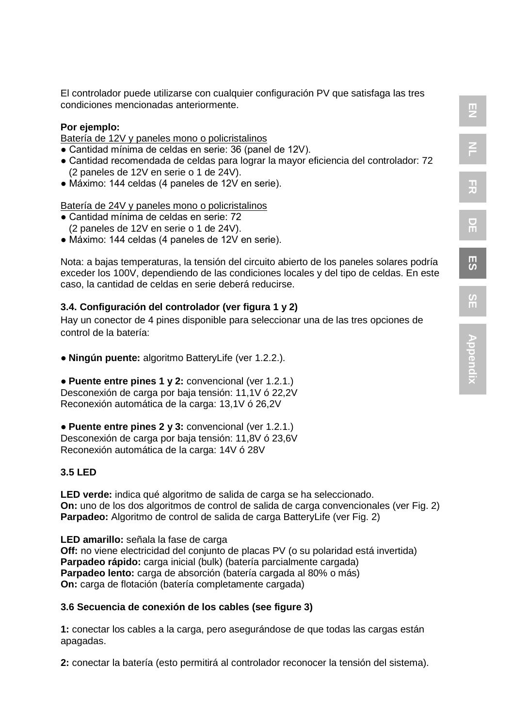El controlador puede utilizarse con cualquier configuración PV que satisfaga las tres condiciones mencionadas anteriormente.

**Por ejemplo:**

Batería de 12V y paneles mono o policristalinos

- Cantidad mínima de celdas en serie: 36 (panel de 12V).
- Cantidad recomendada de celdas para lograr la mayor eficiencia del controlador: 72 (2 paneles de 12V en serie o 1 de 24V).
- Máximo: 144 celdas (4 paneles de 12V en serie).

Batería de 24V y paneles mono o policristalinos

- Cantidad mínima de celdas en serie: 72 (2 paneles de 12V en serie o 1 de 24V).
- Máximo: 144 celdas (4 paneles de 12V en serie).

Nota: a bajas temperaturas, la tensión del circuito abierto de los paneles solares podría exceder los 100V, dependiendo de las condiciones locales y del tipo de celdas. En este caso, la cantidad de celdas en serie deberá reducirse.

### 3.4. Configuración del controlador (ver figura 1 y 2)

Hay un conector de 4 pines disponible para seleccionar una de las tres opciones de control de la batería:

- **Ningún puente:** algoritmo BatteryLife (ver 1.2.2.).

- **Puente entre pines 1 y 2:** convencional (ver 1.2.1.)
Desconexión de carga por baja tensión: 11,1V ó 22,2V
Reconexión automática de la carga: 13,1V ó 26,2V

- **Puente entre pines 2 y 3:** convencional (ver 1.2.1.)
Desconexión de carga por baja tensión: 11,8V ó 23,6V
Reconexión automática de la carga: 14V ó 28V

### 3.5 LED

**LED verde:** indica qué algoritmo de salida de carga se ha seleccionado.
**On:** uno de los dos algoritmos de control de salida de carga convencionales (ver Fig. 2)
**Parpadeo:** Algoritmo de control de salida de carga BatteryLife (ver Fig. 2)

**LED amarillo:** señala la fase de carga
**Off:** no viene electricidad del conjunto de placas PV (o su polaridad está invertida)
**Parpadeo rápido:** carga inicial (bulk) (batería parcialmente cargada)
**Parpadeo lento:** carga de absorción (batería cargada al 80% o más)
**On:** carga de flotación (batería completamente cargada)

### 3.6 Secuencia de conexión de los cables (see figure 3)

**1:** conectar los cables a la carga, pero asegurándose de que todas las cargas están apagadas.

**2:** conectar la batería (esto permitirá al controlador reconocer la tensión del sistema).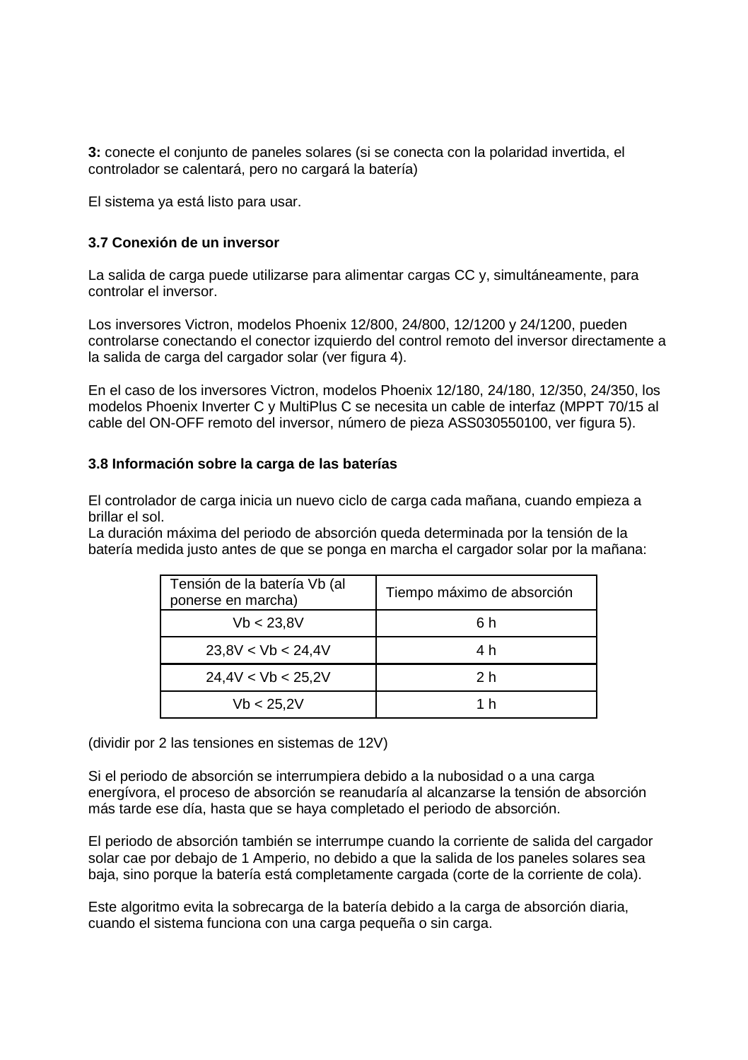**3:** conecte el conjunto de paneles solares (si se conecta con la polaridad invertida, el controlador se calentará, pero no cargará la batería)

El sistema ya está listo para usar.

### 3.7 Conexión de un inversor

La salida de carga puede utilizarse para alimentar cargas CC y, simultáneamente, para controlar el inversor.

Los inversores Victron, modelos Phoenix 12/800, 24/800, 12/1200 y 24/1200, pueden controlarse conectando el conector izquierdo del control remoto del inversor directamente a la salida de carga del cargador solar (ver figura 4).

En el caso de los inversores Victron, modelos Phoenix 12/180, 24/180, 12/350, 24/350, los modelos Phoenix Inverter C y MultiPlus C se necesita un cable de interfaz (MPPT 70/15 al cable del ON-OFF remoto del inversor, número de pieza ASS030550100, ver figura 5).

### 3.8 Información sobre la carga de las baterías

El controlador de carga inicia un nuevo ciclo de carga cada mañana, cuando empieza a brillar el sol.
La duración máxima del periodo de absorción queda determinada por la tensión de la batería medida justo antes de que se ponga en marcha el cargador solar por la mañana:

| Tensión de la batería Vb (al ponerse en marcha) | Tiempo máximo de absorción |
|---|---|
| Vb < 23,8V | 6 h |
| 23,8V < Vb < 24,4V | 4 h |
| 24,4V < Vb < 25,2V | 2 h |
| Vb < 25,2V | 1 h |

(dividir por 2 las tensiones en sistemas de 12V)

Si el periodo de absorción se interrumpiera debido a la nubosidad o a una carga energívora, el proceso de absorción se reanudaría al alcanzarse la tensión de absorción más tarde ese día, hasta que se haya completado el periodo de absorción.

El periodo de absorción también se interrumpe cuando la corriente de salida del cargador solar cae por debajo de 1 Amperio, no debido a que la salida de los paneles solares sea baja, sino porque la batería está completamente cargada (corte de la corriente de cola).

Este algoritmo evita la sobrecarga de la batería debido a la carga de absorción diaria, cuando el sistema funciona con una carga pequeña o sin carga.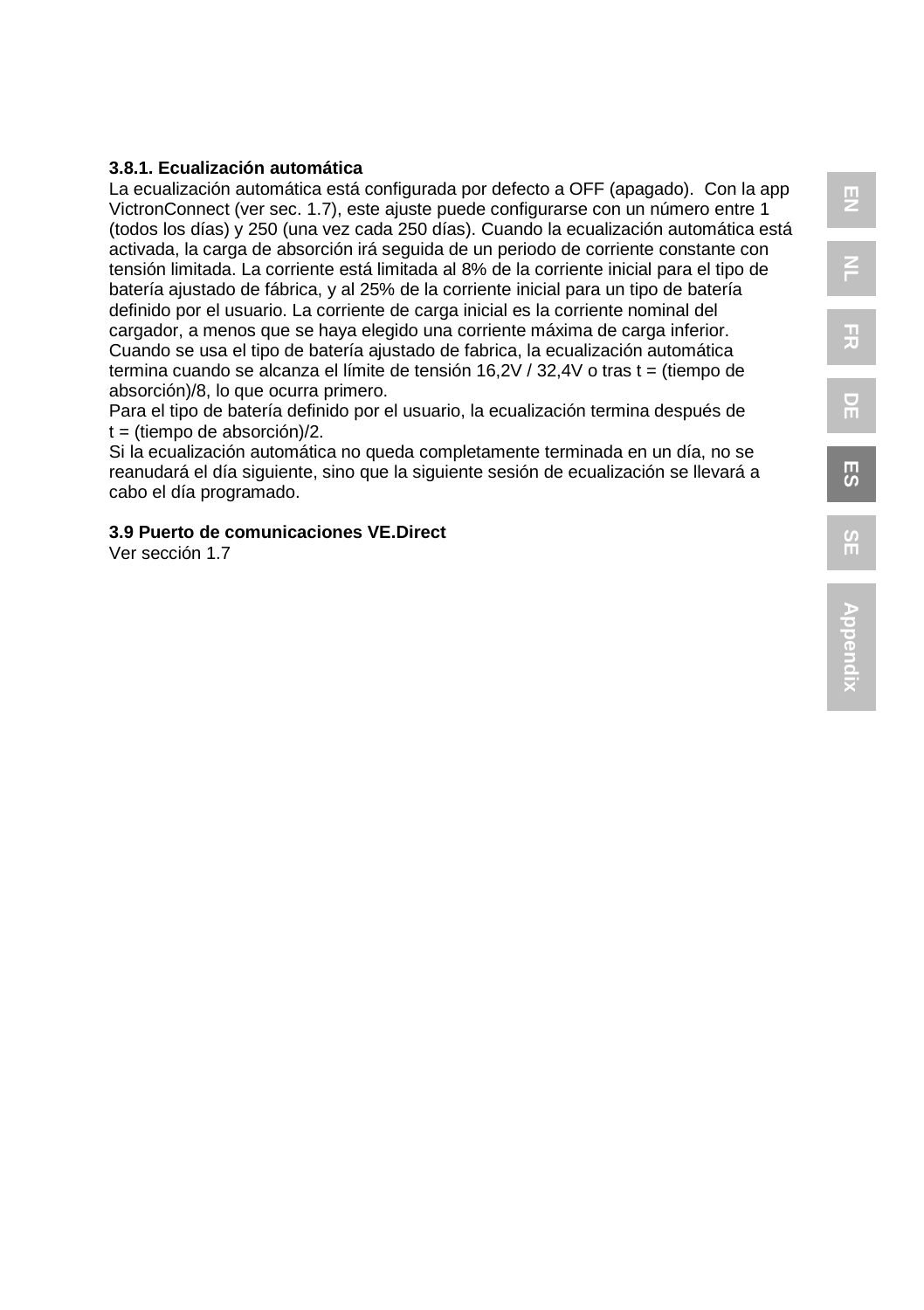### 3.8.1. Ecualización automática

La ecualización automática está configurada por defecto a OFF (apagado). Con la app VictronConnect (ver sec. 1.7), este ajuste puede configurarse con un número entre 1 (todos los días) y 250 (una vez cada 250 días). Cuando la ecualización automática está activada, la carga de absorción irá seguida de un periodo de corriente constante con tensión limitada. La corriente está limitada al 8% de la corriente inicial para el tipo de batería ajustado de fábrica, y al 25% de la corriente inicial para un tipo de batería definido por el usuario. La corriente de carga inicial es la corriente nominal del cargador, a menos que se haya elegido una corriente máxima de carga inferior.
Cuando se usa el tipo de batería ajustado de fabrica, la ecualización automática termina cuando se alcanza el límite de tensión 16,2V / 32,4V o tras t = (tiempo de absorción)/8, lo que ocurra primero.
Para el tipo de batería definido por el usuario, la ecualización termina después de t = (tiempo de absorción)/2.
Si la ecualización automática no queda completamente terminada en un día, no se reanudará el día siguiente, sino que la siguiente sesión de ecualización se llevará a cabo el día programado.

### 3.9 Puerto de comunicaciones VE.Direct

Ver sección 1.7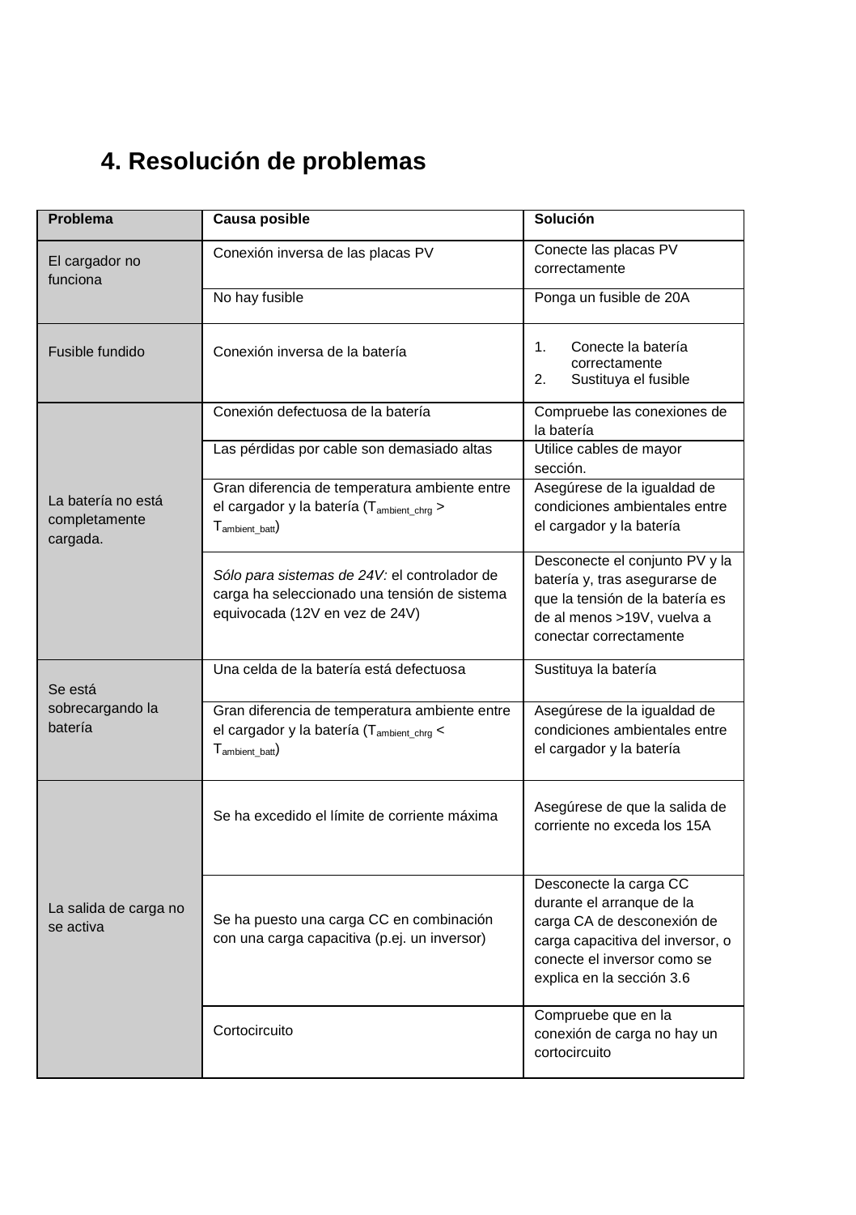## 4. Resolución de problemas

| Problema | Causa posible | Solución |
|---|---|---|
| El cargador no funciona | Conexión inversa de las placas PV | Conecte las placas PV correctamente |
| | No hay fusible | Ponga un fusible de 20A |
| Fusible fundido | Conexión inversa de la batería | 1. Conecte la batería correctamente<br>2. Sustituya el fusible |
| La batería no está completamente cargada. | Conexión defectuosa de la batería | Compruebe las conexiones de la batería |
| | Las pérdidas por cable son demasiado altas | Utilice cables de mayor sección. |
| | Gran diferencia de temperatura ambiente entre el cargador y la batería ($T_{ambient\_chrg} > T_{ambient\_batt}$) | Asegúrese de la igualdad de condiciones ambientales entre el cargador y la batería |
| | *Sólo para sistemas de 24V:* el controlador de carga ha seleccionado una tensión de sistema equivocada (12V en vez de 24V) | Desconecte el conjunto PV y la batería y, tras asegurarse de que la tensión de la batería es de al menos >19V, vuelva a conectar correctamente |
| Se está sobrecargando la batería | Una celda de la batería está defectuosa | Sustituya la batería |
| | Gran diferencia de temperatura ambiente entre el cargador y la batería ($T_{ambient\_chrg} < T_{ambient\_batt}$) | Asegúrese de la igualdad de condiciones ambientales entre el cargador y la batería |
| La salida de carga no se activa | Se ha excedido el límite de corriente máxima | Asegúrese de que la salida de corriente no exceda los 15A |
| | Se ha puesto una carga CC en combinación con una carga capacitiva (p.ej. un inversor) | Desconecte la carga CC durante el arranque de la carga CA de desconexión de carga capacitiva del inversor, o conecte el inversor como se explica en la sección 3.6 |
| | Cortocircuito | Compruebe que en la conexión de carga no hay un cortocircuito |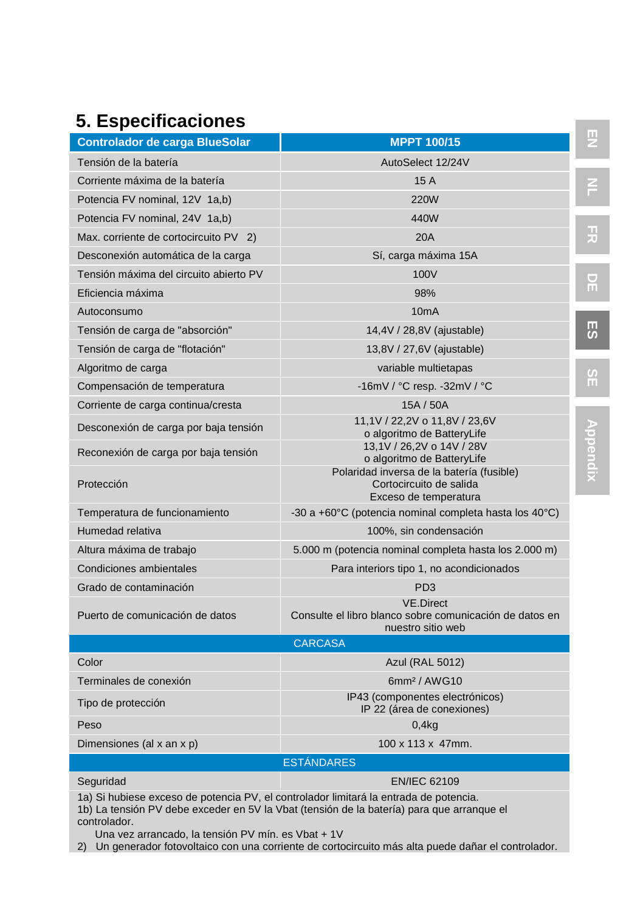# 5. Especificaciones

| Controlador de carga BlueSolar | MPPT 100/15 |
|---|---|
| Tensión de la batería | AutoSelect 12/24V |
| Corriente máxima de la batería | 15 A |
| Potencia FV nominal, 12V 1a,b) | 220W |
| Potencia FV nominal, 24V 1a,b) | 440W |
| Max. corriente de cortocircuito PV 2) | 20A |
| Desconexión automática de la carga | Sí, carga máxima 15A |
| Tensión máxima del circuito abierto PV | 100V |
| Eficiencia máxima | 98% |
| Autoconsumo | 10mA |
| Tensión de carga de "absorción" | 14,4V / 28,8V (ajustable) |
| Tensión de carga de "flotación" | 13,8V / 27,6V (ajustable) |
| Algoritmo de carga | variable multietapas |
| Compensación de temperatura | -16mV / °C resp. -32mV / °C |
| Corriente de carga continua/cresta | 15A / 50A |
| Desconexión de carga por baja tensión | 11,1V / 22,2V o 11,8V / 23,6V o algoritmo de BatteryLife |
| Reconexión de carga por baja tensión | 13,1V / 26,2V o 14V / 28V o algoritmo de BatteryLife |
| Protección | Polaridad inversa de la batería (fusible) Cortocircuito de salida Exceso de temperatura |
| Temperatura de funcionamiento | -30 a +60°C (potencia nominal completa hasta los 40°C) |
| Humedad relativa | 100%, sin condensación |
| Altura máxima de trabajo | 5.000 m (potencia nominal completa hasta los 2.000 m) |
| Condiciones ambientales | Para interiores tipo 1, no acondicionados |
| Grado de contaminación | PD3 |
| Puerto de comunicación de datos | VE.Direct Consulte el libro blanco sobre comunicación de datos en nuestro sitio web |
| **CARCASA** | |
| Color | Azul (RAL 5012) |
| Terminales de conexión | 6mm² / AWG10 |
| Tipo de protección | IP43 (componentes electrónicos) IP 22 (área de conexiones) |
| Peso | 0,4kg |
| Dimensiones (al x an x p) | 100 x 113 x 47mm. |
| **ESTÁNDARES** | |
| Seguridad | EN/IEC 62109 |

1a) Si hubiese exceso de potencia PV, el controlador limitará la entrada de potencia.
1b) La tensión PV debe exceder en 5V la Vbat (tensión de la batería) para que arranque el controlador.
Una vez arrancado, la tensión PV mín. es Vbat + 1V
2) Un generador fotovoltaico con una corriente de cortocircuito más alta puede dañar el controlador.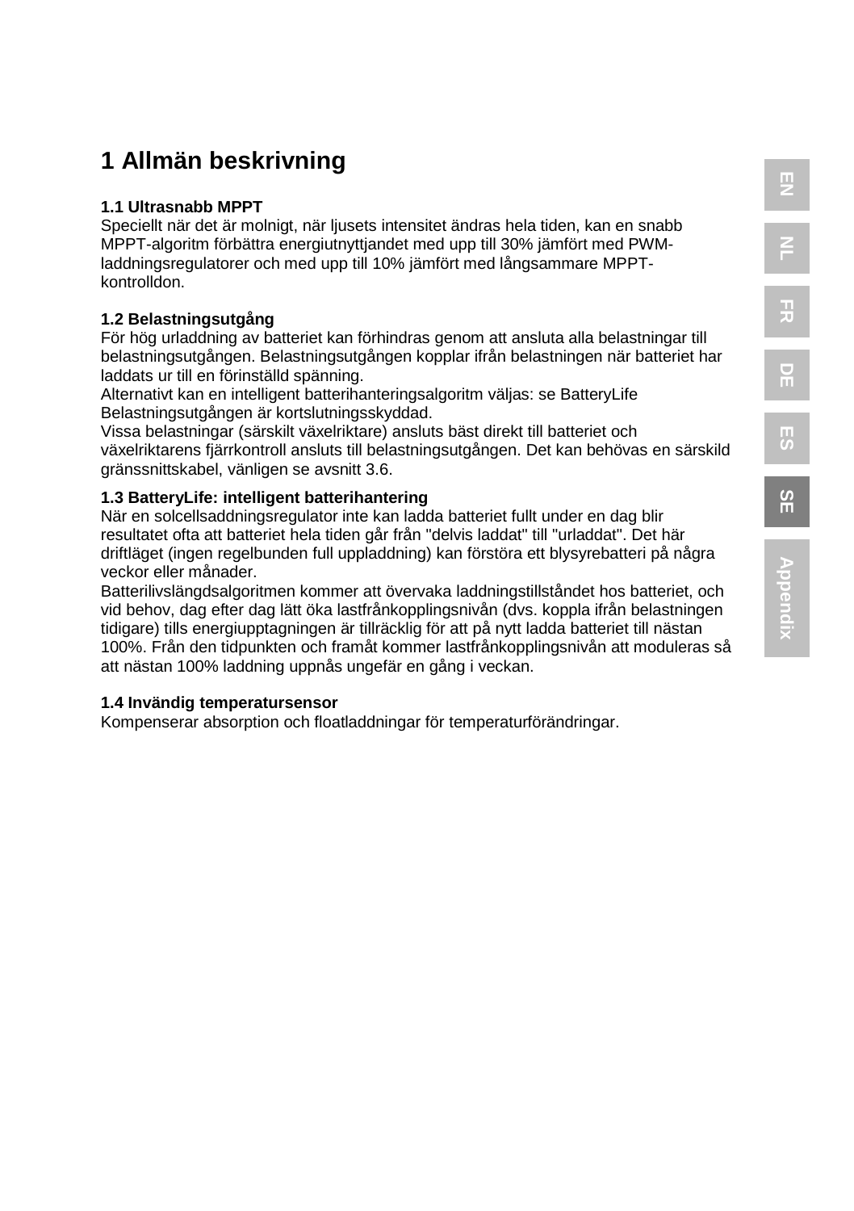# 1 Allmän beskrivning

### 1.1 Ultrasnabb MPPT

Speciellt när det är molnigt, när ljusets intensitet ändras hela tiden, kan en snabb MPPT-algoritm förbättra energiutnyttjandet med upp till 30% jämfört med PWM-laddningsregulatorer och med upp till 10% jämfört med långsammare MPPT-kontrolldon.

### 1.2 Belastningsutgång

För hög urladdning av batteriet kan förhindras genom att ansluta alla belastningar till belastningsutgången. Belastningsutgången kopplar ifrån belastningen när batteriet har laddats ur till en förinställd spänning.
Alternativt kan en intelligent batterihanteringsalgoritm väljas: se BatteryLife
Belastningsutgången är kortslutningsskyddad.
Vissa belastningar (särskilt växelriktare) ansluts bäst direkt till batteriet och växelriktarens fjärrkontroll ansluts till belastningsutgången. Det kan behövas en särskild gränssnittskabel, vänligen se avsnitt 3.6.

### 1.3 BatteryLife: intelligent batterihantering

När en solcellsaddningsregulator inte kan ladda batteriet fullt under en dag blir resultatet ofta att batteriet hela tiden går från "delvis laddat" till "urladdat". Det här driftläget (ingen regelbunden full uppladdning) kan förstöra ett blysyrebatteri på några veckor eller månader.
Batterilivslängdsalgoritmen kommer att övervaka laddningstillståndet hos batteriet, och vid behov, dag efter dag lätt öka lastfrånkopplingsnivån (dvs. koppla ifrån belastningen tidigare) tills energiupptagningen är tillräcklig för att på nytt ladda batteriet till nästan 100%. Från den tidpunkten och framåt kommer lastfrånkopplingsnivån att moduleras så att nästan 100% laddning uppnås ungefär en gång i veckan.

### 1.4 Invändig temperatursensor

Kompenserar absorption och floatladdningar för temperaturförändringar.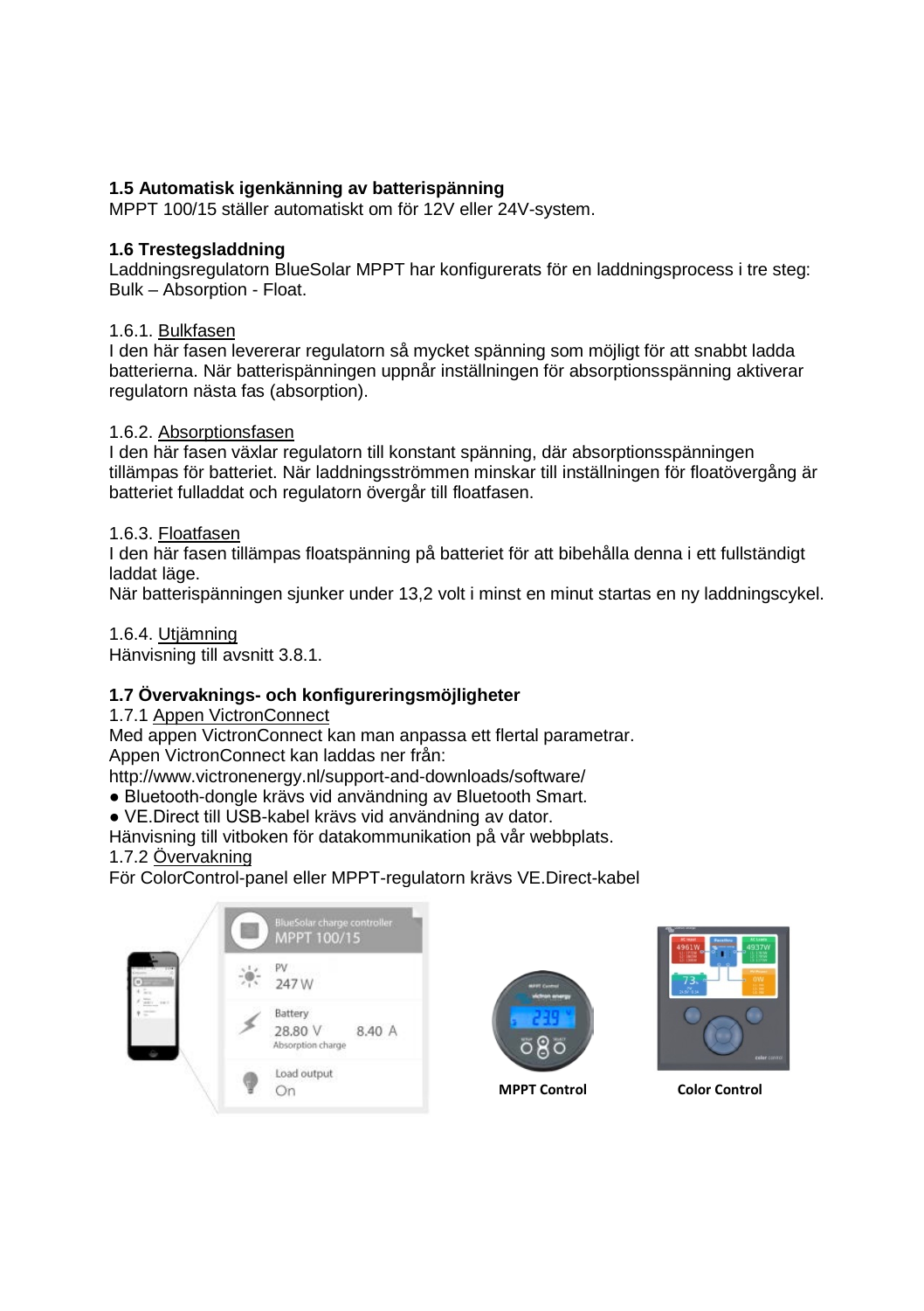## 1.5 Automatisk igenkänning av batterispänning

MPPT 100/15 ställer automatiskt om för 12V eller 24V-system.

## 1.6 Trestegsladdning

Laddningsregulatorn BlueSolar MPPT har konfigurerats för en laddningsprocess i tre steg: Bulk – Absorption - Float.

### 1.6.1. Bulkfasen

I den här fasen levererar regulatorn så mycket spänning som möjligt för att snabbt ladda batterierna. När batterispänningen uppnår inställningen för absorptionsspänning aktiverar regulatorn nästa fas (absorption).

### 1.6.2. Absorptionsfasen

I den här fasen växlar regulatorn till konstant spänning, där absorptionsspänningen tillämpas för batteriet. När laddningsströmmen minskar till inställningen för floatövergång är batteriet fulladdat och regulatorn övergår till floatfasen.

### 1.6.3. Floatfasen

I den här fasen tillämpas floatspänning på batteriet för att bibehålla denna i ett fullständigt laddat läge.
När batterispänningen sjunker under 13,2 volt i minst en minut startas en ny laddningscykel.

### 1.6.4. Utjämning

Hänvisning till avsnitt 3.8.1.

## 1.7 Övervaknings- och konfigureringsmöjligheter

### 1.7.1 Appen VictronConnect

Med appen VictronConnect kan man anpassa ett flertal parametrar.
Appen VictronConnect kan laddas ner från:
http://www.victronenergy.nl/support-and-downloads/software/

- Bluetooth-dongle krävs vid användning av Bluetooth Smart.
- VE.Direct till USB-kabel krävs vid användning av dator.

Hänvisning till vitboken för datakommunikation på vår webbplats.

### 1.7.2 Övervakning

För ColorControl-panel eller MPPT-regulatorn krävs VE.Direct-kabel

MPPT Control

Color Control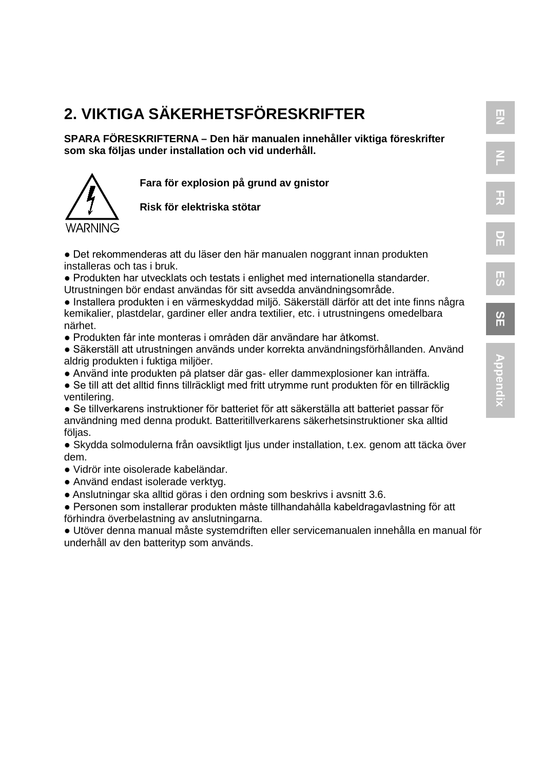## 2. VIKTIGA SÄKERHETSFÖRESKRIFTER

**SPARA FÖRESKRIFTERNA – Den här manualen innehåller viktiga föreskrifter som ska följas under installation och vid underhåll.**

WARNING

**Fara för explosion på grund av gnistor**

**Risk för elektriska stötar**

- Det rekommenderas att du läser den här manualen noggrant innan produkten installeras och tas i bruk.
- Produkten har utvecklats och testats i enlighet med internationella standarder. Utrustningen bör endast användas för sitt avsedda användningsområde.
- Installera produkten i en värmeskyddad miljö. Säkerställ därför att det inte finns några kemikalier, plastdelar, gardiner eller andra textilier, etc. i utrustningens omedelbara närhet.
- Produkten får inte monteras i områden där användare har åtkomst.
- Säkerställ att utrustningen används under korrekta användningsförhållanden. Använd aldrig produkten i fuktiga miljöer.
- Använd inte produkten på platser där gas- eller dammexplosioner kan inträffa.
- Se till att det alltid finns tillräckligt med fritt utrymme runt produkten för en tillräcklig ventilering.
- Se tillverkarens instruktioner för batteriet för att säkerställa att batteriet passar för användning med denna produkt. Batteritillverkarens säkerhetsinstruktioner ska alltid följas.
- Skydda solmodulerna från oavsiktligt ljus under installation, t.ex. genom att täcka över dem.
- Vidrör inte oisolerade kabeländar.
- Använd endast isolerade verktyg.
- Anslutningar ska alltid göras i den ordning som beskrivs i avsnitt 3.6.
- Personen som installerar produkten måste tillhandahålla kabeldragavlastning för att förhindra överbelastning av anslutningarna.
- Utöver denna manual måste systemdriften eller servicemanualen innehålla en manual för underhåll av den batterityp som används.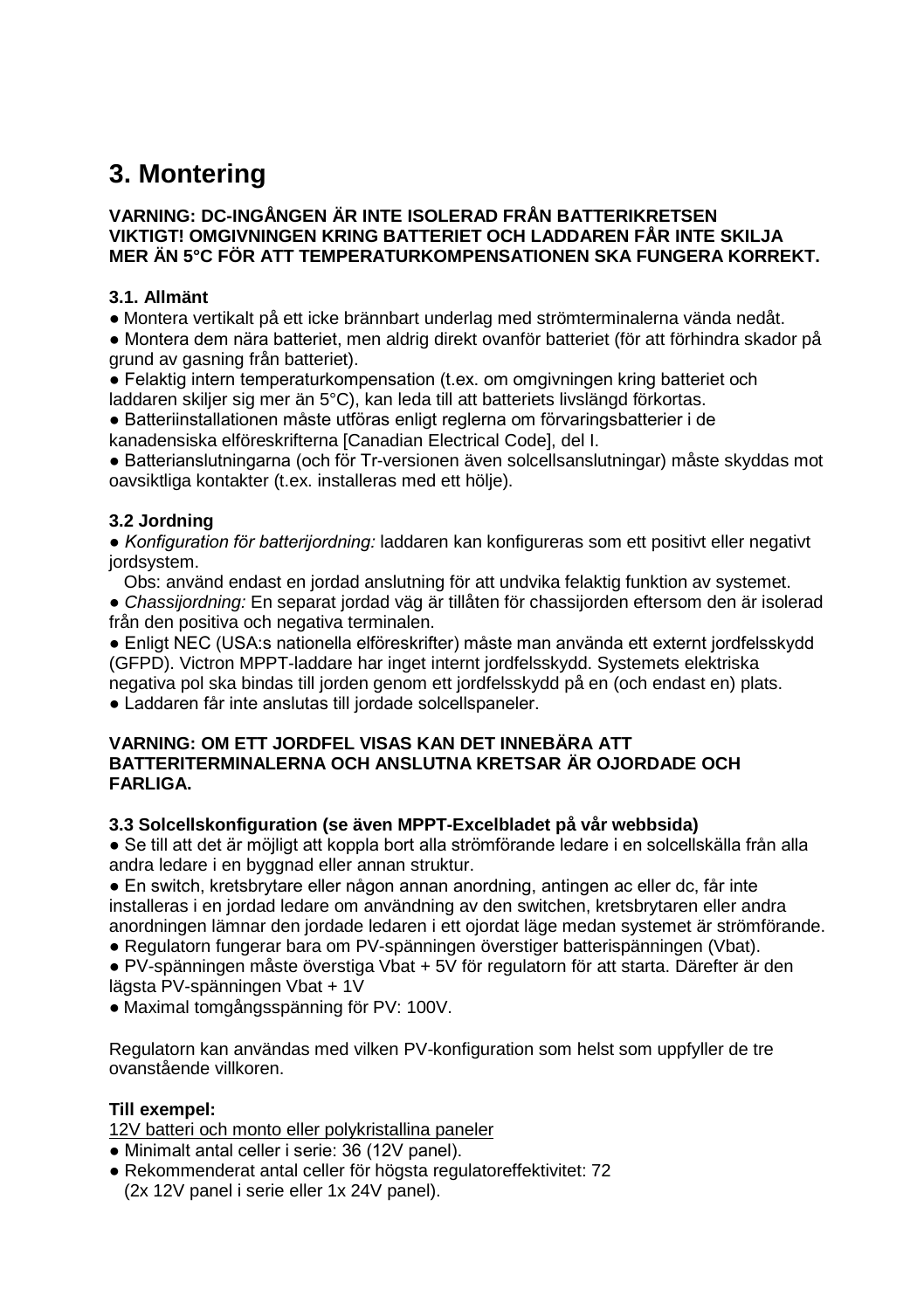# 3. Montering

**VARNING: DC-INGÅNGEN ÄR INTE ISOLERAD FRÅN BATTERIKRETSEN**
**VIKTIGT! OMGIVNINGEN KRING BATTERIET OCH LADDAREN FÅR INTE SKILJA MER ÄN 5°C FÖR ATT TEMPERATURKOMPENSATIONEN SKA FUNGERA KORREKT.**

### 3.1. Allmänt

● Montera vertikalt på ett icke brännbart underlag med strömterminalerna vända nedåt.
● Montera dem nära batteriet, men aldrig direkt ovanför batteriet (för att förhindra skador på grund av gasning från batteriet).
● Felaktig intern temperaturkompensation (t.ex. om omgivningen kring batteriet och laddaren skiljer sig mer än 5°C), kan leda till att batteriets livslängd förkortas.
● Batteriinstallationen måste utföras enligt reglerna om förvaringsbatterier i de kanadensiska elföreskrifterna [Canadian Electrical Code], del I.
● Batterianslutningarna (och för Tr-versionen även solcellsanslutningar) måste skyddas mot oavsiktliga kontakter (t.ex. installeras med ett hölje).

### 3.2 Jordning

● *Konfiguration för batterijordning:* laddaren kan konfigureras som ett positivt eller negativt jordsystem.
Obs: använd endast en jordad anslutning för att undvika felaktig funktion av systemet.
● *Chassijordning:* En separat jordad väg är tillåten för chassijorden eftersom den är isolerad från den positiva och negativa terminalen.
● Enligt NEC (USA:s nationella utföreskrifter) måste man använda ett externt jordfelsskydd (GFPD). Victron MPPT-laddare har inget internt jordfelsskydd. Systemets elektriska negativa pol ska bindas till jorden genom ett jordfelsskydd på en (och endast en) plats.
● Laddaren får inte anslutas till jordade solcellspaneler.

**VARNING: OM ETT JORDFEL VISAS KAN DET INNEBÄRA ATT BATTERITERMINALERNA OCH ANSLUTNA KRETSAR ÄR OJORDADE OCH FARLIGA.**

### 3.3 Solcellskonfiguration (se även MPPT-Excelbladet på vår webbsida)

● Se till att det är möjligt att koppla bort alla strömförande ledare i en solcellskälla från alla andra ledare i en byggnad eller annan struktur.
● En switch, kretsbrytare eller någon annan anordning, antingen ac eller dc, får inte installeras i en jordad ledare om användning av den switchen, kretsbrytaren eller andra anordningen lämnar den jordade ledaren i ett ojordat läge medan systemet är strömförande.
● Regulatorn fungerar bara om PV-spänningen överstiger batterispänningen (Vbat).
● PV-spänningen måste överstiga Vbat + 5V för regulatorn för att starta. Därefter är den lägsta PV-spänningen Vbat + 1V
● Maximal tomgångsspänning för PV: 100V.

Regulatorn kan användas med vilken PV-konfiguration som helst som uppfyller de tre ovanstående villkoren.

**Till exempel:**

<u>12V batteri och monto eller polykristallina paneler</u>
● Minimalt antal celler i serie: 36 (12V panel).
● Rekommenderat antal celler för högsta regulatoreffektivitet: 72
(2x 12V panel i serie eller 1x 24V panel).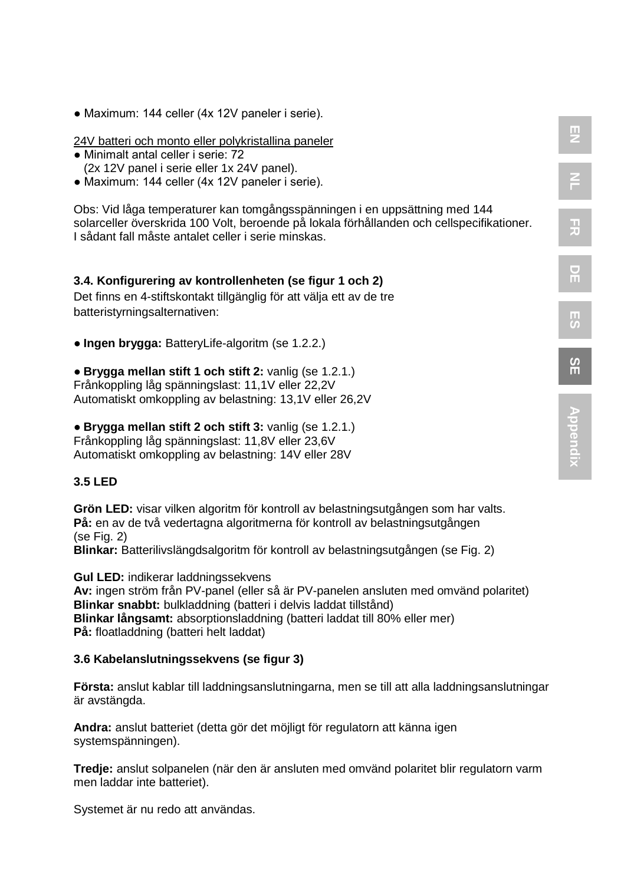● Maximum: 144 celler (4x 12V paneler i serie).

<u>24V batteri och monto eller polykristallina paneler</u>

● Minimalt antal celler i serie: 72
  (2x 12V panel i serie eller 1x 24V panel).
● Maximum: 144 celler (4x 12V paneler i serie).

Obs: Vid låga temperaturer kan tomgångsspänningen i en uppsättning med 144 solarceller överskrida 100 Volt, beroende på lokala förhållanden och cellspecifikationer. I sådant fall måste antalet celler i serie minskas.

### 3.4. Konfigurering av kontrollenheten (se figur 1 och 2)

Det finns en 4-stiftskontakt tillgänglig för att välja ett av de tre batteristyrningsalternativen:

● **Ingen brygga:** BatteryLife-algoritm (se 1.2.2.)

● **Brygga mellan stift 1 och stift 2:** vanlig (se 1.2.1.)
Frånkoppling låg spänningslast: 11,1V eller 22,2V
Automatiskt omkoppling av belastning: 13,1V eller 26,2V

● **Brygga mellan stift 2 och stift 3:** vanlig (se 1.2.1.)
Frånkoppling låg spänningslast: 11,8V eller 23,6V
Automatiskt omkoppling av belastning: 14V eller 28V

### 3.5 LED

**Grön LED:** visar vilken algoritm för kontroll av belastningsutgången som har valts.
**På:** en av de två vedertagna algoritmerna för kontroll av belastningsutgången (se Fig. 2)
**Blinkar:** Batterilivslängdsalgoritm för kontroll av belastningsutgången (se Fig. 2)

**Gul LED:** indikerar laddningssekvens
**Av:** ingen ström från PV-panel (eller så är PV-panelen ansluten med omvänd polaritet)
**Blinkar snabbt:** bulkladdning (batteri i delvis laddat tillstånd)
**Blinkar långsamt:** absorptionsladdning (batteri laddat till 80% eller mer)
**På:** floatladdning (batteri helt laddat)

### 3.6 Kabelanslutningssekvens (se figur 3)

**Första:** anslut kablar till laddningsanslutningarna, men se till att alla laddningsanslutningar är avstängda.

**Andra:** anslut batteriet (detta gör det möjligt för regulatorn att känna igen systemspänningen).

**Tredje:** anslut solpanelen (när den är ansluten med omvänd polaritet blir regulatorn varm men laddar inte batteriet).

Systemet är nu redo att användas.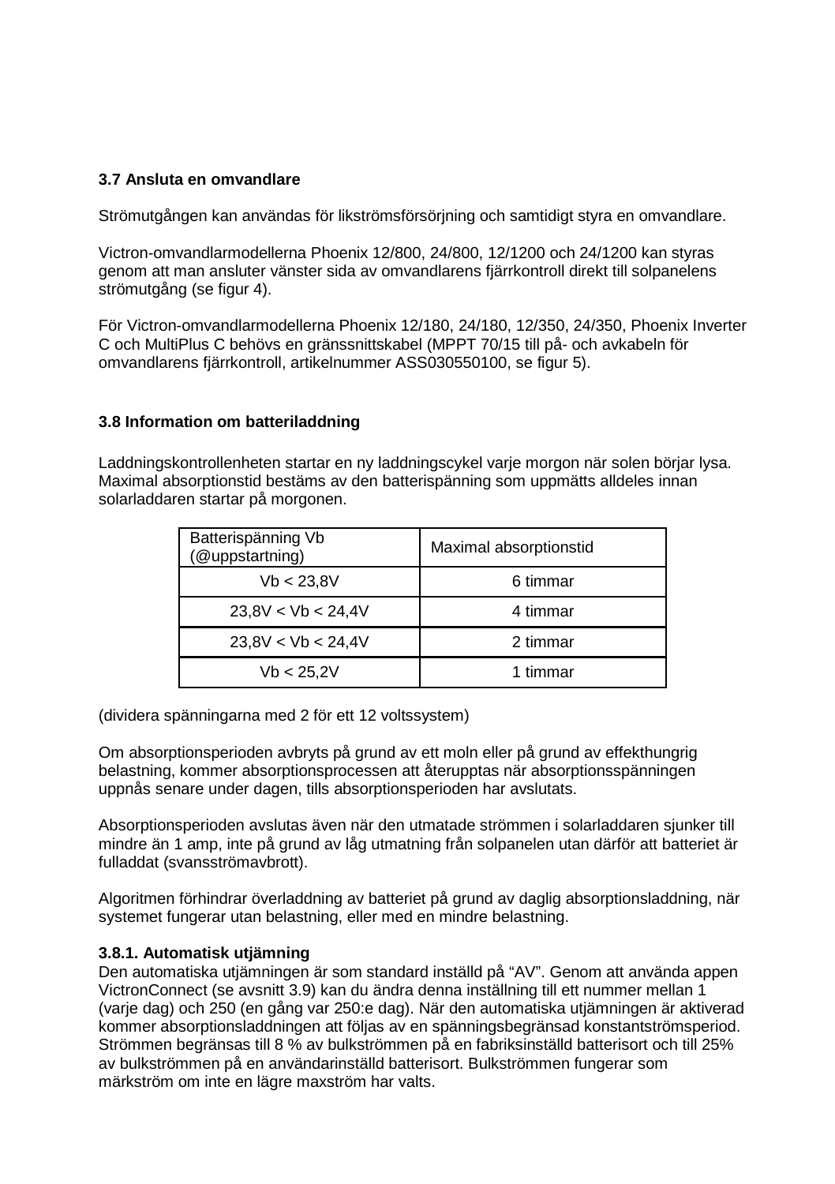### 3.7 Ansluta en omvandlare

Strömutgången kan användas för likströmsförsörjning och samtidigt styra en omvandlare.

Victron-omvandlarmodellerna Phoenix 12/800, 24/800, 12/1200 och 24/1200 kan styras genom att man ansluter vänster sida av omvandlarens fjärrkontroll direkt till solpanelens strömutgång (se figur 4).

För Victron-omvandlarmodellerna Phoenix 12/180, 24/180, 12/350, 24/350, Phoenix Inverter C och MultiPlus C behövs en gränssnittskabel (MPPT 70/15 till på- och avkabeln för omvandlarens fjärrkontroll, artikelnummer ASS030550100, se figur 5).

### 3.8 Information om batteriladdning

Laddningskontrollenheten startar en ny laddningscykel varje morgon när solen börjar lysa. Maximal absorptionstid bestäms av den batterispänning som uppmätts alldeles innan solarladdaren startar på morgonen.

| Batterispänning Vb (@uppstartning) | Maximal absorptionstid |
|---|---|
| Vb < 23,8V | 6 timmar |
| 23,8V < Vb < 24,4V | 4 timmar |
| 23,8V < Vb < 24,4V | 2 timmar |
| Vb < 25,2V | 1 timmar |

(dividera spänningarna med 2 för ett 12 voltssystem)

Om absorptionsperioden avbryts på grund av ett moln eller på grund av effekthungrig belastning, kommer absorptionsprocessen att återupptas när absorptionsspänningen uppnås senare under dagen, tills absorptionsperioden har avslutats.

Absorptionsperioden avslutas även när den utmatade strömmen i solarladdaren sjunker till mindre än 1 amp, inte på grund av låg utmatning från solpanelen utan därför att batteriet är fulladdat (svansströmavbrott).

Algoritmen förhindrar överladdning av batteriet på grund av daglig absorptionsladdning, när systemet fungerar utan belastning, eller med en mindre belastning.

#### 3.8.1. Automatisk utjämning

Den automatiska utjämningen är som standard inställd på "AV". Genom att använda appen VictronConnect (se avsnitt 3.9) kan du ändra denna inställning till ett nummer mellan 1 (varje dag) och 250 (en gång var 250:e dag). När den automatiska utjämningen är aktiverad kommer absorptionsladdningen att följas av en spänningsbegränsad konstantströmsperiod. Strömmen begränsas till 8 % av bulkströmmen på en fabriksinställd batterisort och till 25% av bulkströmmen på en användarinställd batterisort. Bulkströmmen fungerar som märkström om inte en lägre maxström har valts.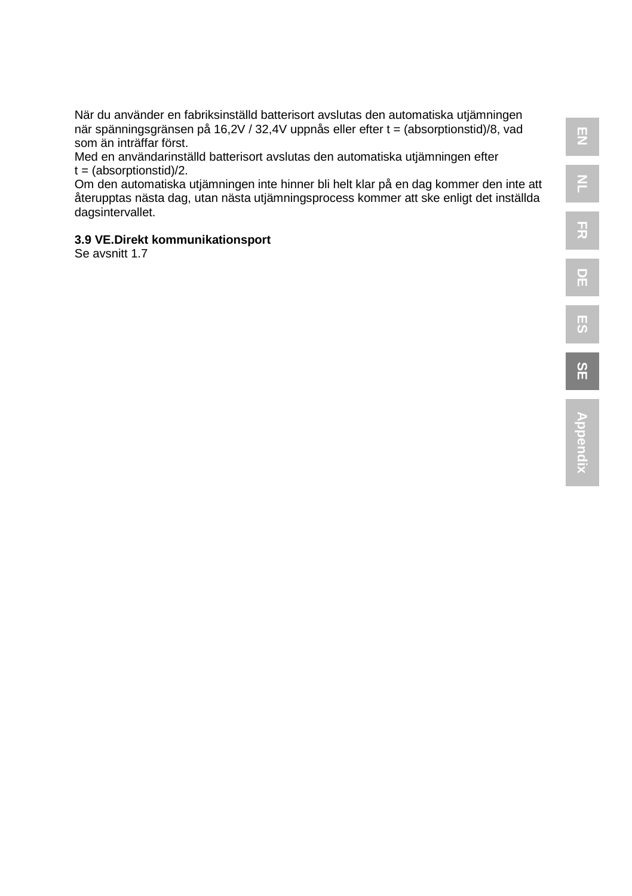När du använder en fabriksinställd batterisort avslutas den automatiska utjämningen när spänningsgränsen på 16,2V / 32,4V uppnås eller efter t = (absorptionstid)/8, vad som än inträffar först.
Med en användarinställd batterisort avslutas den automatiska utjämningen efter t = (absorptionstid)/2.
Om den automatiska utjämningen inte hinner bli helt klar på en dag kommer den inte att återupptas nästa dag, utan nästa utjämningsprocess kommer att ske enligt det inställda dagsintervallet.

### 3.9 VE.Direkt kommunikationsport

Se avsnitt 1.7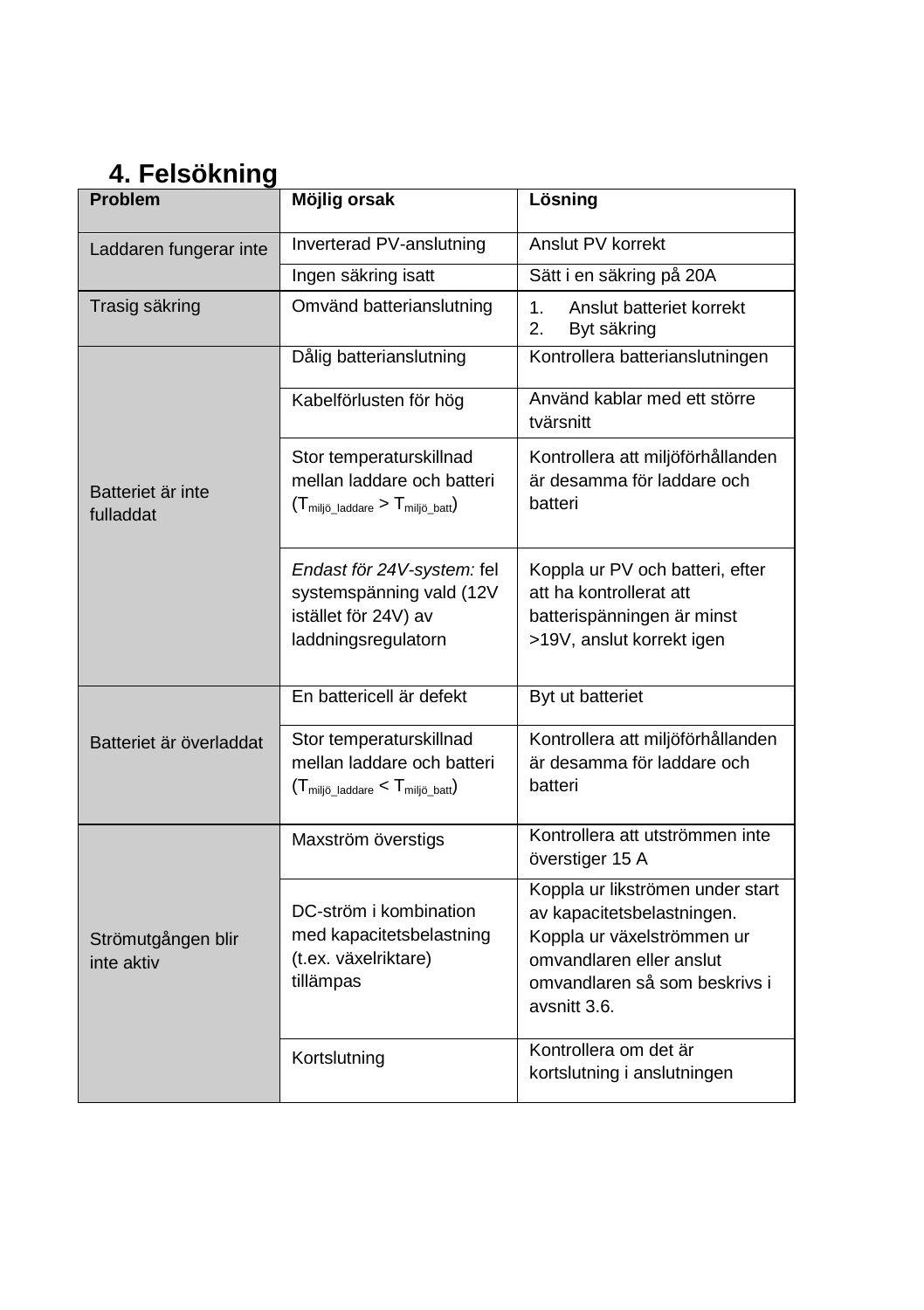## 4. Felsökning

| Problem | Möjlig orsak | Lösning |
|---|---|---|
| Laddaren fungerar inte | Inverterad PV-anslutning | Anslut PV korrekt |
| | Ingen säkring isatt | Sätt i en säkring på 20A |
| Trasig säkring | Omvänd batterianslutning | 1. Anslut batteriet korrekt<br>2. Byt säkring |
| Batteriet är inte fulladdat | Dålig batterianslutning | Kontrollera batterianslutningen |
| | Kabelförlusten för hög | Använd kablar med ett större tvärsnitt |
| | Stor temperaturskillnad mellan laddare och batteri ($T_{miljö\_laddare} > T_{miljö\_batt}$) | Kontrollera att miljöförhållanden är desamma för laddare och batteri |
| | *Endast för 24V-system:* fel systemspänning vald (12V istället för 24V) av laddningsregulatorn | Koppla ur PV och batteri, efter att ha kontrollerat att batterispänningen är minst >19V, anslut korrekt igen |
| Batteriet är överladdat | En battericell är defekt | Byt ut batteriet |
| | Stor temperaturskillnad mellan laddare och batteri ($T_{miljö\_laddare} < T_{miljö\_batt}$) | Kontrollera att miljöförhållanden är desamma för laddare och batteri |
| Strömutgången blir inte aktiv | Maxström överstigs | Kontrollera att utströmmen inte överstiger 15 A |
| | DC-ström i kombination med kapacitetsbelastning (t.ex. växelriktare) tillämpas | Koppla ur likströmen under start av kapacitetsbelastningen. Koppla ur växelströmmen ur omvandlaren eller anslut omvandlaren så som beskrivs i avsnitt 3.6. |
| | Kortslutning | Kontrollera om det är kortslutning i anslutningen |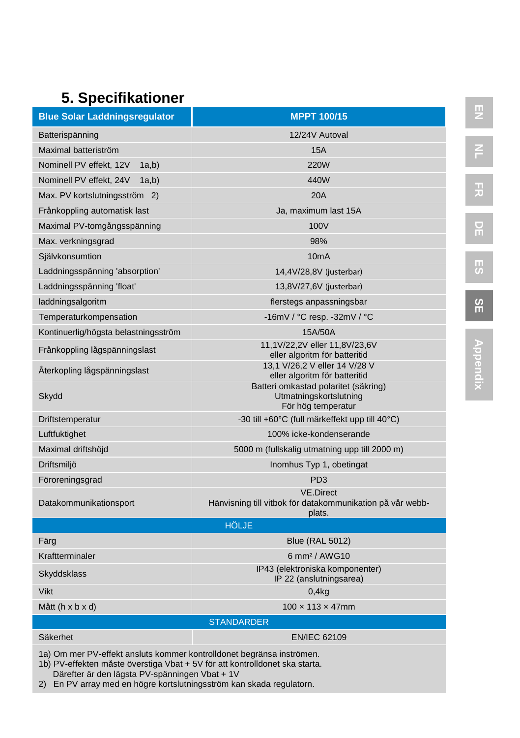# 5. Specifikationer

| Blue Solar Laddningsregulator | MPPT 100/15 |
|---|---|
| Batterispänning | 12/24V Autoval |
| Maximal batteriström | 15A |
| Nominell PV effekt, 12V 1a,b) | 220W |
| Nominell PV effekt, 24V 1a,b) | 440W |
| Max. PV kortslutningsström 2) | 20A |
| Frånkoppling automatisk last | Ja, maximum last 15A |
| Maximal PV-tomgångsspänning | 100V |
| Max. verkningsgrad | 98% |
| Självkonsumtion | 10mA |
| Laddningsspänning 'absorption' | 14,4V/28,8V (justerbar) |
| Laddningsspänning 'float' | 13,8V/27,6V (justerbar) |
| laddningsalgoritm | flerstegs anpassningsbar |
| Temperaturkompensation | -16mV / °C resp. -32mV / °C |
| Kontinuerlig/högsta belastningsström | 15A/50A |
| Frånkoppling lågspänningslast | 11,1V/22,2V eller 11,8V/23,6V eller algoritm för batteritid |
| Återkopling lågspänningslast | 13,1 V/26,2 V eller 14 V/28 V eller algoritm för batteritid |
| Skydd | Batteri omkastad polaritet (säkring) Utmatningskortslutning För hög temperatur |
| Driftstemperatur | -30 till +60°C (full märkeffekt upp till 40°C) |
| Luftfuktighet | 100% icke-kondenserande |
| Maximal driftshöjd | 5000 m (fullskalig utmatning upp till 2000 m) |
| Driftsmiljö | Inomhus Typ 1, obetingat |
| Föroreningsgrad | PD3 |
| Datakommunikationsport | VE.Direct Hänvisning till vitbok för datakommunikation på vår webb-plats. |
| **HÖLJE** | |
| Färg | Blue (RAL 5012) |
| Kraftterminaler | 6 mm² / AWG10 |
| Skyddsklass | IP43 (elektroniska komponenter) IP 22 (anslutningsarea) |
| Vikt | 0,4kg |
| Mått (h x b x d) | 100 × 113 × 47mm |
| **STANDARDER** | |
| Säkerhet | EN/IEC 62109 |

1a) Om mer PV-effekt ansluts kommer kontrolldonet begränsa inströmen.
1b) PV-effekten måste överstiga Vbat + 5V för att kontrolldonet ska starta.
Därefter är den lägsta PV-spänningen Vbat + 1V
2) En PV array med en högre kortslutningsström kan skada regulatorn.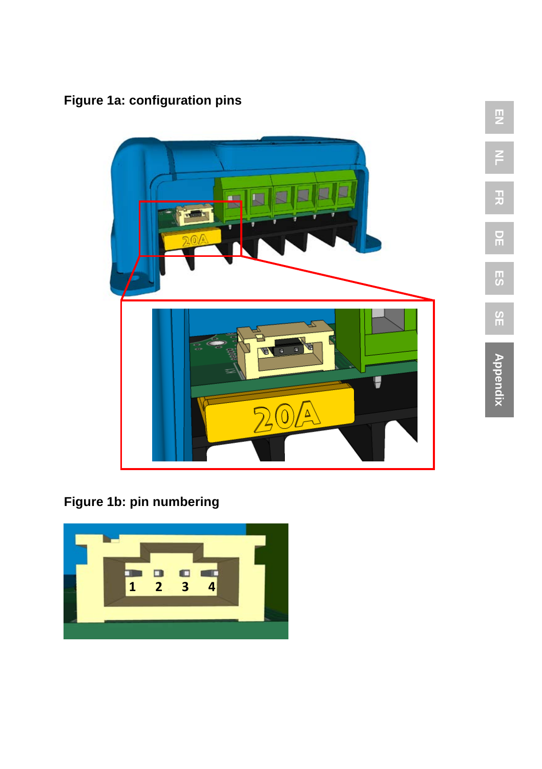**Figure 1a: configuration pins**

**Figure 1b: pin numbering**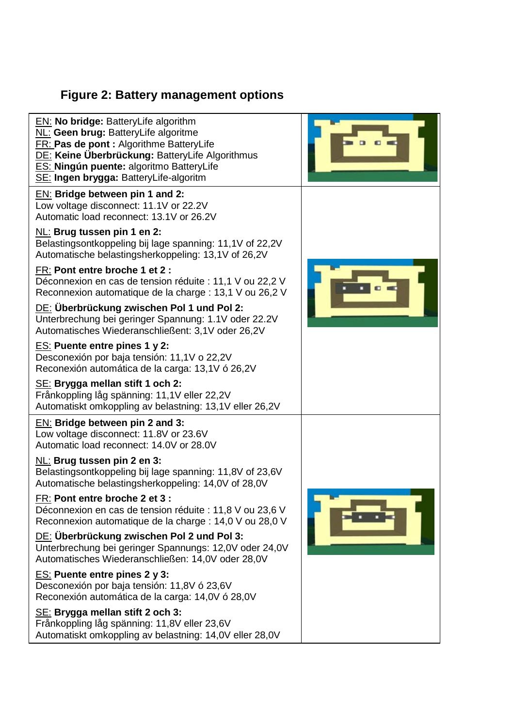## Figure 2: Battery management options

| | |
|---|---|
| EN: **No bridge:** BatteryLife algorithm<br>NL: **Geen brug:** BatteryLife algoritme<br>FR: **Pas de pont :** Algorithme BatteryLife<br>DE: **Keine Überbrückung:** BatteryLife Algorithmus<br>ES: **Ningún puente:** algoritmo BatteryLife<br>SE: **Ingen brygga:** BatteryLife-algoritm | |
| EN: **Bridge between pin 1 and 2:**<br>Low voltage disconnect: 11.1V or 22.2V<br>Automatic load reconnect: 13.1V or 26.2V<br><br>NL: **Brug tussen pin 1 en 2:**<br>Belastingsontkoppeling bij lage spanning: 11,1V of 22,2V<br>Automatische belastingsherkoppeling: 13,1V of 26,2V<br><br>FR: **Pont entre broche 1 et 2 :**<br>Déconnexion en cas de tension réduite : 11,1 V ou 22,2 V<br>Reconnexion automatique de la charge : 13,1 V ou 26,2 V<br><br>DE: **Überbrückung zwischen Pol 1 und Pol 2:**<br>Unterbrechung bei geringer Spannung: 1.1V oder 22.2V<br>Automatisches Wiederanschließent: 3,1V oder 26,2V<br><br>ES: **Puente entre pines 1 y 2:**<br>Desconexión por baja tensión: 11,1V o 22,2V<br>Reconexión automática de la carga: 13,1V ó 26,2V<br><br>SE: **Brygga mellan stift 1 och 2:**<br>Frånkoppling låg spänning: 11,1V eller 22,2V<br>Automatiskt omkoppling av belastning: 13,1V eller 26,2V | |
| EN: **Bridge between pin 2 and 3:**<br>Low voltage disconnect: 11.8V or 23.6V<br>Automatic load reconnect: 14.0V or 28.0V<br><br>NL: **Brug tussen pin 2 en 3:**<br>Belastingsontkoppeling bij lage spanning: 11,8V of 23,6V<br>Automatische belastingsherkoppeling: 14,0V of 28,0V<br><br>FR: **Pont entre broche 2 et 3 :**<br>Déconnexion en cas de tension réduite : 11,8 V ou 23,6 V<br>Reconnexion automatique de la charge : 14,0 V ou 28,0 V<br><br>DE: **Überbrückung zwischen Pol 2 und Pol 3:**<br>Unterbrechung bei geringer Spannungs: 12,0V oder 24,0V<br>Automatisches Wiederanschließen: 14,0V oder 28,0V<br><br>ES: **Puente entre pines 2 y 3:**<br>Desconexión por baja tensión: 11,8V ó 23,6V<br>Reconexión automática de la carga: 14,0V ó 28,0V<br><br>SE: **Brygga mellan stift 2 och 3:**<br>Frånkoppling låg spänning: 11,8V eller 23,6V<br>Automatiskt omkoppling av belastning: 14,0V eller 28,0V | |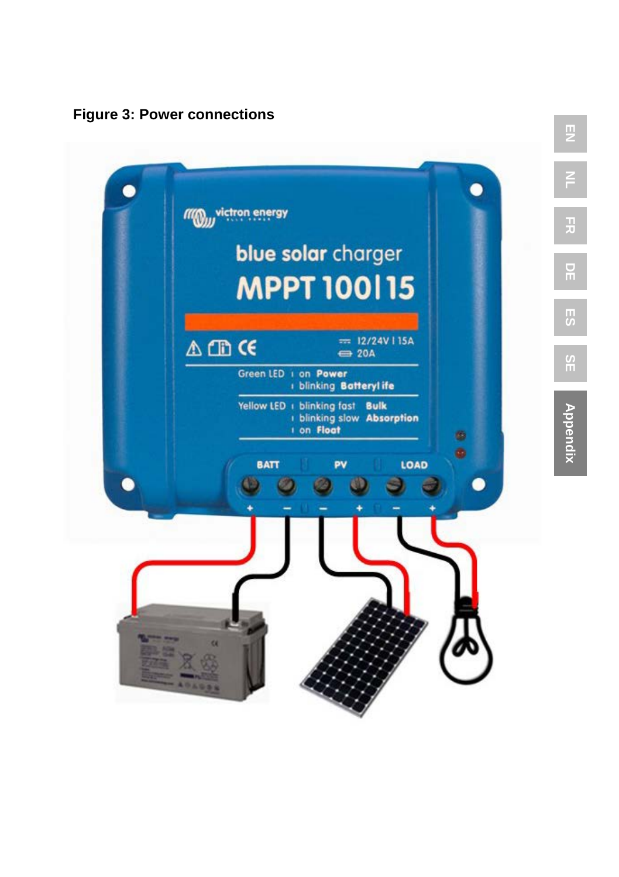**Figure 3: Power connections**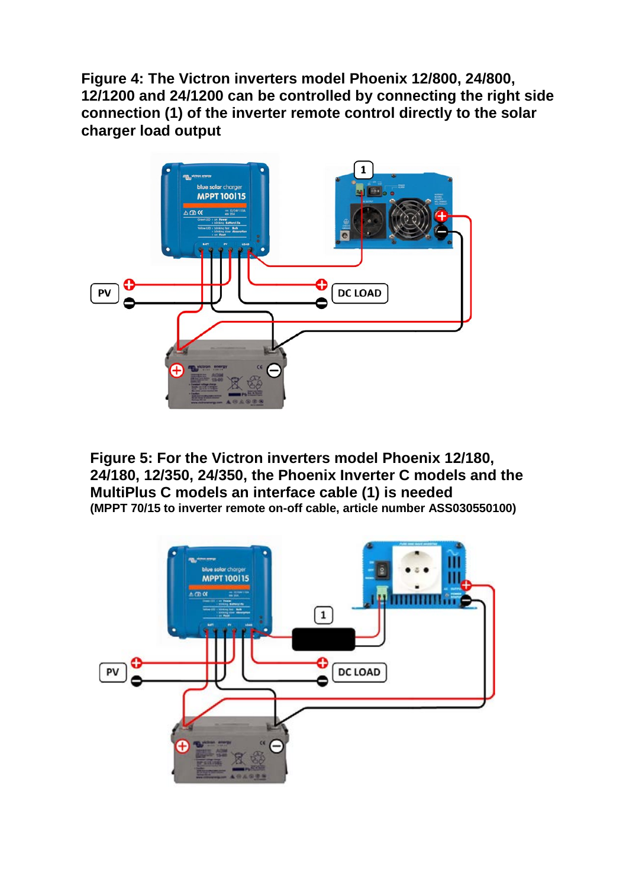**Figure 4: The Victron inverters model Phoenix 12/800, 24/800, 12/1200 and 24/1200 can be controlled by connecting the right side connection (1) of the inverter remote control directly to the solar charger load output**

**Figure 5: For the Victron inverters model Phoenix 12/180, 24/180, 12/350, 24/350, the Phoenix Inverter C models and the MultiPlus C models an interface cable (1) is needed**
**(MPPT 70/15 to inverter remote on-off cable, article number ASS030550100)**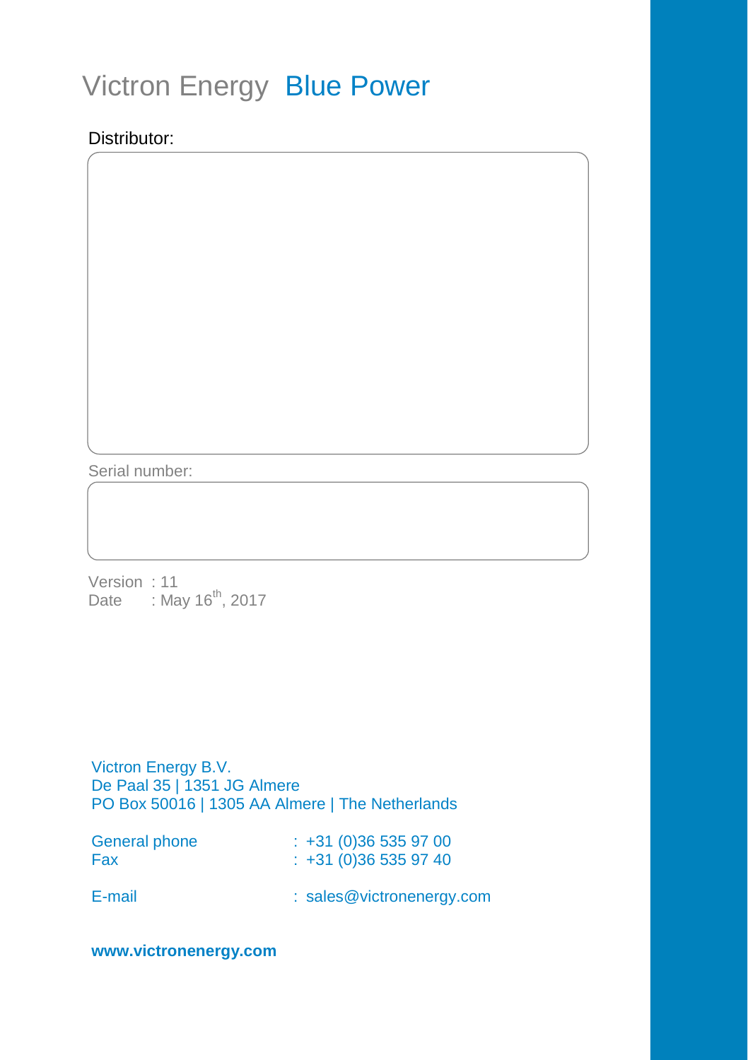# Victron Energy Blue Power

Distributor:

Serial number:

Version : 11
Date : May 16th, 2017

Victron Energy B.V.
De Paal 35 | 1351 JG Almere
PO Box 50016 | 1305 AA Almere | The Netherlands

General phone : +31 (0)36 535 97 00
Fax : +31 (0)36 535 97 40

E-mail : sales@victronenergy.com

**www.victronenergy.com**